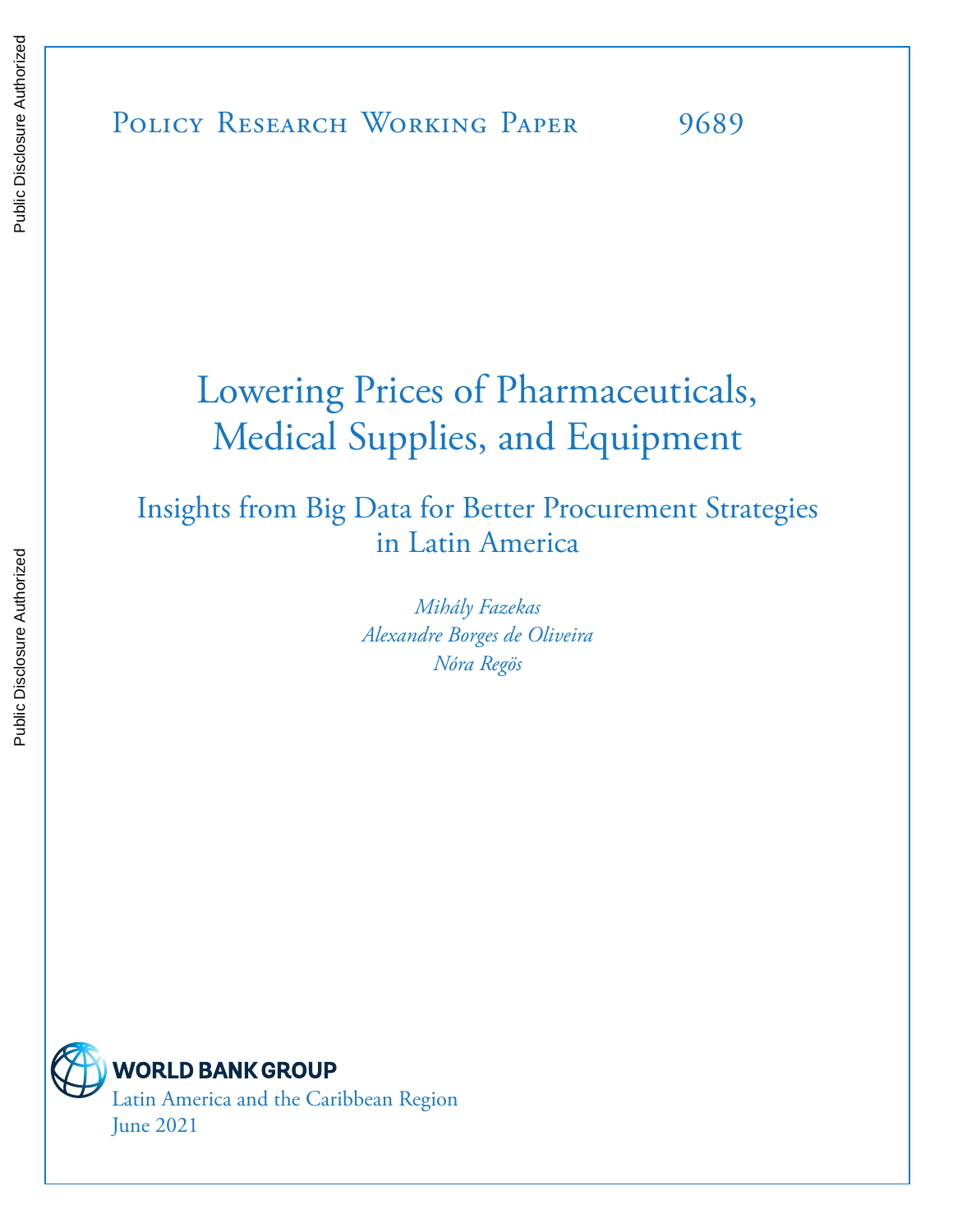Policy Research Working Paper 9689

# Lowering Prices of Pharmaceuticals, Medical Supplies, and Equipment

## Insights from Big Data for Better Procurement Strategies in Latin America

*Mihály Fazekas*
*Alexandre Borges de Oliveira*
*Nóra Regös*

WORLD BANK GROUP

Latin America and the Caribbean Region
June 2021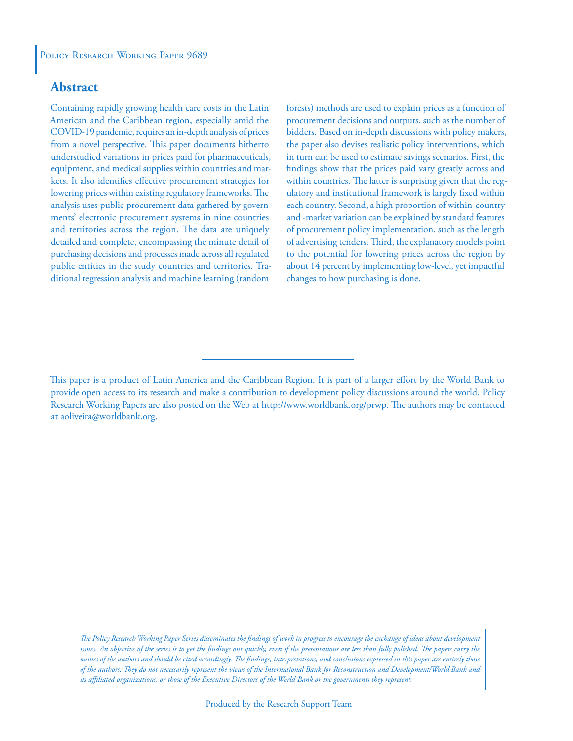Policy Research Working Paper 9689

## Abstract

Containing rapidly growing health care costs in the Latin American and the Caribbean region, especially amid the COVID-19 pandemic, requires an in-depth analysis of prices from a novel perspective. This paper documents hitherto understudied variations in prices paid for pharmaceuticals, equipment, and medical supplies within countries and markets. It also identifies effective procurement strategies for lowering prices within existing regulatory frameworks. The analysis uses public procurement data gathered by governments' electronic procurement systems in nine countries and territories across the region. The data are uniquely detailed and complete, encompassing the minute detail of purchasing decisions and processes made across all regulated public entities in the study countries and territories. Traditional regression analysis and machine learning (random forests) methods are used to explain prices as a function of procurement decisions and outputs, such as the number of bidders. Based on in-depth discussions with policy makers, the paper also devises realistic policy interventions, which in turn can be used to estimate savings scenarios. First, the findings show that the prices paid vary greatly across and within countries. The latter is surprising given that the regulatory and institutional framework is largely fixed within each country. Second, a high proportion of within-country and -market variation can be explained by standard features of procurement policy implementation, such as the length of advertising tenders. Third, the explanatory models point to the potential for lowering prices across the region by about 14 percent by implementing low-level, yet impactful changes to how purchasing is done.

This paper is a product of Latin America and the Caribbean Region. It is part of a larger effort by the World Bank to provide open access to its research and make a contribution to development policy discussions around the world. Policy Research Working Papers are also posted on the Web at http://www.worldbank.org/prwp. The authors may be contacted at aoliveira@worldbank.org.

*The Policy Research Working Paper Series disseminates the findings of work in progress to encourage the exchange of ideas about development issues. An objective of the series is to get the findings out quickly, even if the presentations are less than fully polished. The papers carry the names of the authors and should be cited accordingly. The findings, interpretations, and conclusions expressed in this paper are entirely those of the authors. They do not necessarily represent the views of the International Bank for Reconstruction and Development/World Bank and its affiliated organizations, or those of the Executive Directors of the World Bank or the governments they represent.*

Produced by the Research Support Team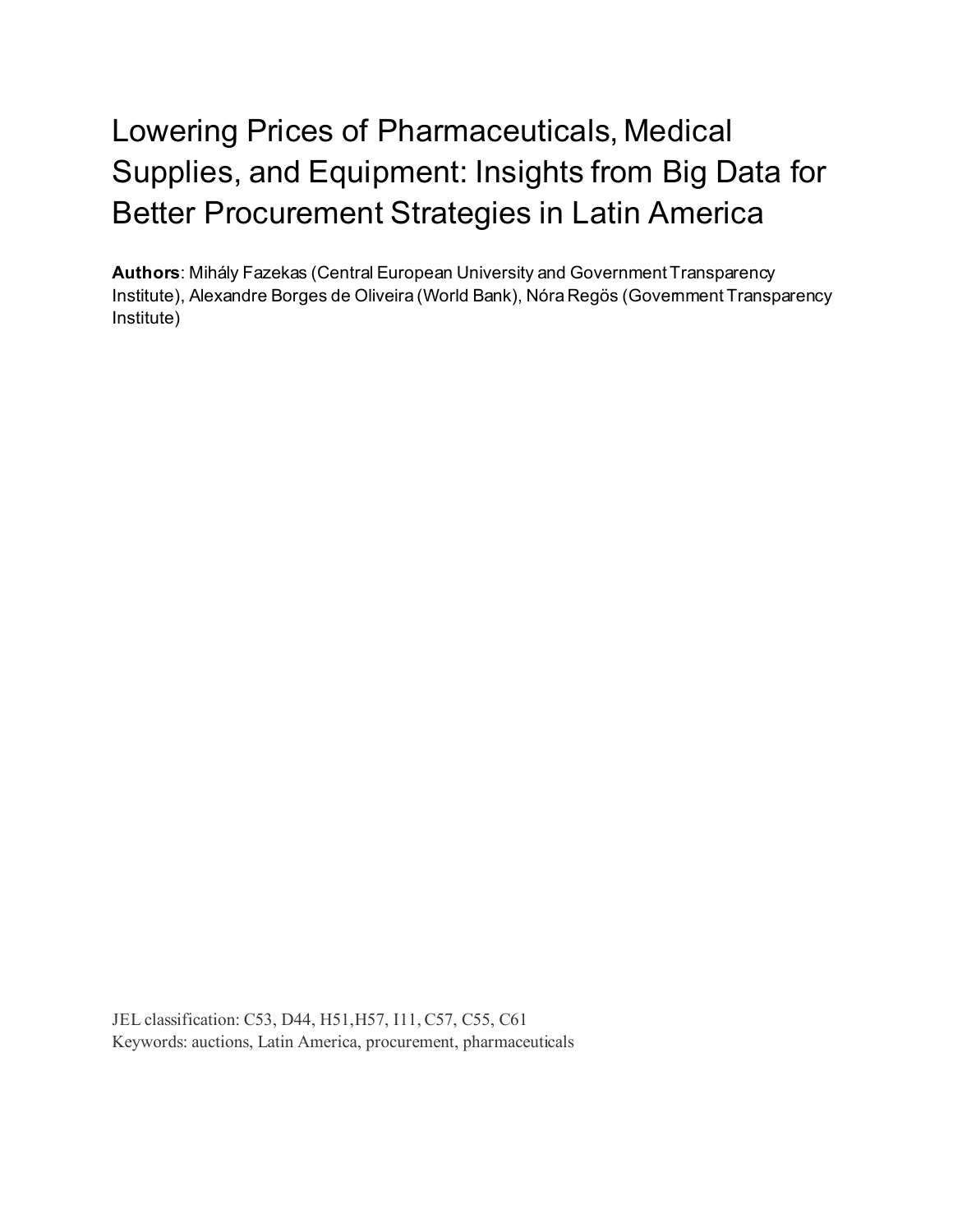# Lowering Prices of Pharmaceuticals, Medical Supplies, and Equipment: Insights from Big Data for Better Procurement Strategies in Latin America

**Authors**: Mihály Fazekas (Central European University and Government Transparency Institute), Alexandre Borges de Oliveira (World Bank), Nóra Regös (Government Transparency Institute)

JEL classification: C53, D44, H51,H57, I11, C57, C55, C61
Keywords: auctions, Latin America, procurement, pharmaceuticals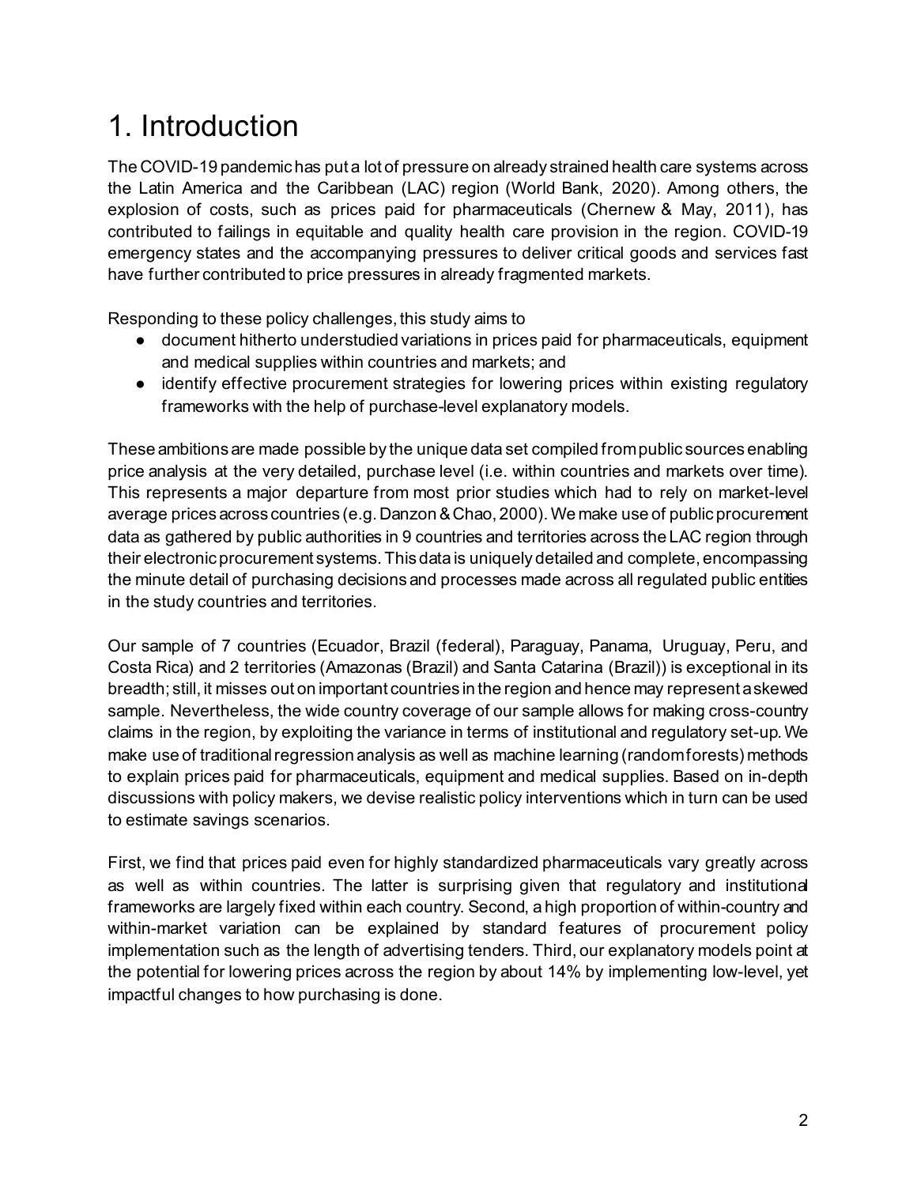# 1. Introduction

The COVID-19 pandemic has put a lot of pressure on already strained health care systems across the Latin America and the Caribbean (LAC) region (World Bank, 2020). Among others, the explosion of costs, such as prices paid for pharmaceuticals (Chernew & May, 2011), has contributed to failings in equitable and quality health care provision in the region. COVID-19 emergency states and the accompanying pressures to deliver critical goods and services fast have further contributed to price pressures in already fragmented markets.

Responding to these policy challenges, this study aims to

- document hitherto understudied variations in prices paid for pharmaceuticals, equipment and medical supplies within countries and markets; and
- identify effective procurement strategies for lowering prices within existing regulatory frameworks with the help of purchase-level explanatory models.

These ambitions are made possible by the unique data set compiled from public sources enabling price analysis at the very detailed, purchase level (i.e. within countries and markets over time). This represents a major departure from most prior studies which had to rely on market-level average prices across countries (e.g. Danzon & Chao, 2000). We make use of public procurement data as gathered by public authorities in 9 countries and territories across the LAC region through their electronic procurement systems. This data is uniquely detailed and complete, encompassing the minute detail of purchasing decisions and processes made across all regulated public entities in the study countries and territories.

Our sample of 7 countries (Ecuador, Brazil (federal), Paraguay, Panama, Uruguay, Peru, and Costa Rica) and 2 territories (Amazonas (Brazil) and Santa Catarina (Brazil)) is exceptional in its breadth; still, it misses out on important countries in the region and hence may represent a skewed sample. Nevertheless, the wide country coverage of our sample allows for making cross-country claims in the region, by exploiting the variance in terms of institutional and regulatory set-up. We make use of traditional regression analysis as well as machine learning (random forests) methods to explain prices paid for pharmaceuticals, equipment and medical supplies. Based on in-depth discussions with policy makers, we devise realistic policy interventions which in turn can be used to estimate savings scenarios.

First, we find that prices paid even for highly standardized pharmaceuticals vary greatly across as well as within countries. The latter is surprising given that regulatory and institutional frameworks are largely fixed within each country. Second, a high proportion of within-country and within-market variation can be explained by standard features of procurement policy implementation such as the length of advertising tenders. Third, our explanatory models point at the potential for lowering prices across the region by about 14% by implementing low-level, yet impactful changes to how purchasing is done.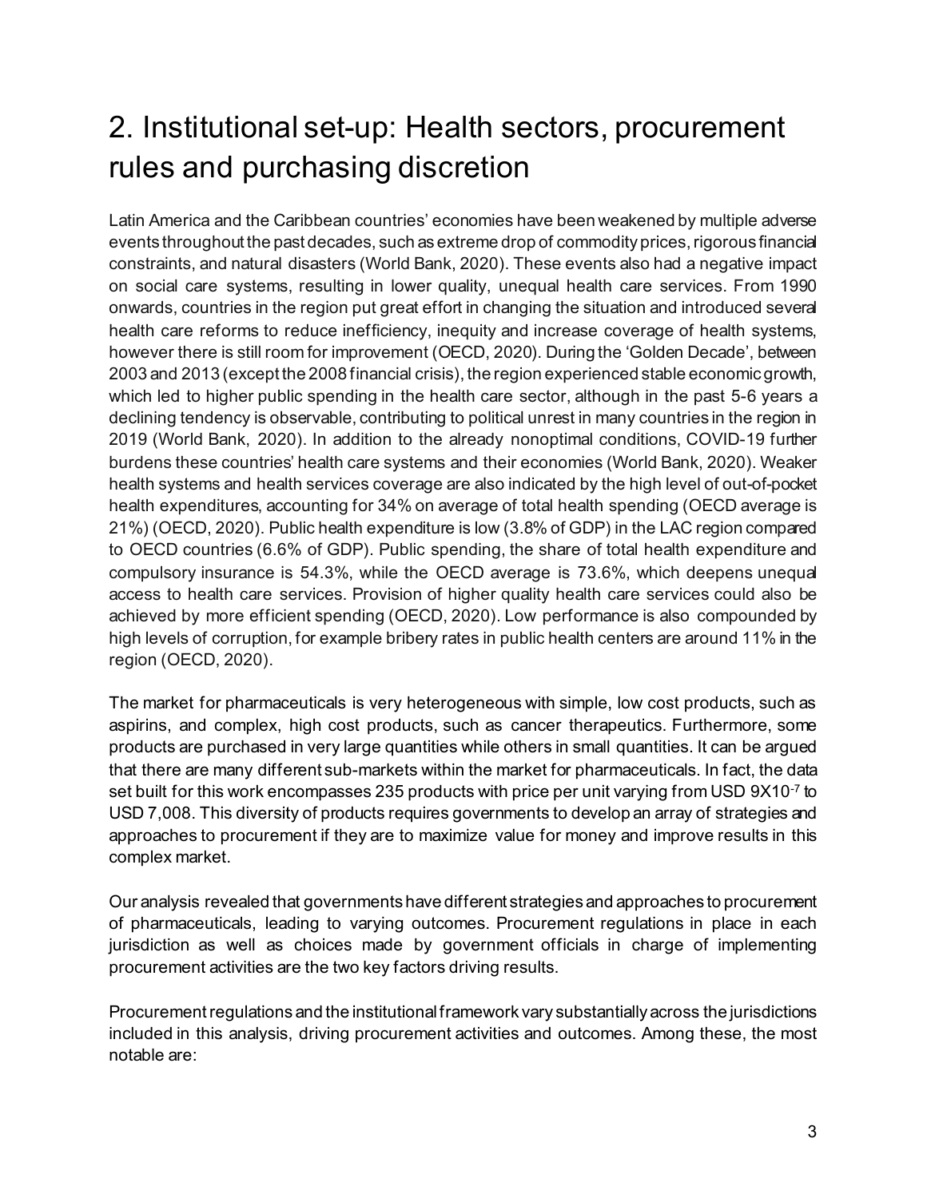# 2. Institutional set-up: Health sectors, procurement rules and purchasing discretion

Latin America and the Caribbean countries' economies have been weakened by multiple adverse events throughout the past decades, such as extreme drop of commodity prices, rigorous financial constraints, and natural disasters (World Bank, 2020). These events also had a negative impact on social care systems, resulting in lower quality, unequal health care services. From 1990 onwards, countries in the region put great effort in changing the situation and introduced several health care reforms to reduce inefficiency, inequity and increase coverage of health systems, however there is still room for improvement (OECD, 2020). During the 'Golden Decade', between 2003 and 2013 (except the 2008 financial crisis), the region experienced stable economic growth, which led to higher public spending in the health care sector, although in the past 5-6 years a declining tendency is observable, contributing to political unrest in many countries in the region in 2019 (World Bank, 2020). In addition to the already nonoptimal conditions, COVID-19 further burdens these countries' health care systems and their economies (World Bank, 2020). Weaker health systems and health services coverage are also indicated by the high level of out-of-pocket health expenditures, accounting for 34% on average of total health spending (OECD average is 21%) (OECD, 2020). Public health expenditure is low (3.8% of GDP) in the LAC region compared to OECD countries (6.6% of GDP). Public spending, the share of total health expenditure and compulsory insurance is 54.3%, while the OECD average is 73.6%, which deepens unequal access to health care services. Provision of higher quality health care services could also be achieved by more efficient spending (OECD, 2020). Low performance is also compounded by high levels of corruption, for example bribery rates in public health centers are around 11% in the region (OECD, 2020).

The market for pharmaceuticals is very heterogeneous with simple, low cost products, such as aspirins, and complex, high cost products, such as cancer therapeutics. Furthermore, some products are purchased in very large quantities while others in small quantities. It can be argued that there are many different sub-markets within the market for pharmaceuticals. In fact, the data set built for this work encompasses 235 products with price per unit varying from USD $9X10^{-7}$ to USD 7,008. This diversity of products requires governments to develop an array of strategies and approaches to procurement if they are to maximize value for money and improve results in this complex market.

Our analysis revealed that governments have different strategies and approaches to procurement of pharmaceuticals, leading to varying outcomes. Procurement regulations in place in each jurisdiction as well as choices made by government officials in charge of implementing procurement activities are the two key factors driving results.

Procurement regulations and the institutional framework vary substantially across the jurisdictions included in this analysis, driving procurement activities and outcomes. Among these, the most notable are: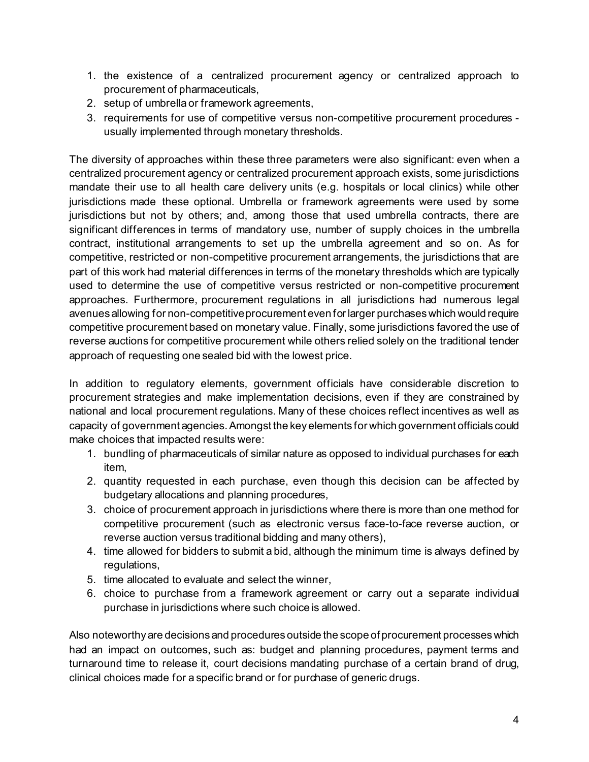1. the existence of a centralized procurement agency or centralized approach to procurement of pharmaceuticals,
2. setup of umbrella or framework agreements,
3. requirements for use of competitive versus non-competitive procurement procedures - usually implemented through monetary thresholds.

The diversity of approaches within these three parameters were also significant: even when a centralized procurement agency or centralized procurement approach exists, some jurisdictions mandate their use to all health care delivery units (e.g. hospitals or local clinics) while other jurisdictions made these optional. Umbrella or framework agreements were used by some jurisdictions but not by others; and, among those that used umbrella contracts, there are significant differences in terms of mandatory use, number of supply choices in the umbrella contract, institutional arrangements to set up the umbrella agreement and so on. As for competitive, restricted or non-competitive procurement arrangements, the jurisdictions that are part of this work had material differences in terms of the monetary thresholds which are typically used to determine the use of competitive versus restricted or non-competitive procurement approaches. Furthermore, procurement regulations in all jurisdictions had numerous legal avenues allowing for non-competitive procurement even for larger purchases which would require competitive procurement based on monetary value. Finally, some jurisdictions favored the use of reverse auctions for competitive procurement while others relied solely on the traditional tender approach of requesting one sealed bid with the lowest price.

In addition to regulatory elements, government officials have considerable discretion to procurement strategies and make implementation decisions, even if they are constrained by national and local procurement regulations. Many of these choices reflect incentives as well as capacity of government agencies. Amongst the key elements for which government officials could make choices that impacted results were:

1. bundling of pharmaceuticals of similar nature as opposed to individual purchases for each item,
2. quantity requested in each purchase, even though this decision can be affected by budgetary allocations and planning procedures,
3. choice of procurement approach in jurisdictions where there is more than one method for competitive procurement (such as electronic versus face-to-face reverse auction, or reverse auction versus traditional bidding and many others),
4. time allowed for bidders to submit a bid, although the minimum time is always defined by regulations,
5. time allocated to evaluate and select the winner,
6. choice to purchase from a framework agreement or carry out a separate individual purchase in jurisdictions where such choice is allowed.

Also noteworthy are decisions and procedures outside the scope of procurement processes which had an impact on outcomes, such as: budget and planning procedures, payment terms and turnaround time to release it, court decisions mandating purchase of a certain brand of drug, clinical choices made for a specific brand or for purchase of generic drugs.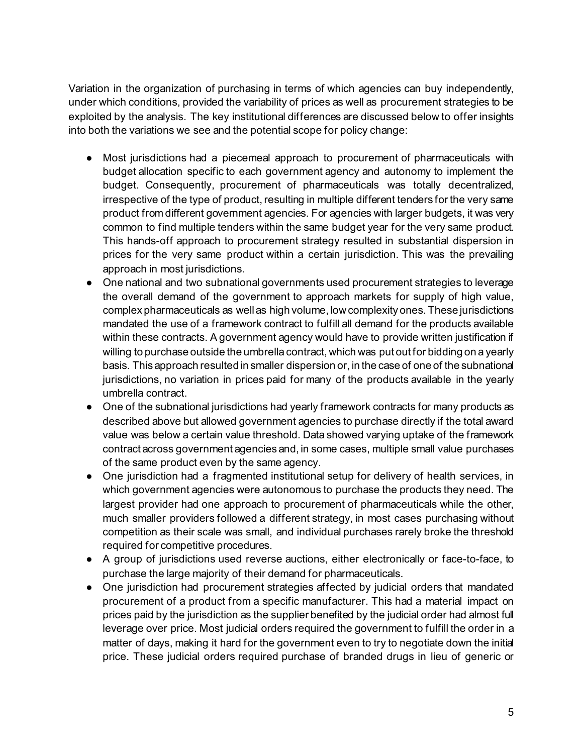Variation in the organization of purchasing in terms of which agencies can buy independently, under which conditions, provided the variability of prices as well as procurement strategies to be exploited by the analysis. The key institutional differences are discussed below to offer insights into both the variations we see and the potential scope for policy change:

- Most jurisdictions had a piecemeal approach to procurement of pharmaceuticals with budget allocation specific to each government agency and autonomy to implement the budget. Consequently, procurement of pharmaceuticals was totally decentralized, irrespective of the type of product, resulting in multiple different tenders for the very same product from different government agencies. For agencies with larger budgets, it was very common to find multiple tenders within the same budget year for the very same product. This hands-off approach to procurement strategy resulted in substantial dispersion in prices for the very same product within a certain jurisdiction. This was the prevailing approach in most jurisdictions.
- One national and two subnational governments used procurement strategies to leverage the overall demand of the government to approach markets for supply of high value, complex pharmaceuticals as well as high volume, low complexity ones. These jurisdictions mandated the use of a framework contract to fulfill all demand for the products available within these contracts. A government agency would have to provide written justification if willing to purchase outside the umbrella contract, which was put out for bidding on a yearly basis. This approach resulted in smaller dispersion or, in the case of one of the subnational jurisdictions, no variation in prices paid for many of the products available in the yearly umbrella contract.
- One of the subnational jurisdictions had yearly framework contracts for many products as described above but allowed government agencies to purchase directly if the total award value was below a certain value threshold. Data showed varying uptake of the framework contract across government agencies and, in some cases, multiple small value purchases of the same product even by the same agency.
- One jurisdiction had a fragmented institutional setup for delivery of health services, in which government agencies were autonomous to purchase the products they need. The largest provider had one approach to procurement of pharmaceuticals while the other, much smaller providers followed a different strategy, in most cases purchasing without competition as their scale was small, and individual purchases rarely broke the threshold required for competitive procedures.
- A group of jurisdictions used reverse auctions, either electronically or face-to-face, to purchase the large majority of their demand for pharmaceuticals.
- One jurisdiction had procurement strategies affected by judicial orders that mandated procurement of a product from a specific manufacturer. This had a material impact on prices paid by the jurisdiction as the supplier benefited by the judicial order had almost full leverage over price. Most judicial orders required the government to fulfill the order in a matter of days, making it hard for the government even to try to negotiate down the initial price. These judicial orders required purchase of branded drugs in lieu of generic or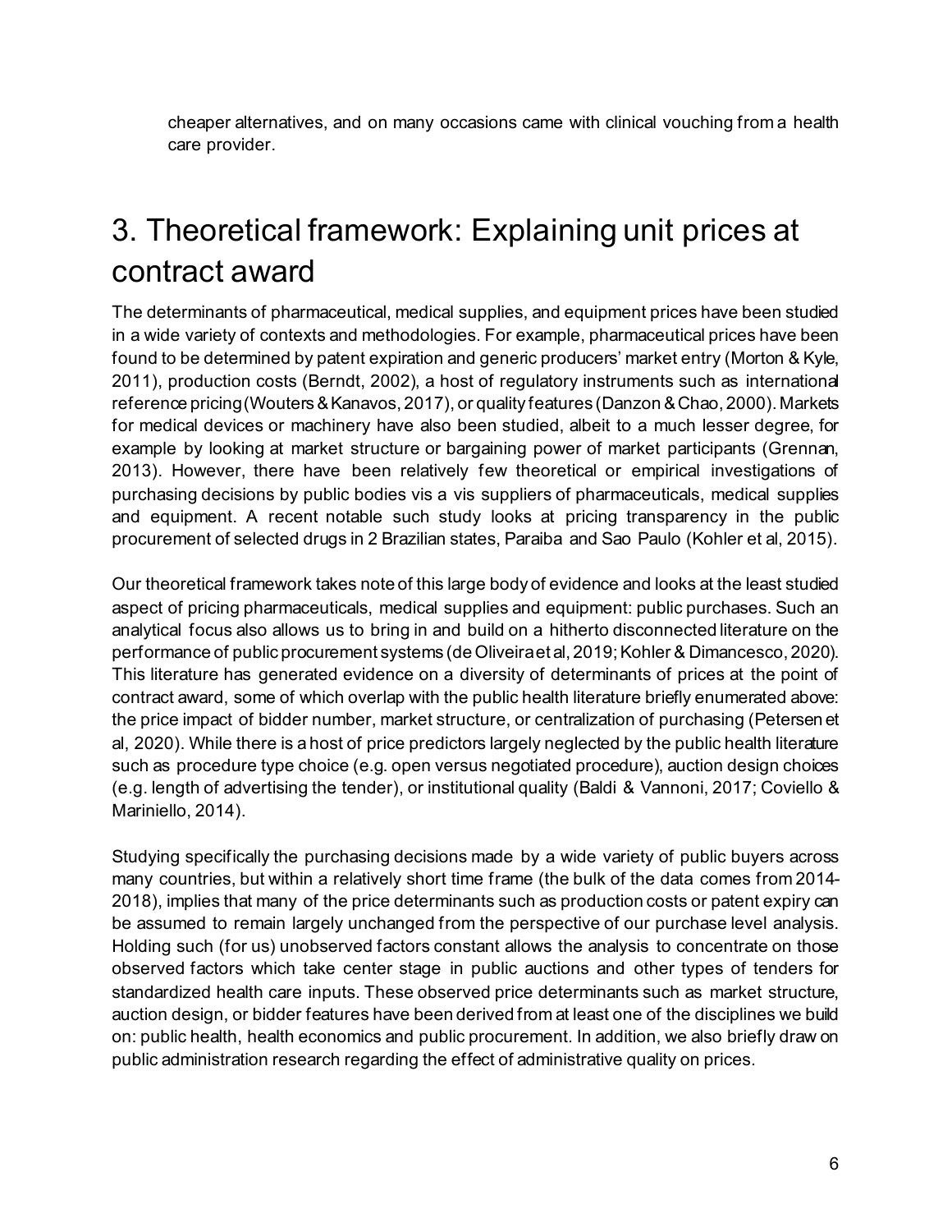cheaper alternatives, and on many occasions came with clinical vouching from a health care provider.

# 3. Theoretical framework: Explaining unit prices at contract award

The determinants of pharmaceutical, medical supplies, and equipment prices have been studied in a wide variety of contexts and methodologies. For example, pharmaceutical prices have been found to be determined by patent expiration and generic producers' market entry (Morton & Kyle, 2011), production costs (Berndt, 2002), a host of regulatory instruments such as international reference pricing (Wouters & Kanavos, 2017), or quality features (Danzon & Chao, 2000). Markets for medical devices or machinery have also been studied, albeit to a much lesser degree, for example by looking at market structure or bargaining power of market participants (Grennan, 2013). However, there have been relatively few theoretical or empirical investigations of purchasing decisions by public bodies vis a vis suppliers of pharmaceuticals, medical supplies and equipment. A recent notable such study looks at pricing transparency in the public procurement of selected drugs in 2 Brazilian states, Paraiba and Sao Paulo (Kohler et al, 2015).

Our theoretical framework takes note of this large body of evidence and looks at the least studied aspect of pricing pharmaceuticals, medical supplies and equipment: public purchases. Such an analytical focus also allows us to bring in and build on a hitherto disconnected literature on the performance of public procurement systems (de Oliveira et al, 2019; Kohler & Dimancesco, 2020). This literature has generated evidence on a diversity of determinants of prices at the point of contract award, some of which overlap with the public health literature briefly enumerated above: the price impact of bidder number, market structure, or centralization of purchasing (Petersen et al, 2020). While there is a host of price predictors largely neglected by the public health literature such as procedure type choice (e.g. open versus negotiated procedure), auction design choices (e.g. length of advertising the tender), or institutional quality (Baldi & Vannoni, 2017; Coviello & Mariniello, 2014).

Studying specifically the purchasing decisions made by a wide variety of public buyers across many countries, but within a relatively short time frame (the bulk of the data comes from 2014-2018), implies that many of the price determinants such as production costs or patent expiry can be assumed to remain largely unchanged from the perspective of our purchase level analysis. Holding such (for us) unobserved factors constant allows the analysis to concentrate on those observed factors which take center stage in public auctions and other types of tenders for standardized health care inputs. These observed price determinants such as market structure, auction design, or bidder features have been derived from at least one of the disciplines we build on: public health, health economics and public procurement. In addition, we also briefly draw on public administration research regarding the effect of administrative quality on prices.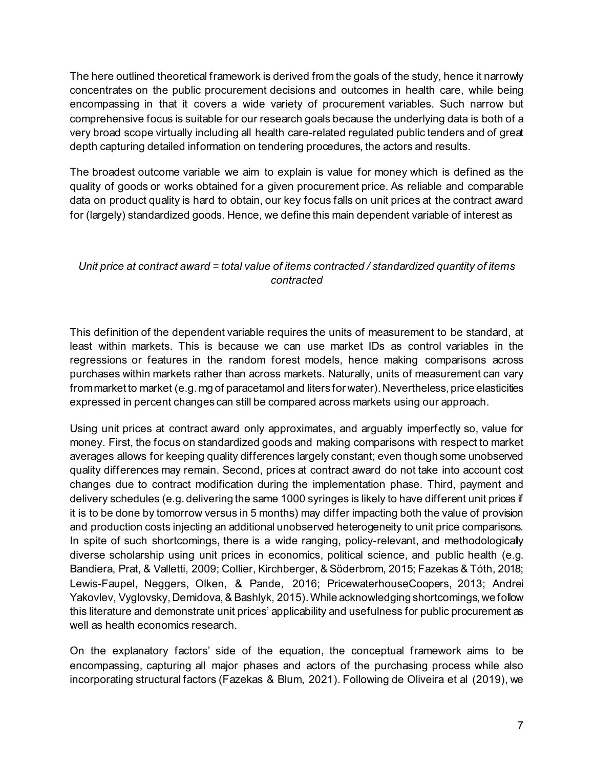The here outlined theoretical framework is derived from the goals of the study, hence it narrowly concentrates on the public procurement decisions and outcomes in health care, while being encompassing in that it covers a wide variety of procurement variables. Such narrow but comprehensive focus is suitable for our research goals because the underlying data is both of a very broad scope virtually including all health care-related regulated public tenders and of great depth capturing detailed information on tendering procedures, the actors and results.

The broadest outcome variable we aim to explain is value for money which is defined as the quality of goods or works obtained for a given procurement price. As reliable and comparable data on product quality is hard to obtain, our key focus falls on unit prices at the contract award for (largely) standardized goods. Hence, we define this main dependent variable of interest as

*Unit price at contract award = total value of items contracted / standardized quantity of items contracted*

This definition of the dependent variable requires the units of measurement to be standard, at least within markets. This is because we can use market IDs as control variables in the regressions or features in the random forest models, hence making comparisons across purchases within markets rather than across markets. Naturally, units of measurement can vary from market to market (e.g. mg of paracetamol and liters for water). Nevertheless, price elasticities expressed in percent changes can still be compared across markets using our approach.

Using unit prices at contract award only approximates, and arguably imperfectly so, value for money. First, the focus on standardized goods and making comparisons with respect to market averages allows for keeping quality differences largely constant; even though some unobserved quality differences may remain. Second, prices at contract award do not take into account cost changes due to contract modification during the implementation phase. Third, payment and delivery schedules (e.g. delivering the same 1000 syringes is likely to have different unit prices if it is to be done by tomorrow versus in 5 months) may differ impacting both the value of provision and production costs injecting an additional unobserved heterogeneity to unit price comparisons. In spite of such shortcomings, there is a wide ranging, policy-relevant, and methodologically diverse scholarship using unit prices in economics, political science, and public health (e.g. Bandiera, Prat, & Valletti, 2009; Collier, Kirchberger, & Söderbrom, 2015; Fazekas & Tóth, 2018; Lewis-Faupel, Neggers, Olken, & Pande, 2016; PricewaterhouseCoopers, 2013; Andrei Yakovlev, Vyglovsky, Demidova, & Bashlyk, 2015). While acknowledging shortcomings, we follow this literature and demonstrate unit prices' applicability and usefulness for public procurement as well as health economics research.

On the explanatory factors' side of the equation, the conceptual framework aims to be encompassing, capturing all major phases and actors of the purchasing process while also incorporating structural factors (Fazekas & Blum, 2021). Following de Oliveira et al (2019), we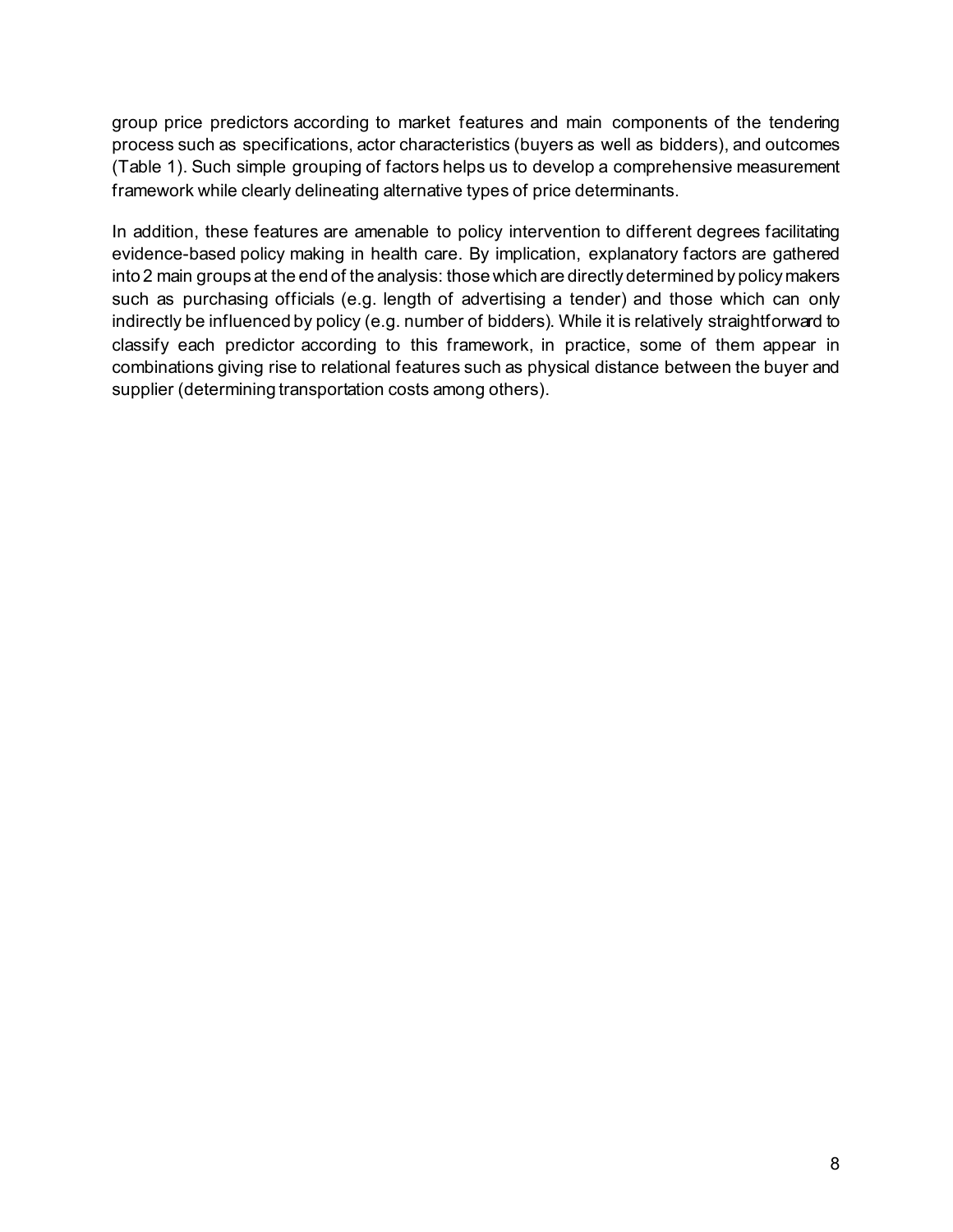group price predictors according to market features and main components of the tendering process such as specifications, actor characteristics (buyers as well as bidders), and outcomes (Table 1). Such simple grouping of factors helps us to develop a comprehensive measurement framework while clearly delineating alternative types of price determinants.

In addition, these features are amenable to policy intervention to different degrees facilitating evidence-based policy making in health care. By implication, explanatory factors are gathered into 2 main groups at the end of the analysis: those which are directly determined by policy makers such as purchasing officials (e.g. length of advertising a tender) and those which can only indirectly be influenced by policy (e.g. number of bidders). While it is relatively straightforward to classify each predictor according to this framework, in practice, some of them appear in combinations giving rise to relational features such as physical distance between the buyer and supplier (determining transportation costs among others).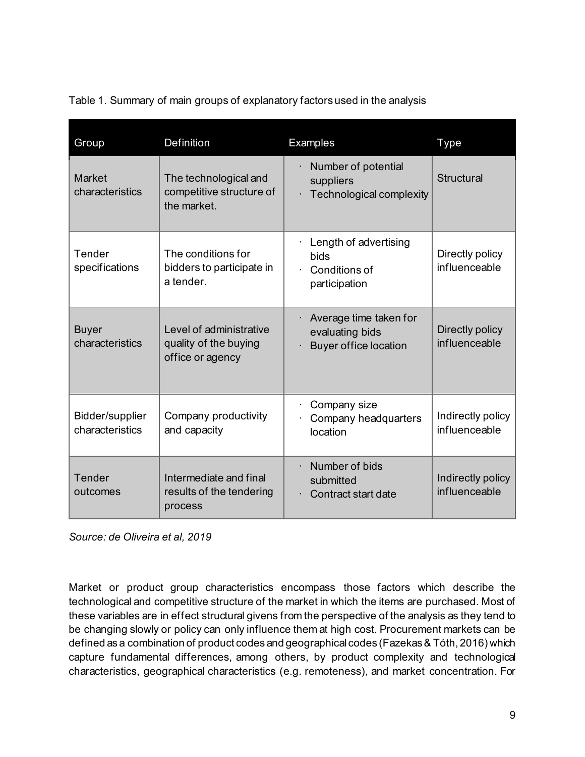Table 1. Summary of main groups of explanatory factors used in the analysis

| Group | Definition | Examples | Type |
| --- | --- | --- | --- |
| Market characteristics | The technological and competitive structure of the market. | · Number of potential suppliers<br>· Technological complexity | Structural |
| Tender specifications | The conditions for bidders to participate in a tender. | · Length of advertising bids<br>· Conditions of participation | Directly policy influenceable |
| Buyer characteristics | Level of administrative quality of the buying office or agency | · Average time taken for evaluating bids<br>· Buyer office location | Directly policy influenceable |
| Bidder/supplier characteristics | Company productivity and capacity | · Company size<br>· Company headquarters location | Indirectly policy influenceable |
| Tender outcomes | Intermediate and final results of the tendering process | · Number of bids submitted<br>· Contract start date | Indirectly policy influenceable |

*Source: de Oliveira et al, 2019*

Market or product group characteristics encompass those factors which describe the technological and competitive structure of the market in which the items are purchased. Most of these variables are in effect structural givens from the perspective of the analysis as they tend to be changing slowly or policy can only influence them at high cost. Procurement markets can be defined as a combination of product codes and geographical codes (Fazekas & Tóth, 2016) which capture fundamental differences, among others, by product complexity and technological characteristics, geographical characteristics (e.g. remoteness), and market concentration. For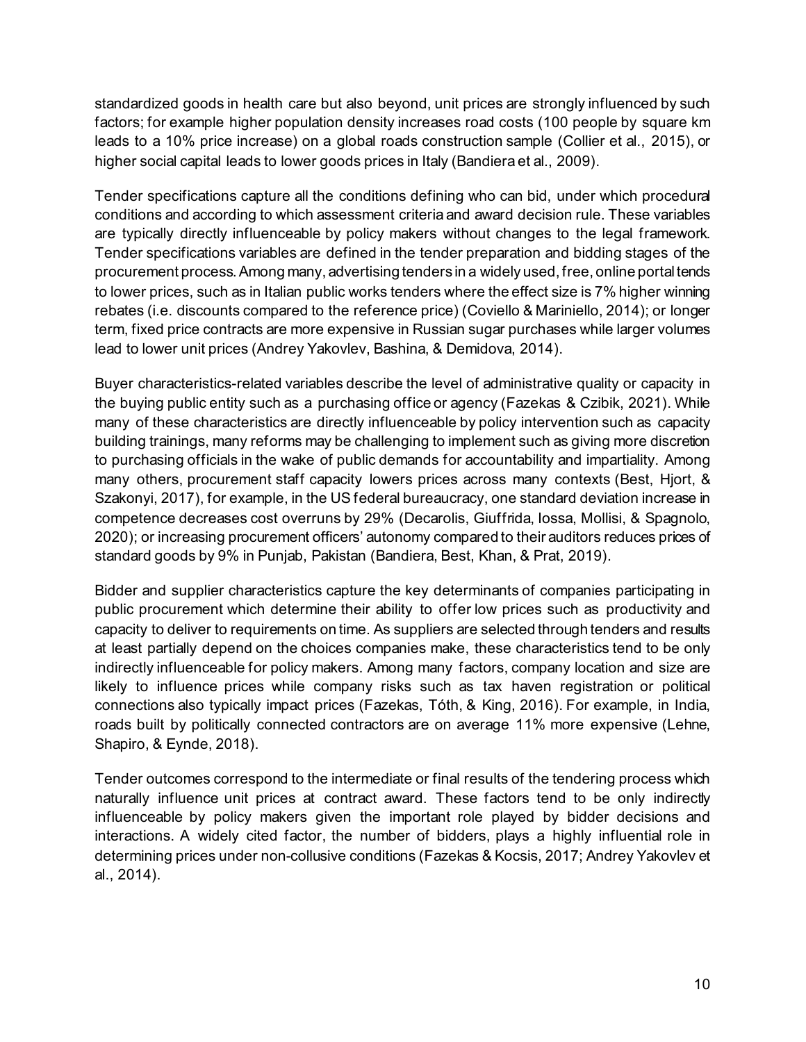standardized goods in health care but also beyond, unit prices are strongly influenced by such factors; for example higher population density increases road costs (100 people by square km leads to a 10% price increase) on a global roads construction sample (Collier et al., 2015), or higher social capital leads to lower goods prices in Italy (Bandiera et al., 2009).

Tender specifications capture all the conditions defining who can bid, under which procedural conditions and according to which assessment criteria and award decision rule. These variables are typically directly influenceable by policy makers without changes to the legal framework. Tender specifications variables are defined in the tender preparation and bidding stages of the procurement process. Among many, advertising tenders in a widely used, free, online portal tends to lower prices, such as in Italian public works tenders where the effect size is 7% higher winning rebates (i.e. discounts compared to the reference price) (Coviello & Mariniello, 2014); or longer term, fixed price contracts are more expensive in Russian sugar purchases while larger volumes lead to lower unit prices (Andrey Yakovlev, Bashina, & Demidova, 2014).

Buyer characteristics-related variables describe the level of administrative quality or capacity in the buying public entity such as a purchasing office or agency (Fazekas & Czibik, 2021). While many of these characteristics are directly influenceable by policy intervention such as capacity building trainings, many reforms may be challenging to implement such as giving more discretion to purchasing officials in the wake of public demands for accountability and impartiality. Among many others, procurement staff capacity lowers prices across many contexts (Best, Hjort, & Szakonyi, 2017), for example, in the US federal bureaucracy, one standard deviation increase in competence decreases cost overruns by 29% (Decarolis, Giuffrida, Iossa, Mollisi, & Spagnolo, 2020); or increasing procurement officers' autonomy compared to their auditors reduces prices of standard goods by 9% in Punjab, Pakistan (Bandiera, Best, Khan, & Prat, 2019).

Bidder and supplier characteristics capture the key determinants of companies participating in public procurement which determine their ability to offer low prices such as productivity and capacity to deliver to requirements on time. As suppliers are selected through tenders and results at least partially depend on the choices companies make, these characteristics tend to be only indirectly influenceable for policy makers. Among many factors, company location and size are likely to influence prices while company risks such as tax haven registration or political connections also typically impact prices (Fazekas, Tóth, & King, 2016). For example, in India, roads built by politically connected contractors are on average 11% more expensive (Lehne, Shapiro, & Eynde, 2018).

Tender outcomes correspond to the intermediate or final results of the tendering process which naturally influence unit prices at contract award. These factors tend to be only indirectly influenceable by policy makers given the important role played by bidder decisions and interactions. A widely cited factor, the number of bidders, plays a highly influential role in determining prices under non-collusive conditions (Fazekas & Kocsis, 2017; Andrey Yakovlev et al., 2014).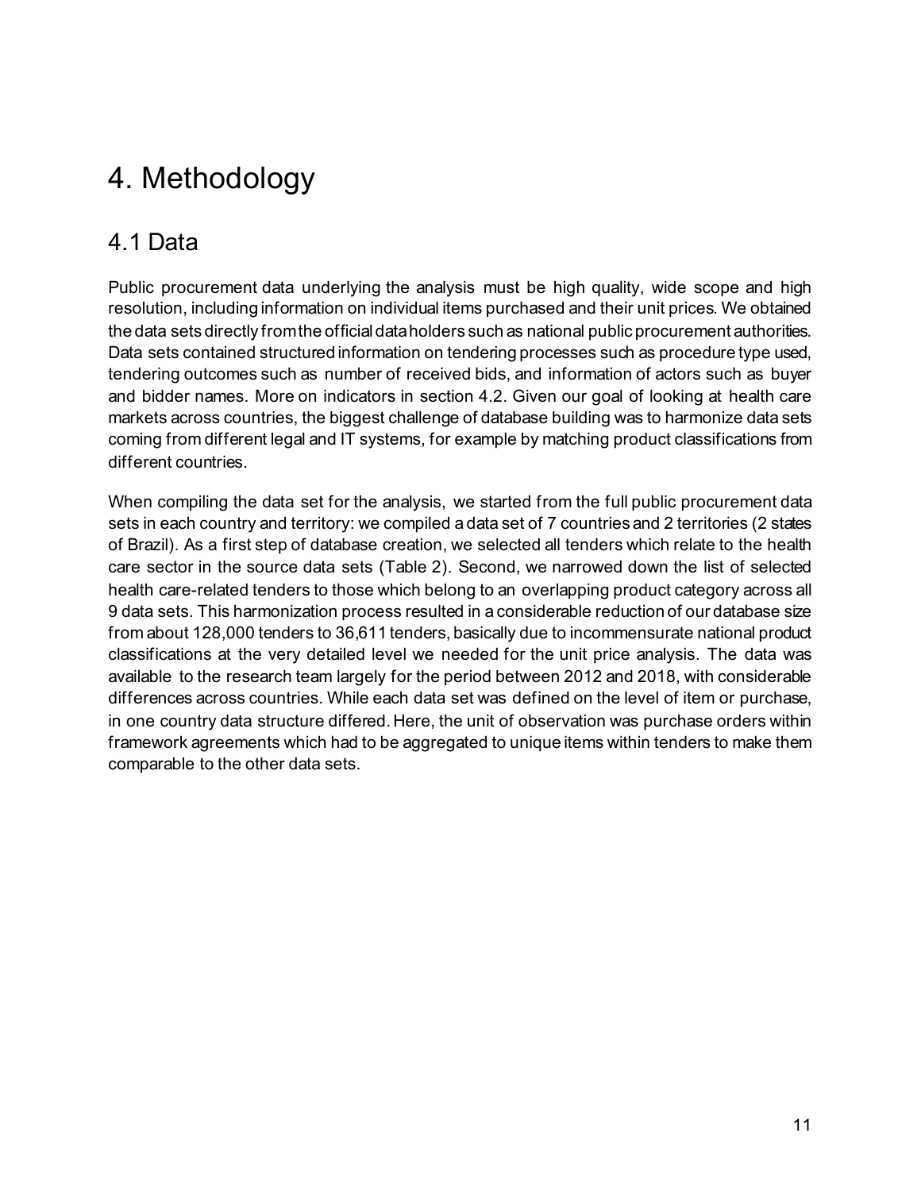# 4. Methodology

## 4.1 Data

Public procurement data underlying the analysis must be high quality, wide scope and high resolution, including information on individual items purchased and their unit prices. We obtained the data sets directly from the official data holders such as national public procurement authorities. Data sets contained structured information on tendering processes such as procedure type used, tendering outcomes such as number of received bids, and information of actors such as buyer and bidder names. More on indicators in section 4.2. Given our goal of looking at health care markets across countries, the biggest challenge of database building was to harmonize data sets coming from different legal and IT systems, for example by matching product classifications from different countries.

When compiling the data set for the analysis, we started from the full public procurement data sets in each country and territory: we compiled a data set of 7 countries and 2 territories (2 states of Brazil). As a first step of database creation, we selected all tenders which relate to the health care sector in the source data sets (Table 2). Second, we narrowed down the list of selected health care-related tenders to those which belong to an overlapping product category across all 9 data sets. This harmonization process resulted in a considerable reduction of our database size from about 128,000 tenders to 36,611 tenders, basically due to incommensurate national product classifications at the very detailed level we needed for the unit price analysis. The data was available to the research team largely for the period between 2012 and 2018, with considerable differences across countries. While each data set was defined on the level of item or purchase, in one country data structure differed. Here, the unit of observation was purchase orders within framework agreements which had to be aggregated to unique items within tenders to make them comparable to the other data sets.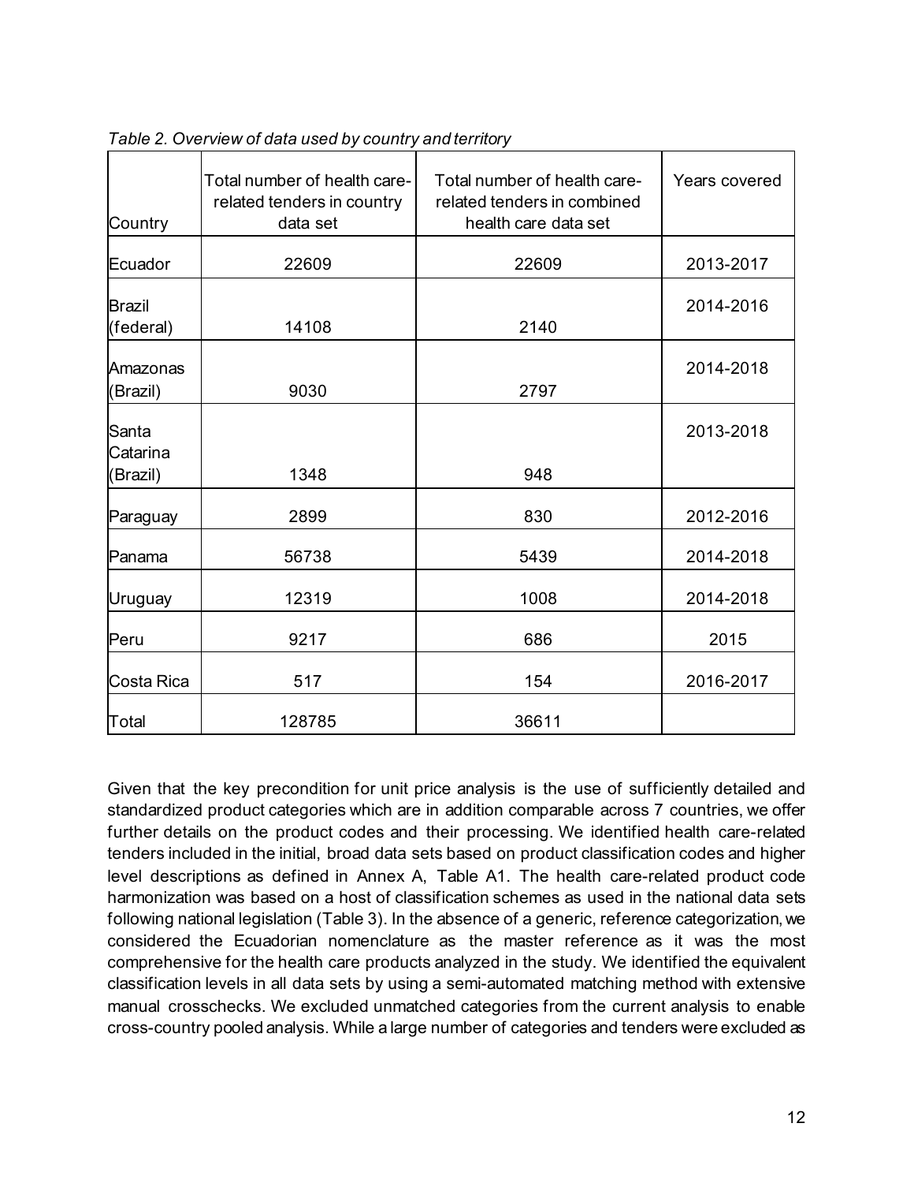*Table 2. Overview of data used by country and territory*

| Country | Total number of health care-related tenders in country data set | Total number of health care-related tenders in combined health care data set | Years covered |
|---|---|---|---|
| Ecuador | 22609 | 22609 | 2013-2017 |
| Brazil (federal) | 14108 | 2140 | 2014-2016 |
| Amazonas (Brazil) | 9030 | 2797 | 2014-2018 |
| Santa Catarina (Brazil) | 1348 | 948 | 2013-2018 |
| Paraguay | 2899 | 830 | 2012-2016 |
| Panama | 56738 | 5439 | 2014-2018 |
| Uruguay | 12319 | 1008 | 2014-2018 |
| Peru | 9217 | 686 | 2015 |
| Costa Rica | 517 | 154 | 2016-2017 |
| Total | 128785 | 36611 | |

Given that the key precondition for unit price analysis is the use of sufficiently detailed and standardized product categories which are in addition comparable across 7 countries, we offer further details on the product codes and their processing. We identified health care-related tenders included in the initial, broad data sets based on product classification codes and higher level descriptions as defined in Annex A, Table A1. The health care-related product code harmonization was based on a host of classification schemes as used in the national data sets following national legislation (Table 3). In the absence of a generic, reference categorization, we considered the Ecuadorian nomenclature as the master reference as it was the most comprehensive for the health care products analyzed in the study. We identified the equivalent classification levels in all data sets by using a semi-automated matching method with extensive manual crosschecks. We excluded unmatched categories from the current analysis to enable cross-country pooled analysis. While a large number of categories and tenders were excluded as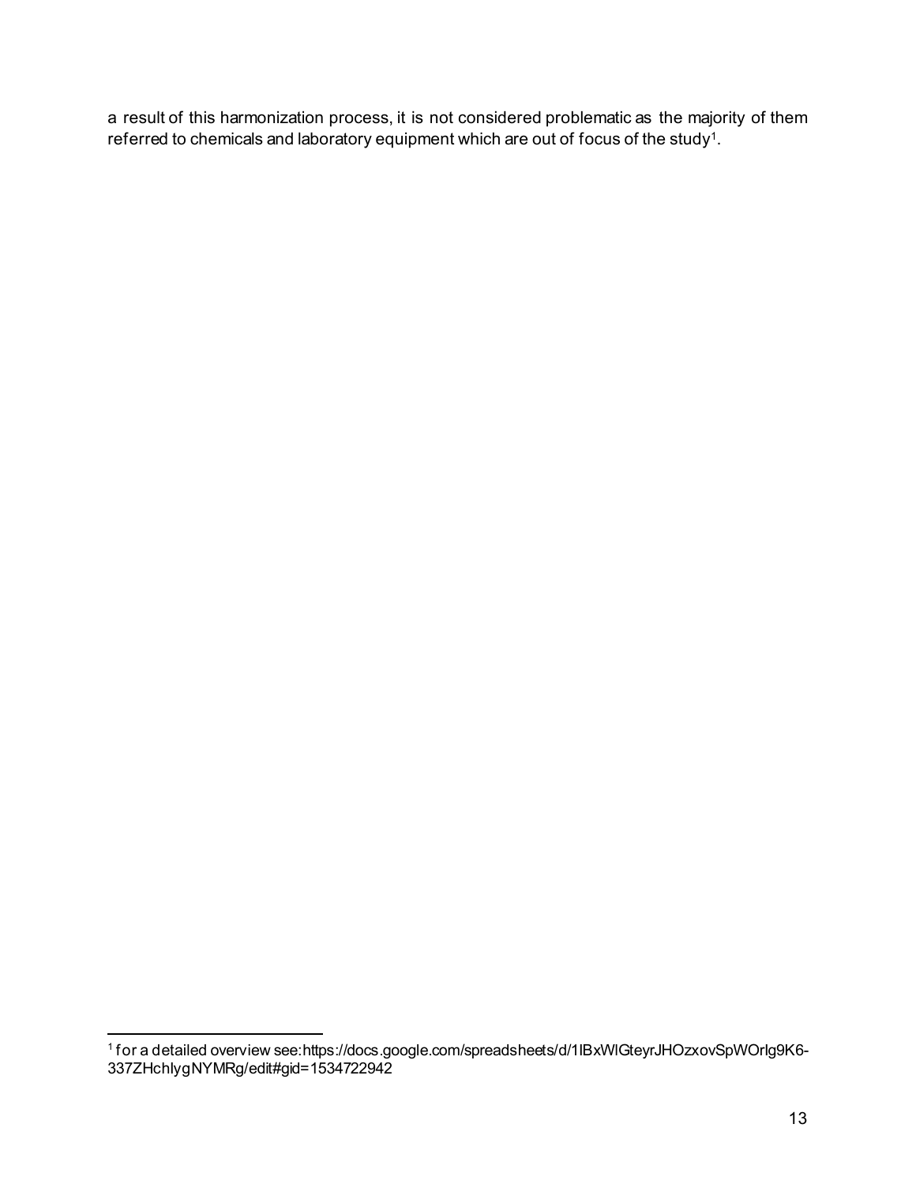a result of this harmonization process, it is not considered problematic as the majority of them referred to chemicals and laboratory equipment which are out of focus of the study[1].

[1] for a detailed overview see:https://docs.google.com/spreadsheets/d/1lBxWlGteyrJHOzxovSpWOrlg9K6-337ZHchlygNYMRg/edit#gid=1534722942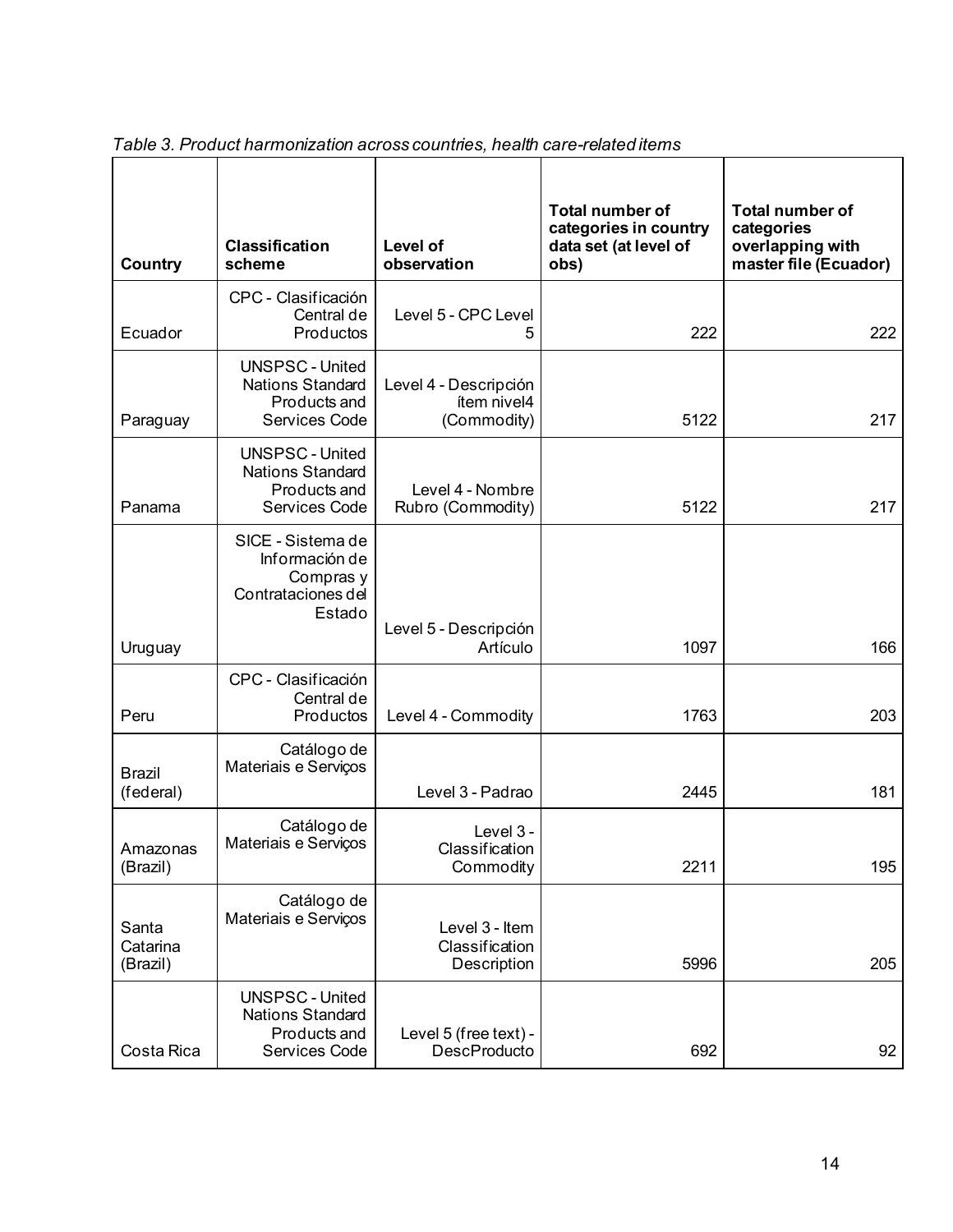*Table 3. Product harmonization across countries, health care-related items*

| Country | Classification scheme | Level of observation | Total number of categories in country data set (at level of obs) | Total number of categories overlapping with master file (Ecuador) |
|---|---|---|---|---|
| Ecuador | CPC - Clasificación Central de Productos | Level 5 - CPC Level 5 | 222 | 222 |
| Paraguay | UNSPSC - United Nations Standard Products and Services Code | Level 4 - Descripción ítem nivel4 (Commodity) | 5122 | 217 |
| Panama | UNSPSC - United Nations Standard Products and Services Code | Level 4 - Nombre Rubro (Commodity) | 5122 | 217 |
| Uruguay | SICE - Sistema de Información de Compras y Contrataciones del Estado | Level 5 - Descripción Artículo | 1097 | 166 |
| Peru | CPC - Clasificación Central de Productos | Level 4 - Commodity | 1763 | 203 |
| Brazil (federal) | Catálogo de Materiais e Serviços | Level 3 - Padrao | 2445 | 181 |
| Amazonas (Brazil) | Catálogo de Materiais e Serviços | Level 3 - Classification Commodity | 2211 | 195 |
| Santa Catarina (Brazil) | Catálogo de Materiais e Serviços | Level 3 - Item Classification Description | 5996 | 205 |
| Costa Rica | UNSPSC - United Nations Standard Products and Services Code | Level 5 (free text) - DescProducto | 692 | 92 |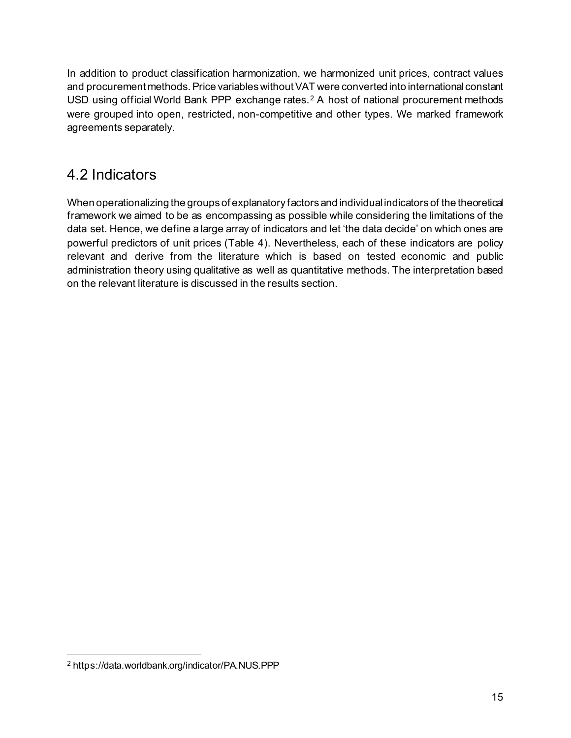In addition to product classification harmonization, we harmonized unit prices, contract values and procurement methods. Price variables without VAT were converted into international constant USD using official World Bank PPP exchange rates.[2] A host of national procurement methods were grouped into open, restricted, non-competitive and other types. We marked framework agreements separately.

## 4.2 Indicators

When operationalizing the groups of explanatory factors and individual indicators of the theoretical framework we aimed to be as encompassing as possible while considering the limitations of the data set. Hence, we define a large array of indicators and let 'the data decide' on which ones are powerful predictors of unit prices (Table 4). Nevertheless, each of these indicators are policy relevant and derive from the literature which is based on tested economic and public administration theory using qualitative as well as quantitative methods. The interpretation based on the relevant literature is discussed in the results section.

[2] https://data.worldbank.org/indicator/PA.NUS.PPP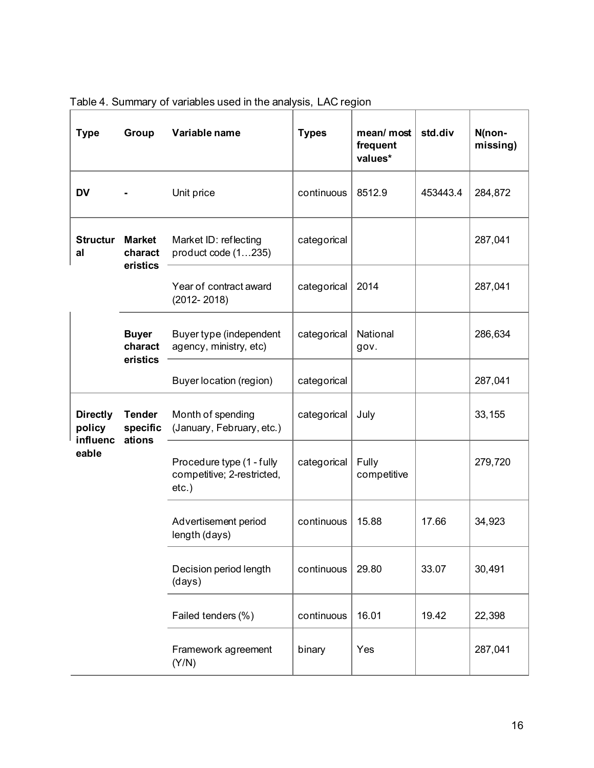Table 4. Summary of variables used in the analysis, LAC region

| Type | Group | Variable name | Types | mean/ most frequent values* | std.div | N(non-missing) |
|---|---|---|---|---|---|---|
| DV | - | Unit price | continuous | 8512.9 | 453443.4 | 284,872 |
| Structural | Market characteristics | Market ID: reflecting product code (1…235) | categorical | | | 287,041 |
| | | Year of contract award (2012- 2018) | categorical | 2014 | | 287,041 |
| | Buyer characteristics | Buyer type (independent agency, ministry, etc) | categorical | National gov. | | 286,634 |
| | | Buyer location (region) | categorical | | | 287,041 |
| Directly policy influenceable | Tender specifications | Month of spending (January, February, etc.) | categorical | July | | 33,155 |
| | | Procedure type (1 - fully competitive; 2-restricted, etc.) | categorical | Fully competitive | | 279,720 |
| | | Advertisement period length (days) | continuous | 15.88 | 17.66 | 34,923 |
| | | Decision period length (days) | continuous | 29.80 | 33.07 | 30,491 |
| | | Failed tenders (%) | continuous | 16.01 | 19.42 | 22,398 |
| | | Framework agreement (Y/N) | binary | Yes | | 287,041 |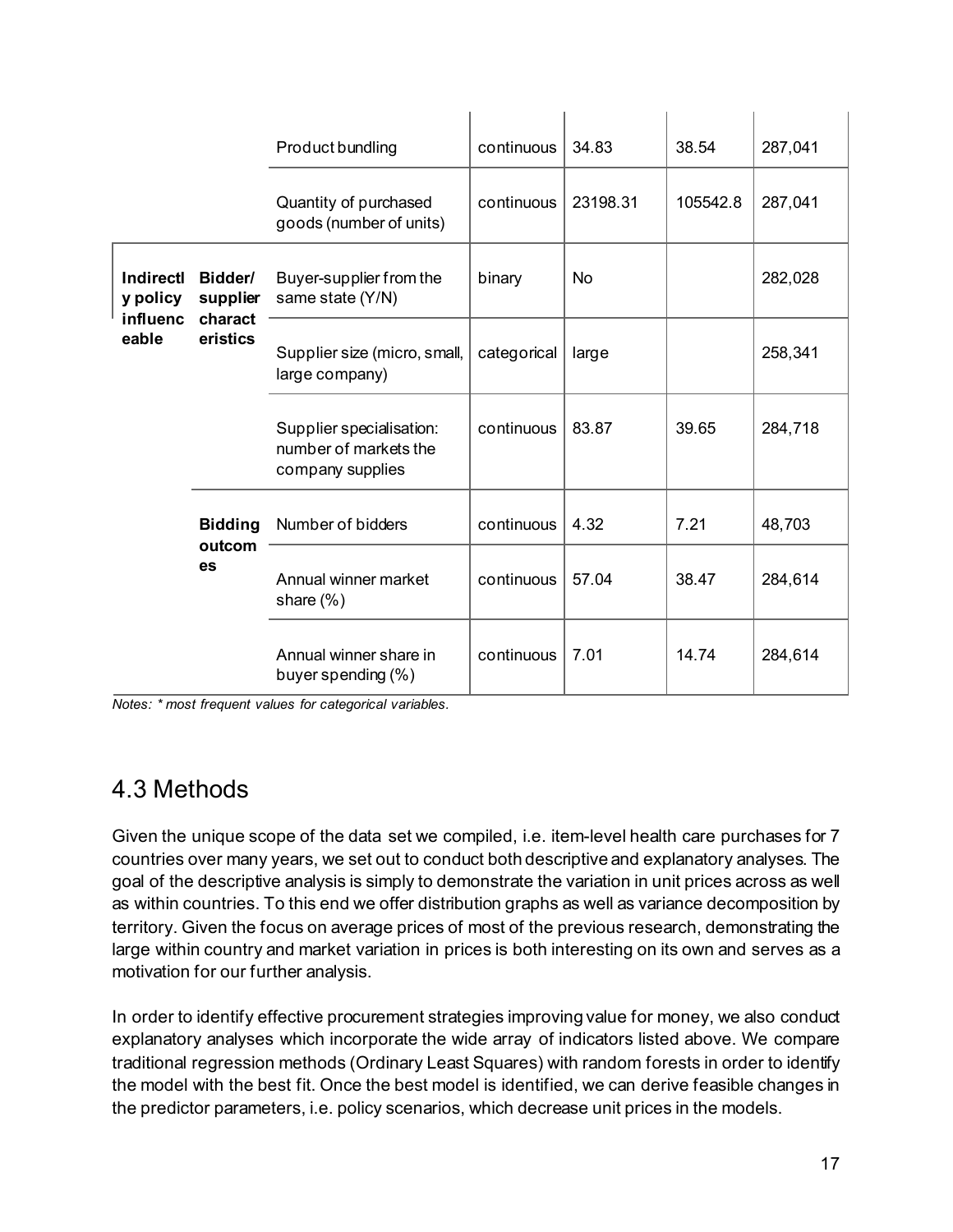| | | | | | | |
|---|---|---|---|---|---|---|
| | | Product bundling | continuous | 34.83 | 38.54 | 287,041 |
| | | Quantity of purchased goods (number of units) | continuous | 23198.31 | 105542.8 | 287,041 |
| **Indirectly policy influenceable** | **Bidder/ supplier characteristics** | Buyer-supplier from the same state (Y/N) | binary | No | | 282,028 |
| | | Supplier size (micro, small, large company) | categorical | large | | 258,341 |
| | | Supplier specialisation: number of markets the company supplies | continuous | 83.87 | 39.65 | 284,718 |
| | **Bidding outcomes** | Number of bidders | continuous | 4.32 | 7.21 | 48,703 |
| | | Annual winner market share (%) | continuous | 57.04 | 38.47 | 284,614 |
| | | Annual winner share in buyer spending (%) | continuous | 7.01 | 14.74 | 284,614 |

*Notes: * most frequent values for categorical variables.*

## 4.3 Methods

Given the unique scope of the data set we compiled, i.e. item-level health care purchases for 7 countries over many years, we set out to conduct both descriptive and explanatory analyses. The goal of the descriptive analysis is simply to demonstrate the variation in unit prices across as well as within countries. To this end we offer distribution graphs as well as variance decomposition by territory. Given the focus on average prices of most of the previous research, demonstrating the large within country and market variation in prices is both interesting on its own and serves as a motivation for our further analysis.

In order to identify effective procurement strategies improving value for money, we also conduct explanatory analyses which incorporate the wide array of indicators listed above. We compare traditional regression methods (Ordinary Least Squares) with random forests in order to identify the model with the best fit. Once the best model is identified, we can derive feasible changes in the predictor parameters, i.e. policy scenarios, which decrease unit prices in the models.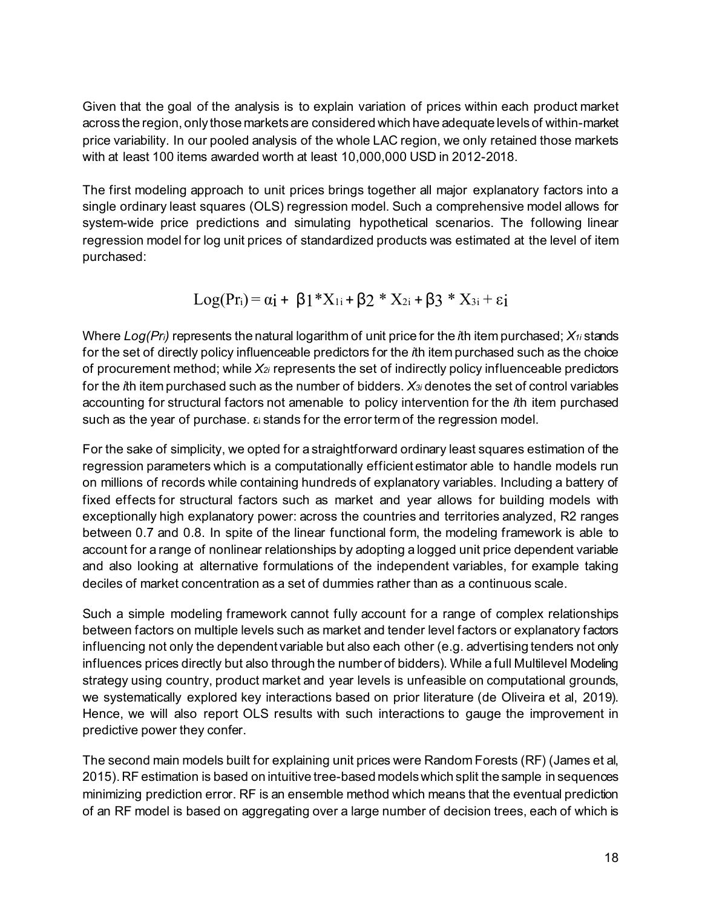Given that the goal of the analysis is to explain variation of prices within each product market across the region, only those markets are considered which have adequate levels of within-market price variability. In our pooled analysis of the whole LAC region, we only retained those markets with at least 100 items awarded worth at least 10,000,000 USD in 2012-2018.

The first modeling approach to unit prices brings together all major explanatory factors into a single ordinary least squares (OLS) regression model. Such a comprehensive model allows for system-wide price predictions and simulating hypothetical scenarios. The following linear regression model for log unit prices of standardized products was estimated at the level of item purchased:

$$\mathrm{Log}(\mathrm{Pr}_i) = \alpha_i + \beta_1 * X_{1i} + \beta_2 * X_{2i} + \beta_3 * X_{3i} + \varepsilon_i$$

Where $Log(Pr_i)$ represents the natural logarithm of unit price for the *i*th item purchased; $X_{1i}$ stands for the set of directly policy influenceable predictors for the *i*th item purchased such as the choice of procurement method; while $X_{2i}$ represents the set of indirectly policy influenceable predictors for the *i*th item purchased such as the number of bidders. $X_{3i}$ denotes the set of control variables accounting for structural factors not amenable to policy intervention for the *i*th item purchased such as the year of purchase. $\varepsilon_i$ stands for the error term of the regression model.

For the sake of simplicity, we opted for a straightforward ordinary least squares estimation of the regression parameters which is a computationally efficient estimator able to handle models run on millions of records while containing hundreds of explanatory variables. Including a battery of fixed effects for structural factors such as market and year allows for building models with exceptionally high explanatory power: across the countries and territories analyzed, R2 ranges between 0.7 and 0.8. In spite of the linear functional form, the modeling framework is able to account for a range of nonlinear relationships by adopting a logged unit price dependent variable and also looking at alternative formulations of the independent variables, for example taking deciles of market concentration as a set of dummies rather than as a continuous scale.

Such a simple modeling framework cannot fully account for a range of complex relationships between factors on multiple levels such as market and tender level factors or explanatory factors influencing not only the dependent variable but also each other (e.g. advertising tenders not only influences prices directly but also through the number of bidders). While a full Multilevel Modeling strategy using country, product market and year levels is unfeasible on computational grounds, we systematically explored key interactions based on prior literature (de Oliveira et al, 2019). Hence, we will also report OLS results with such interactions to gauge the improvement in predictive power they confer.

The second main models built for explaining unit prices were Random Forests (RF) (James et al, 2015). RF estimation is based on intuitive tree-based models which split the sample in sequences minimizing prediction error. RF is an ensemble method which means that the eventual prediction of an RF model is based on aggregating over a large number of decision trees, each of which is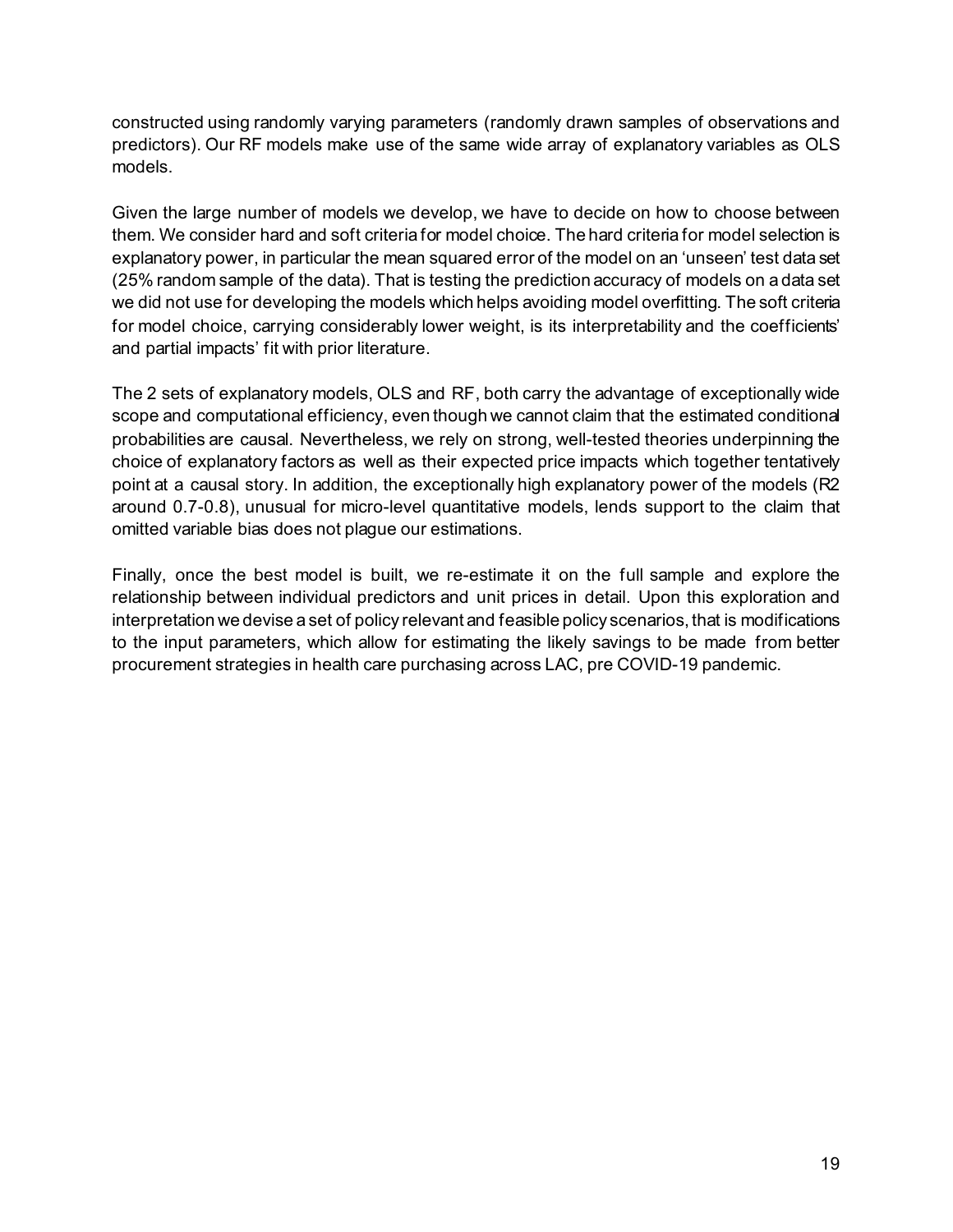constructed using randomly varying parameters (randomly drawn samples of observations and predictors). Our RF models make use of the same wide array of explanatory variables as OLS models.

Given the large number of models we develop, we have to decide on how to choose between them. We consider hard and soft criteria for model choice. The hard criteria for model selection is explanatory power, in particular the mean squared error of the model on an 'unseen' test data set (25% random sample of the data). That is testing the prediction accuracy of models on a data set we did not use for developing the models which helps avoiding model overfitting. The soft criteria for model choice, carrying considerably lower weight, is its interpretability and the coefficients' and partial impacts' fit with prior literature.

The 2 sets of explanatory models, OLS and RF, both carry the advantage of exceptionally wide scope and computational efficiency, even though we cannot claim that the estimated conditional probabilities are causal. Nevertheless, we rely on strong, well-tested theories underpinning the choice of explanatory factors as well as their expected price impacts which together tentatively point at a causal story. In addition, the exceptionally high explanatory power of the models ($R2$ around 0.7-0.8), unusual for micro-level quantitative models, lends support to the claim that omitted variable bias does not plague our estimations.

Finally, once the best model is built, we re-estimate it on the full sample and explore the relationship between individual predictors and unit prices in detail. Upon this exploration and interpretation we devise a set of policy relevant and feasible policy scenarios, that is modifications to the input parameters, which allow for estimating the likely savings to be made from better procurement strategies in health care purchasing across LAC, pre COVID-19 pandemic.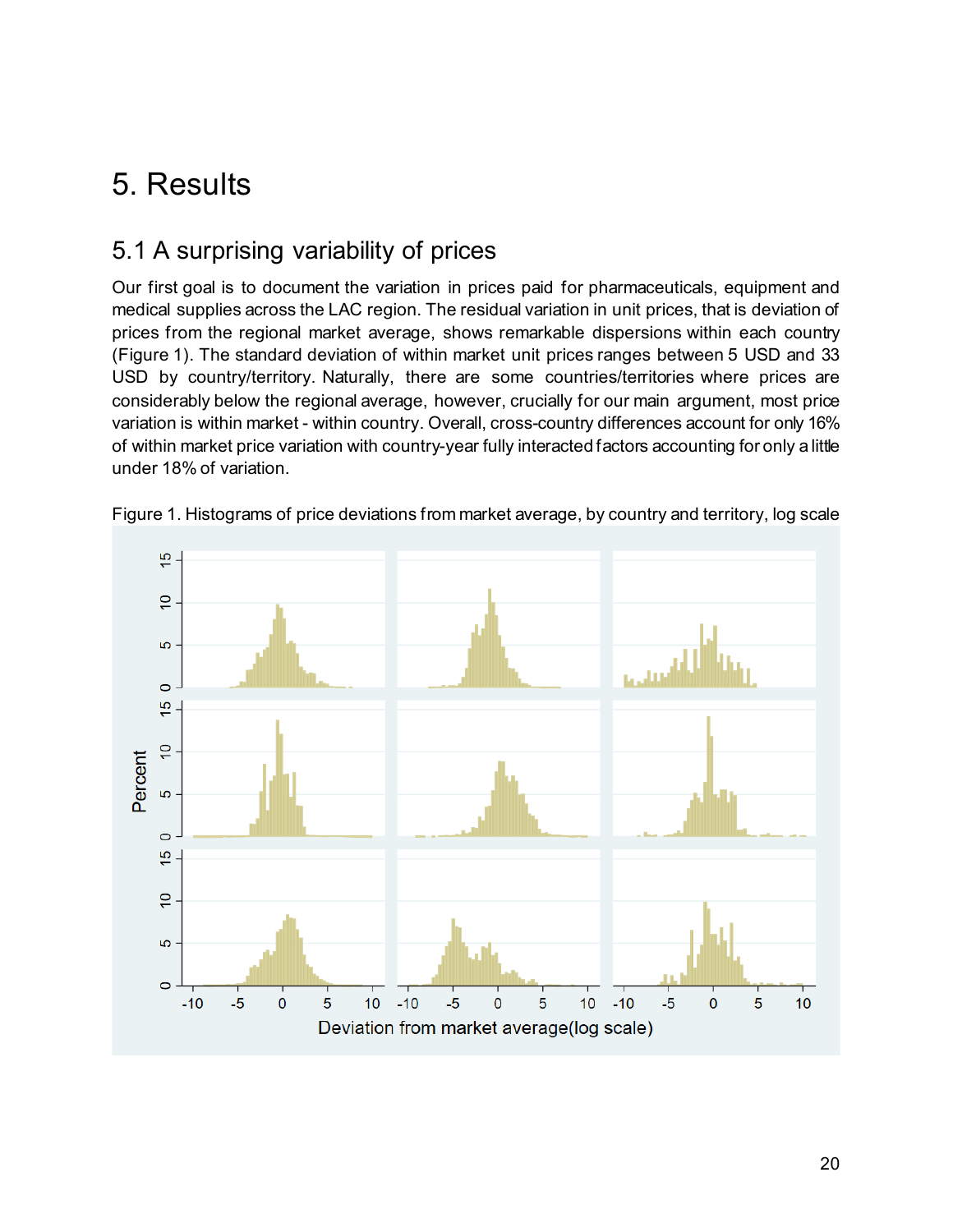# 5. Results

## 5.1 A surprising variability of prices

Our first goal is to document the variation in prices paid for pharmaceuticals, equipment and medical supplies across the LAC region. The residual variation in unit prices, that is deviation of prices from the regional market average, shows remarkable dispersions within each country (Figure 1). The standard deviation of within market unit prices ranges between 5 USD and 33 USD by country/territory. Naturally, there are some countries/territories where prices are considerably below the regional average, however, crucially for our main argument, most price variation is within market - within country. Overall, cross-country differences account for only 16% of within market price variation with country-year fully interacted factors accounting for only a little under 18% of variation.

Figure 1. Histograms of price deviations from market average, by country and territory, log scale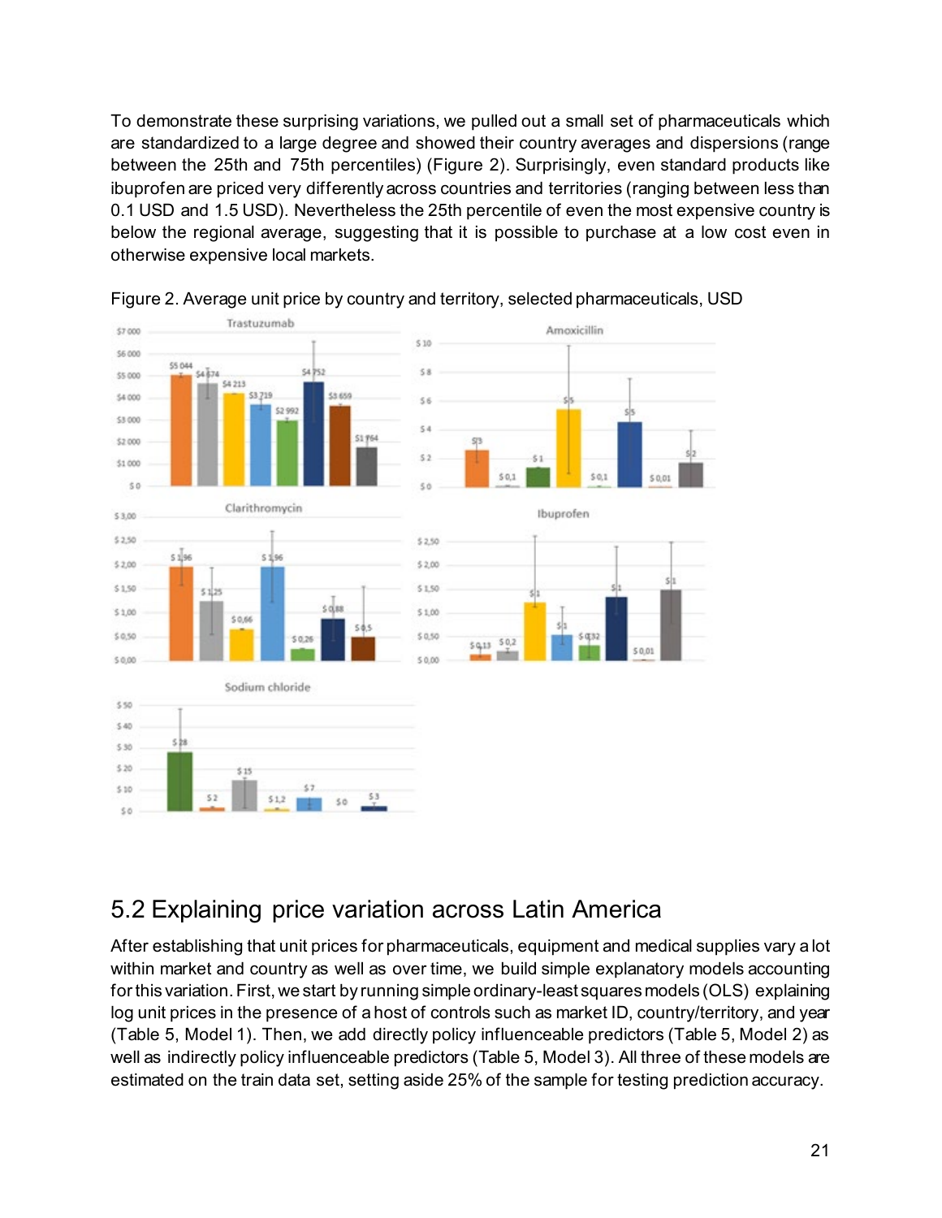To demonstrate these surprising variations, we pulled out a small set of pharmaceuticals which are standardized to a large degree and showed their country averages and dispersions (range between the 25th and 75th percentiles) (Figure 2). Surprisingly, even standard products like ibuprofen are priced very differently across countries and territories (ranging between less than 0.1 USD and 1.5 USD). Nevertheless the 25th percentile of even the most expensive country is below the regional average, suggesting that it is possible to purchase at a low cost even in otherwise expensive local markets.

Figure 2. Average unit price by country and territory, selected pharmaceuticals, USD

## 5.2 Explaining price variation across Latin America

After establishing that unit prices for pharmaceuticals, equipment and medical supplies vary a lot within market and country as well as over time, we build simple explanatory models accounting for this variation. First, we start by running simple ordinary-least squares models (OLS) explaining log unit prices in the presence of a host of controls such as market ID, country/territory, and year (Table 5, Model 1). Then, we add directly policy influenceable predictors (Table 5, Model 2) as well as indirectly policy influenceable predictors (Table 5, Model 3). All three of these models are estimated on the train data set, setting aside 25% of the sample for testing prediction accuracy.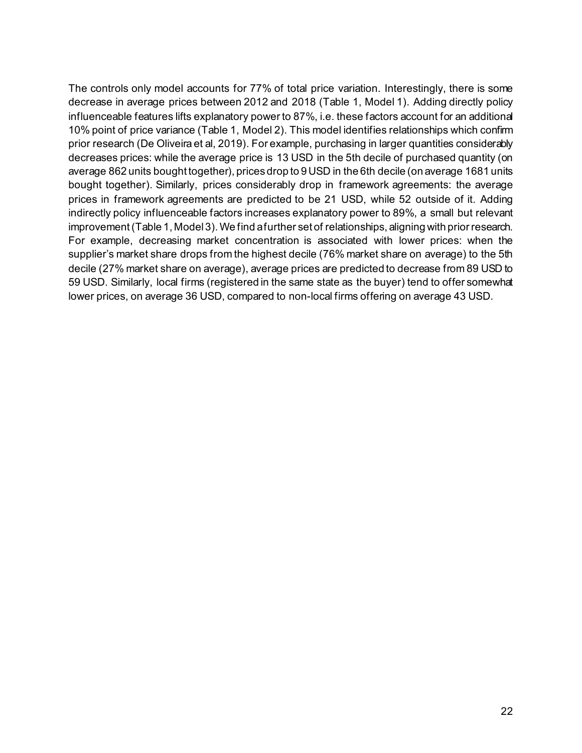The controls only model accounts for 77% of total price variation. Interestingly, there is some decrease in average prices between 2012 and 2018 (Table 1, Model 1). Adding directly policy influenceable features lifts explanatory power to 87%, i.e. these factors account for an additional 10% point of price variance (Table 1, Model 2). This model identifies relationships which confirm prior research (De Oliveira et al, 2019). For example, purchasing in larger quantities considerably decreases prices: while the average price is 13 USD in the 5th decile of purchased quantity (on average 862 units bought together), prices drop to 9 USD in the 6th decile (on average 1681 units bought together). Similarly, prices considerably drop in framework agreements: the average prices in framework agreements are predicted to be 21 USD, while 52 outside of it. Adding indirectly policy influenceable factors increases explanatory power to 89%, a small but relevant improvement (Table 1, Model 3). We find a further set of relationships, aligning with prior research. For example, decreasing market concentration is associated with lower prices: when the supplier's market share drops from the highest decile (76% market share on average) to the 5th decile (27% market share on average), average prices are predicted to decrease from 89 USD to 59 USD. Similarly, local firms (registered in the same state as the buyer) tend to offer somewhat lower prices, on average 36 USD, compared to non-local firms offering on average 43 USD.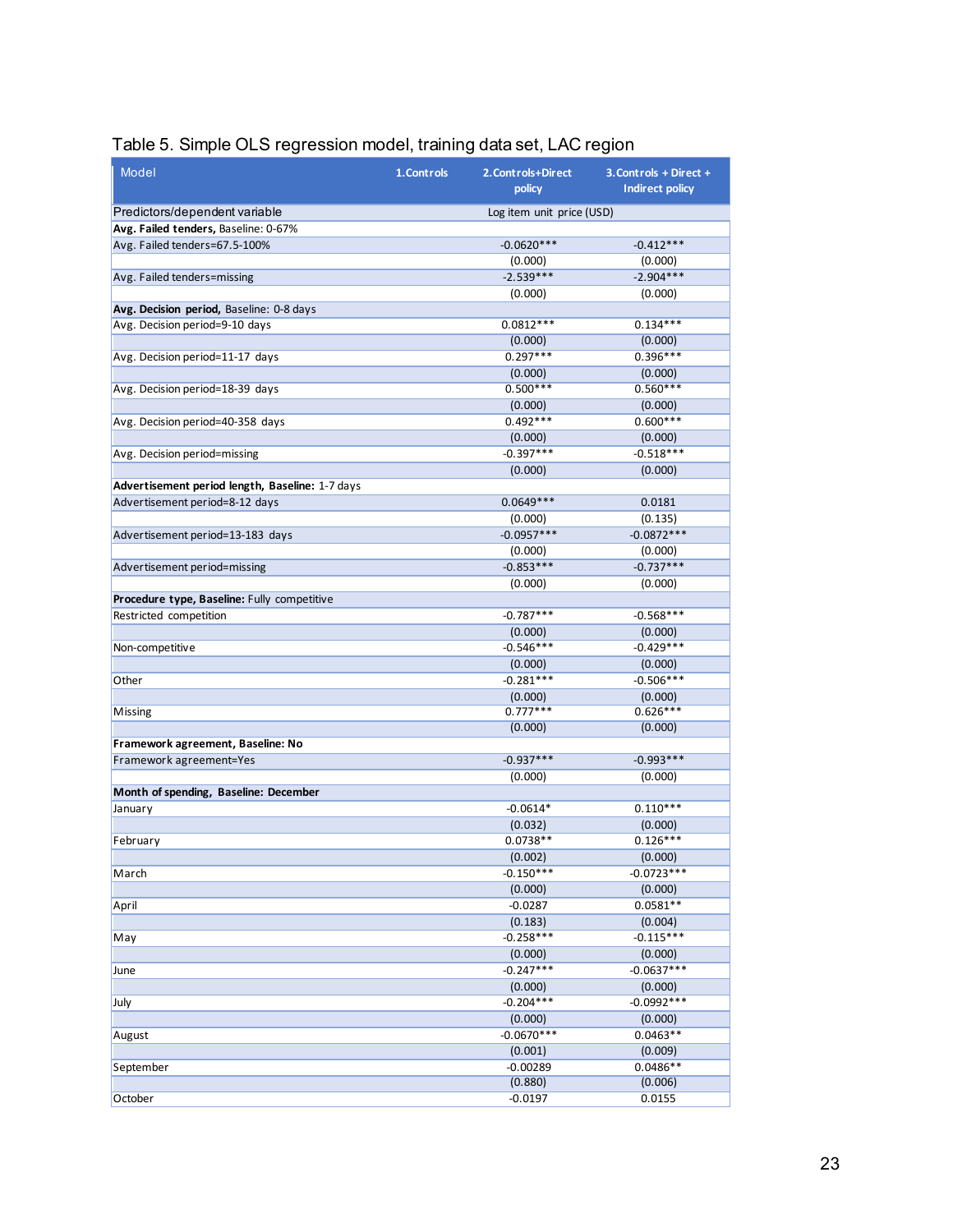Table 5. Simple OLS regression model, training data set, LAC region

| Model | 1.Controls | 2.Controls+Direct policy | 3.Controls + Direct + Indirect policy |
|---|---|---|---|
| Predictors/dependent variable | | Log item unit price (USD) | |
| **Avg. Failed tenders,** Baseline: 0-67% | | | |
| Avg. Failed tenders=67.5-100% | | -0.0620*** | -0.412*** |
| | | (0.000) | (0.000) |
| Avg. Failed tenders=missing | | -2.539*** | -2.904*** |
| | | (0.000) | (0.000) |
| **Avg. Decision period,** Baseline: 0-8 days | | | |
| Avg. Decision period=9-10 days | | 0.0812*** | 0.134*** |
| | | (0.000) | (0.000) |
| Avg. Decision period=11-17 days | | 0.297*** | 0.396*** |
| | | (0.000) | (0.000) |
| Avg. Decision period=18-39 days | | 0.500*** | 0.560*** |
| | | (0.000) | (0.000) |
| Avg. Decision period=40-358 days | | 0.492*** | 0.600*** |
| | | (0.000) | (0.000) |
| Avg. Decision period=missing | | -0.397*** | -0.518*** |
| | | (0.000) | (0.000) |
| **Advertisement period length, Baseline:** 1-7 days | | | |
| Advertisement period=8-12 days | | 0.0649*** | 0.0181 |
| | | (0.000) | (0.135) |
| Advertisement period=13-183 days | | -0.0957*** | -0.0872*** |
| | | (0.000) | (0.000) |
| Advertisement period=missing | | -0.853*** | -0.737*** |
| | | (0.000) | (0.000) |
| **Procedure type, Baseline:** Fully competitive | | | |
| Restricted competition | | -0.787*** | -0.568*** |
| | | (0.000) | (0.000) |
| Non-competitive | | -0.546*** | -0.429*** |
| | | (0.000) | (0.000) |
| Other | | -0.281*** | -0.506*** |
| | | (0.000) | (0.000) |
| Missing | | 0.777*** | 0.626*** |
| | | (0.000) | (0.000) |
| **Framework agreement, Baseline: No** | | | |
| Framework agreement=Yes | | -0.937*** | -0.993*** |
| | | (0.000) | (0.000) |
| **Month of spending, Baseline: December** | | | |
| January | | -0.0614* | 0.110*** |
| | | (0.032) | (0.000) |
| February | | 0.0738** | 0.126*** |
| | | (0.002) | (0.000) |
| March | | -0.150*** | -0.0723*** |
| | | (0.000) | (0.000) |
| April | | -0.0287 | 0.0581** |
| | | (0.183) | (0.004) |
| May | | -0.258*** | -0.115*** |
| | | (0.000) | (0.000) |
| June | | -0.247*** | -0.0637*** |
| | | (0.000) | (0.000) |
| July | | -0.204*** | -0.0992*** |
| | | (0.000) | (0.000) |
| August | | -0.0670*** | 0.0463** |
| | | (0.001) | (0.009) |
| September | | -0.00289 | 0.0486** |
| | | (0.880) | (0.006) |
| October | | -0.0197 | 0.0155 |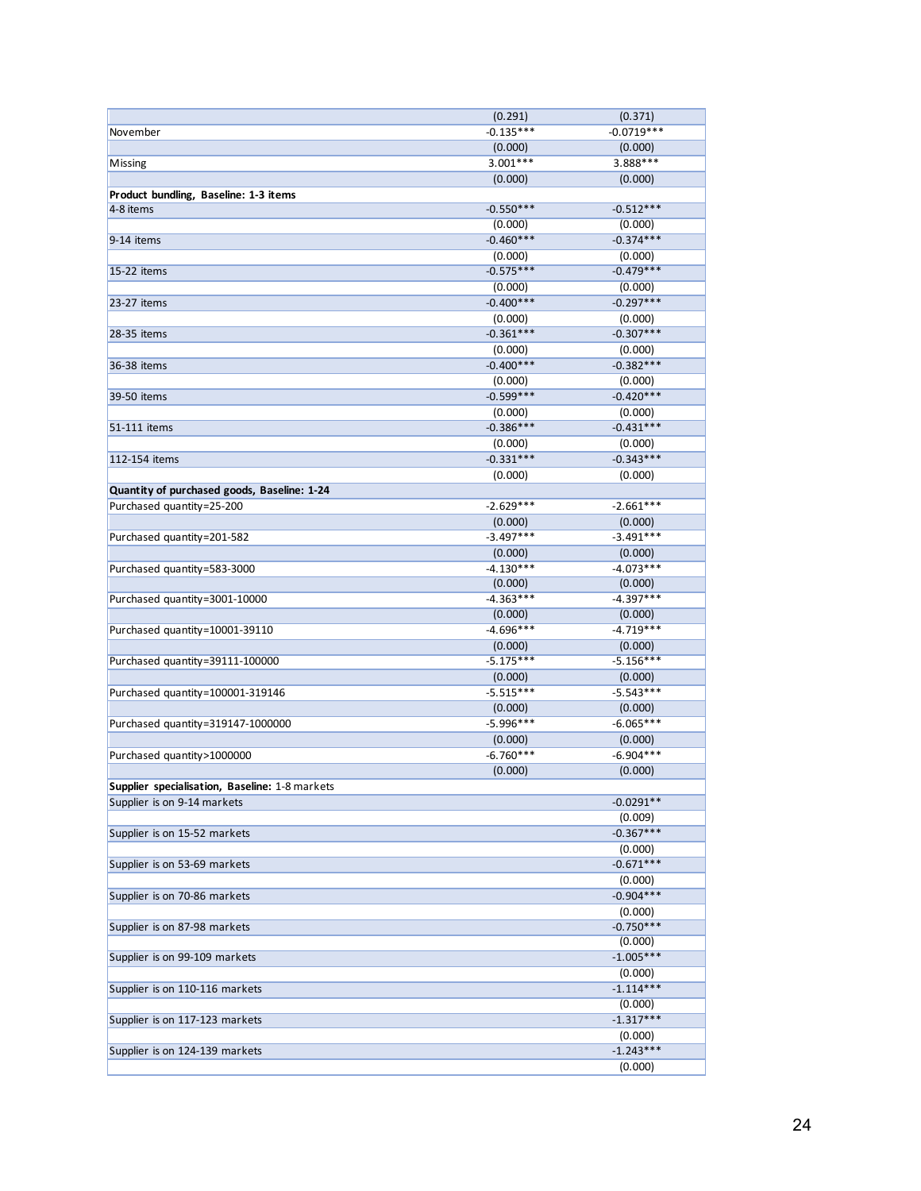| | | |
|---|---|---|
| | (0.291) | (0.371) |
| November | -0.135*** | -0.0719*** |
| | (0.000) | (0.000) |
| Missing | 3.001*** | 3.888*** |
| | (0.000) | (0.000) |
| **Product bundling, Baseline: 1-3 items** | | |
| 4-8 items | -0.550*** | -0.512*** |
| | (0.000) | (0.000) |
| 9-14 items | -0.460*** | -0.374*** |
| | (0.000) | (0.000) |
| 15-22 items | -0.575*** | -0.479*** |
| | (0.000) | (0.000) |
| 23-27 items | -0.400*** | -0.297*** |
| | (0.000) | (0.000) |
| 28-35 items | -0.361*** | -0.307*** |
| | (0.000) | (0.000) |
| 36-38 items | -0.400*** | -0.382*** |
| | (0.000) | (0.000) |
| 39-50 items | -0.599*** | -0.420*** |
| | (0.000) | (0.000) |
| 51-111 items | -0.386*** | -0.431*** |
| | (0.000) | (0.000) |
| 112-154 items | -0.331*** | -0.343*** |
| | (0.000) | (0.000) |
| **Quantity of purchased goods, Baseline: 1-24** | | |
| Purchased quantity=25-200 | -2.629*** | -2.661*** |
| | (0.000) | (0.000) |
| Purchased quantity=201-582 | -3.497*** | -3.491*** |
| | (0.000) | (0.000) |
| Purchased quantity=583-3000 | -4.130*** | -4.073*** |
| | (0.000) | (0.000) |
| Purchased quantity=3001-10000 | -4.363*** | -4.397*** |
| | (0.000) | (0.000) |
| Purchased quantity=10001-39110 | -4.696*** | -4.719*** |
| | (0.000) | (0.000) |
| Purchased quantity=39111-100000 | -5.175*** | -5.156*** |
| | (0.000) | (0.000) |
| Purchased quantity=100001-319146 | -5.515*** | -5.543*** |
| | (0.000) | (0.000) |
| Purchased quantity=319147-1000000 | -5.996*** | -6.065*** |
| | (0.000) | (0.000) |
| Purchased quantity>1000000 | -6.760*** | -6.904*** |
| | (0.000) | (0.000) |
| **Supplier specialisation, Baseline:** 1-8 markets | | |
| Supplier is on 9-14 markets | | -0.0291** |
| | | (0.009) |
| Supplier is on 15-52 markets | | -0.367*** |
| | | (0.000) |
| Supplier is on 53-69 markets | | -0.671*** |
| | | (0.000) |
| Supplier is on 70-86 markets | | -0.904*** |
| | | (0.000) |
| Supplier is on 87-98 markets | | -0.750*** |
| | | (0.000) |
| Supplier is on 99-109 markets | | -1.005*** |
| | | (0.000) |
| Supplier is on 110-116 markets | | -1.114*** |
| | | (0.000) |
| Supplier is on 117-123 markets | | -1.317*** |
| | | (0.000) |
| Supplier is on 124-139 markets | | -1.243*** |
| | | (0.000) |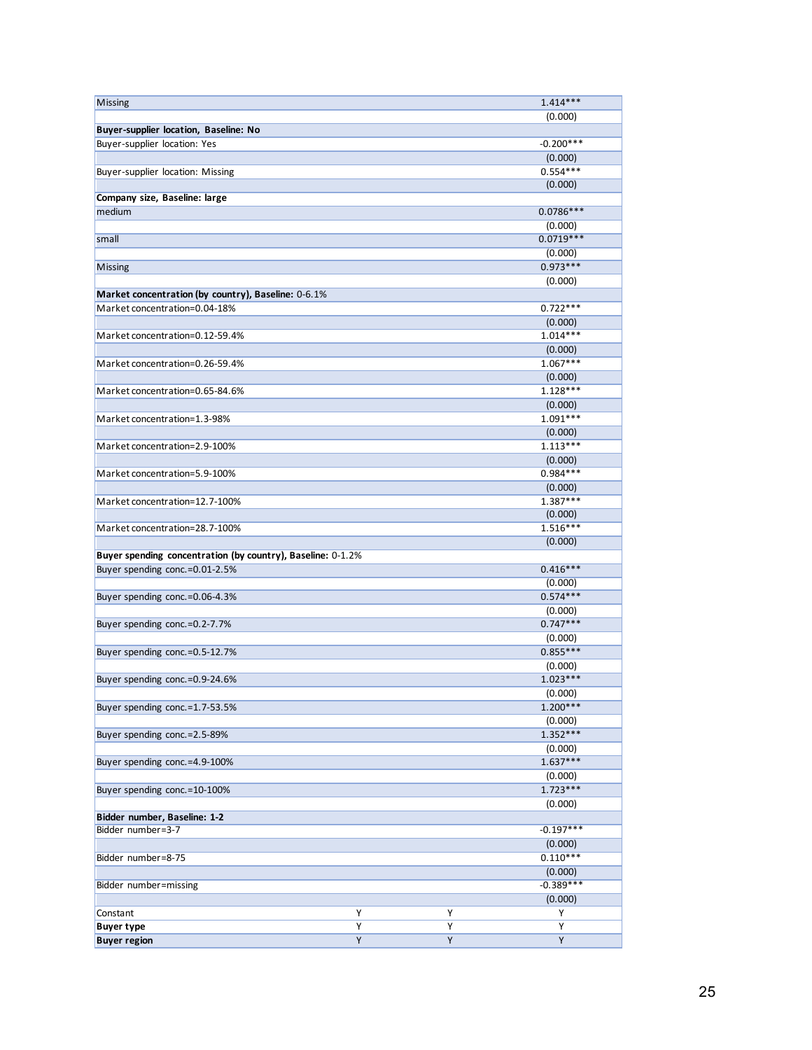| | | | |
|---|---|---|---|
| Missing | | | 1.414*** |
| | | | (0.000) |
| **Buyer-supplier location, Baseline: No** | | | |
| Buyer-supplier location: Yes | | | -0.200*** |
| | | | (0.000) |
| Buyer-supplier location: Missing | | | 0.554*** |
| | | | (0.000) |
| **Company size, Baseline: large** | | | |
| medium | | | 0.0786*** |
| | | | (0.000) |
| small | | | 0.0719*** |
| | | | (0.000) |
| Missing | | | 0.973*** |
| | | | (0.000) |
| **Market concentration (by country), Baseline:** 0-6.1% | | | |
| Market concentration=0.04-18% | | | 0.722*** |
| | | | (0.000) |
| Market concentration=0.12-59.4% | | | 1.014*** |
| | | | (0.000) |
| Market concentration=0.26-59.4% | | | 1.067*** |
| | | | (0.000) |
| Market concentration=0.65-84.6% | | | 1.128*** |
| | | | (0.000) |
| Market concentration=1.3-98% | | | 1.091*** |
| | | | (0.000) |
| Market concentration=2.9-100% | | | 1.113*** |
| | | | (0.000) |
| Market concentration=5.9-100% | | | 0.984*** |
| | | | (0.000) |
| Market concentration=12.7-100% | | | 1.387*** |
| | | | (0.000) |
| Market concentration=28.7-100% | | | 1.516*** |
| | | | (0.000) |
| **Buyer spending concentration (by country), Baseline:** 0-1.2% | | | |
| Buyer spending conc.=0.01-2.5% | | | 0.416*** |
| | | | (0.000) |
| Buyer spending conc.=0.06-4.3% | | | 0.574*** |
| | | | (0.000) |
| Buyer spending conc.=0.2-7.7% | | | 0.747*** |
| | | | (0.000) |
| Buyer spending conc.=0.5-12.7% | | | 0.855*** |
| | | | (0.000) |
| Buyer spending conc.=0.9-24.6% | | | 1.023*** |
| | | | (0.000) |
| Buyer spending conc.=1.7-53.5% | | | 1.200*** |
| | | | (0.000) |
| Buyer spending conc.=2.5-89% | | | 1.352*** |
| | | | (0.000) |
| Buyer spending conc.=4.9-100% | | | 1.637*** |
| | | | (0.000) |
| Buyer spending conc.=10-100% | | | 1.723*** |
| | | | (0.000) |
| **Bidder number, Baseline: 1-2** | | | |
| Bidder number=3-7 | | | -0.197*** |
| | | | (0.000) |
| Bidder number=8-75 | | | 0.110*** |
| | | | (0.000) |
| Bidder number=missing | | | -0.389*** |
| | | | (0.000) |
| Constant | Y | Y | Y |
| **Buyer type** | Y | Y | Y |
| **Buyer region** | Y | Y | Y |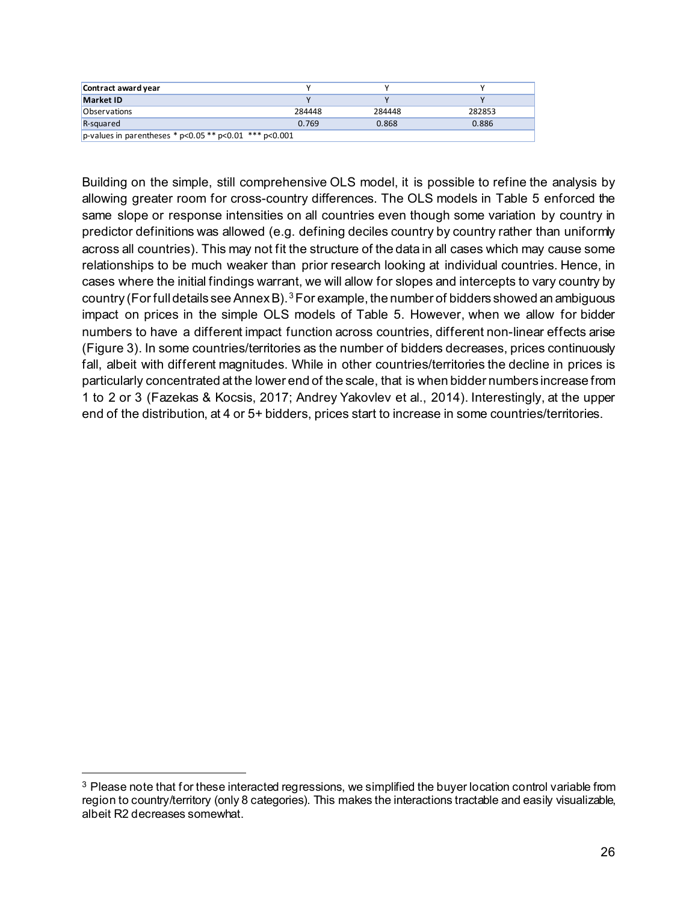| **Contract award year** | Y | Y | Y |
| --- | --- | --- | --- |
| **Market ID** | Y | Y | Y |
| Observations | 284448 | 284448 | 282853 |
| R-squared | 0.769 | 0.868 | 0.886 |
| p-values in parentheses * p<0.05 ** p<0.01 *** p<0.001 | | | |

Building on the simple, still comprehensive OLS model, it is possible to refine the analysis by allowing greater room for cross-country differences. The OLS models in Table 5 enforced the same slope or response intensities on all countries even though some variation by country in predictor definitions was allowed (e.g. defining deciles country by country rather than uniformly across all countries). This may not fit the structure of the data in all cases which may cause some relationships to be much weaker than prior research looking at individual countries. Hence, in cases where the initial findings warrant, we will allow for slopes and intercepts to vary country by country (For full details see Annex B).[3] For example, the number of bidders showed an ambiguous impact on prices in the simple OLS models of Table 5. However, when we allow for bidder numbers to have a different impact function across countries, different non-linear effects arise (Figure 3). In some countries/territories as the number of bidders decreases, prices continuously fall, albeit with different magnitudes. While in other countries/territories the decline in prices is particularly concentrated at the lower end of the scale, that is when bidder numbers increase from 1 to 2 or 3 (Fazekas & Kocsis, 2017; Andrey Yakovlev et al., 2014). Interestingly, at the upper end of the distribution, at 4 or 5+ bidders, prices start to increase in some countries/territories.

[3] Please note that for these interacted regressions, we simplified the buyer location control variable from region to country/territory (only 8 categories). This makes the interactions tractable and easily visualizable, albeit R2 decreases somewhat.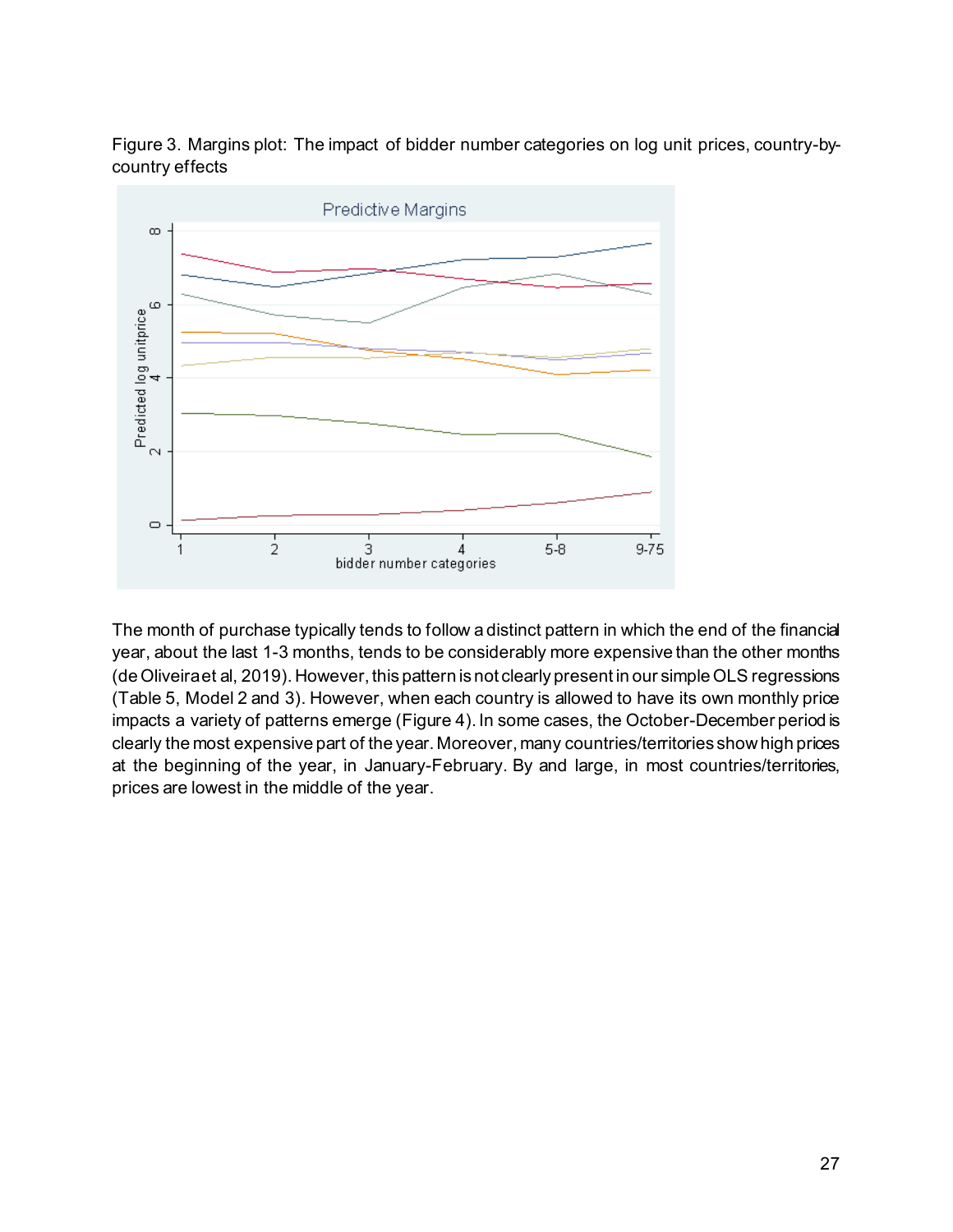Figure 3. Margins plot: The impact of bidder number categories on log unit prices, country-by-country effects

The month of purchase typically tends to follow a distinct pattern in which the end of the financial year, about the last 1-3 months, tends to be considerably more expensive than the other months (de Oliveira et al, 2019). However, this pattern is not clearly present in our simple OLS regressions (Table 5, Model 2 and 3). However, when each country is allowed to have its own monthly price impacts a variety of patterns emerge (Figure 4). In some cases, the October-December period is clearly the most expensive part of the year. Moreover, many countries/territories show high prices at the beginning of the year, in January-February. By and large, in most countries/territories, prices are lowest in the middle of the year.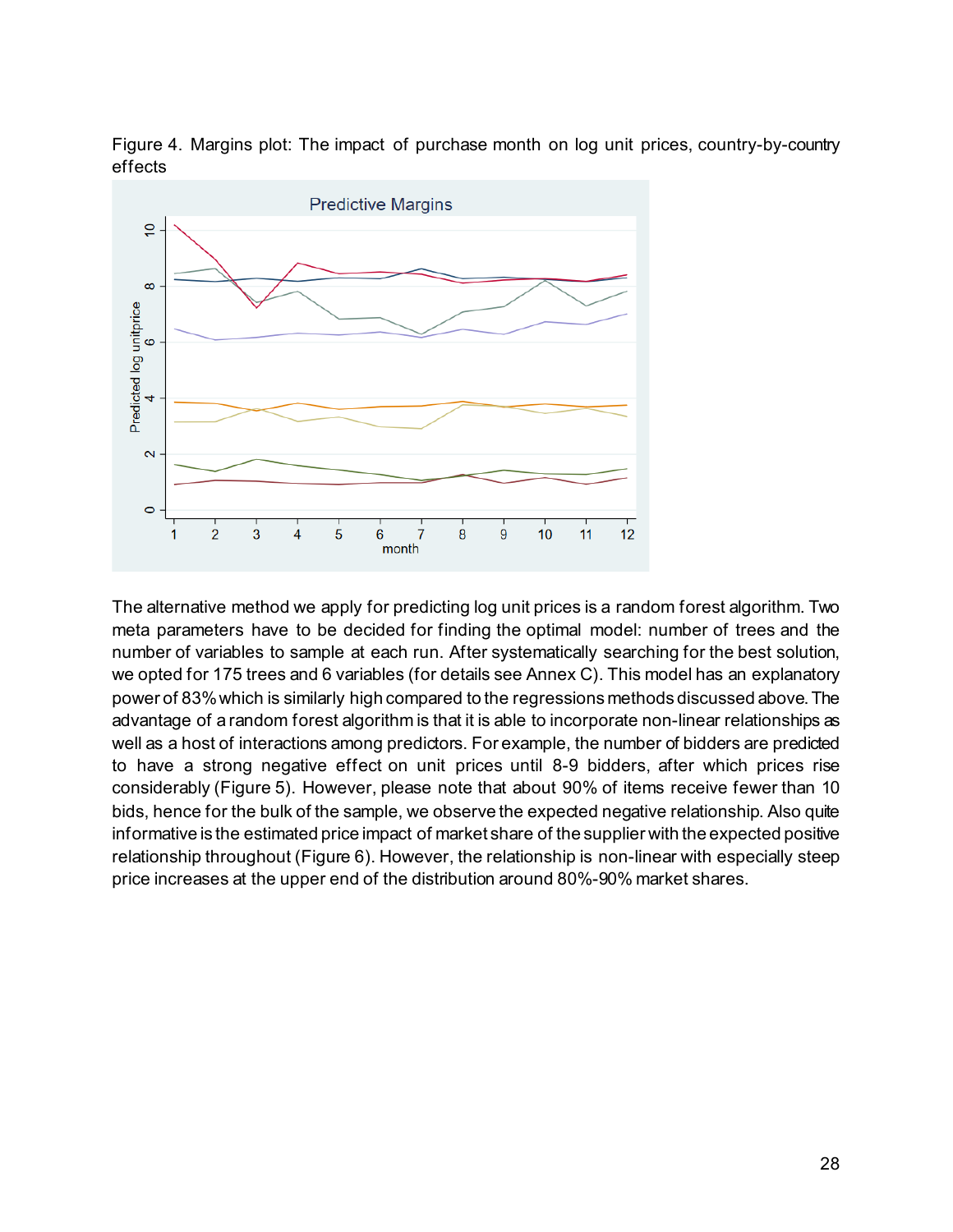Figure 4. Margins plot: The impact of purchase month on log unit prices, country-by-country effects

The alternative method we apply for predicting log unit prices is a random forest algorithm. Two meta parameters have to be decided for finding the optimal model: number of trees and the number of variables to sample at each run. After systematically searching for the best solution, we opted for 175 trees and 6 variables (for details see Annex C). This model has an explanatory power of 83% which is similarly high compared to the regressions methods discussed above. The advantage of a random forest algorithm is that it is able to incorporate non-linear relationships as well as a host of interactions among predictors. For example, the number of bidders are predicted to have a strong negative effect on unit prices until 8-9 bidders, after which prices rise considerably (Figure 5). However, please note that about 90% of items receive fewer than 10 bids, hence for the bulk of the sample, we observe the expected negative relationship. Also quite informative is the estimated price impact of market share of the supplier with the expected positive relationship throughout (Figure 6). However, the relationship is non-linear with especially steep price increases at the upper end of the distribution around 80%-90% market shares.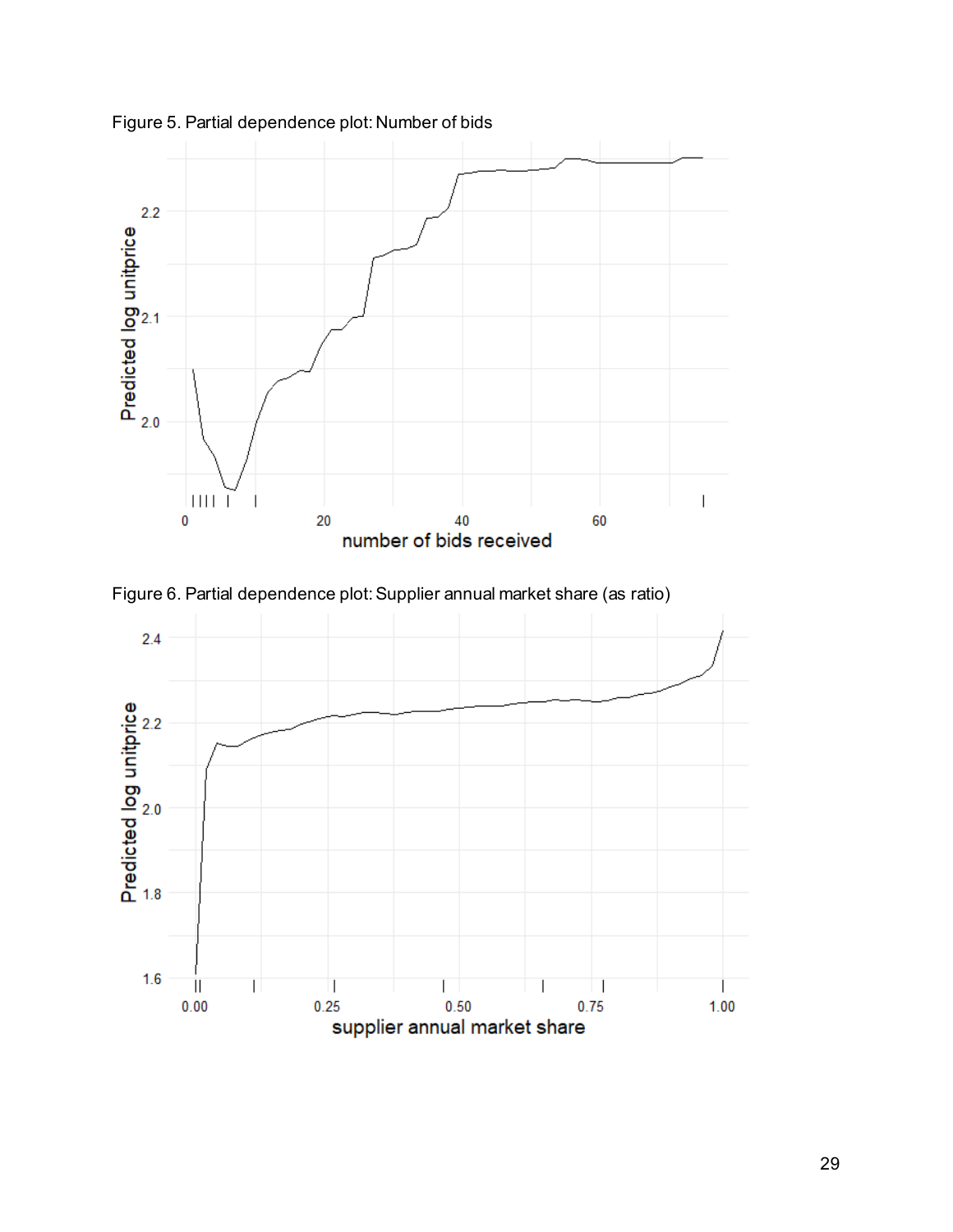Figure 5. Partial dependence plot: Number of bids

Figure 6. Partial dependence plot: Supplier annual market share (as ratio)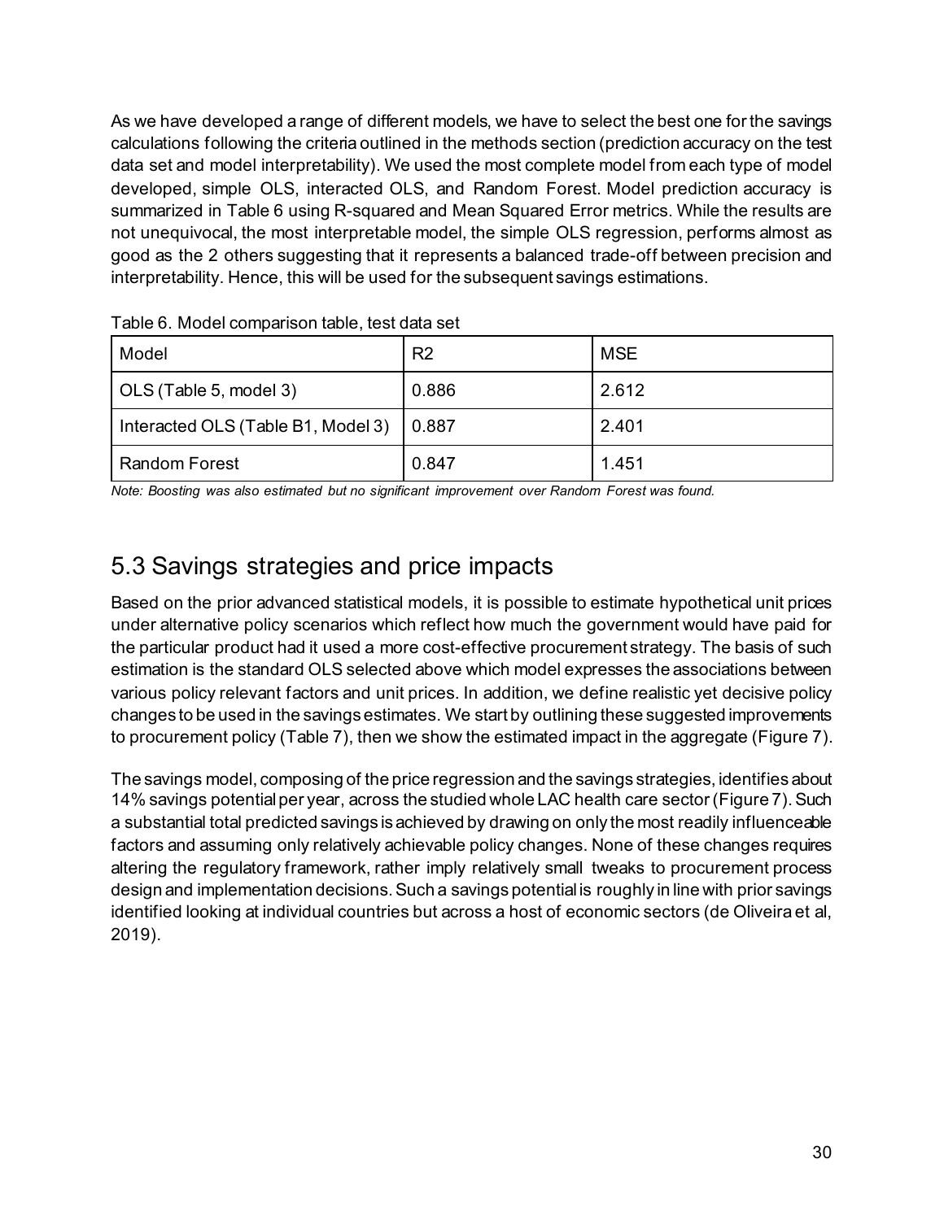As we have developed a range of different models, we have to select the best one for the savings calculations following the criteria outlined in the methods section (prediction accuracy on the test data set and model interpretability). We used the most complete model from each type of model developed, simple OLS, interacted OLS, and Random Forest. Model prediction accuracy is summarized in Table 6 using R-squared and Mean Squared Error metrics. While the results are not unequivocal, the most interpretable model, the simple OLS regression, performs almost as good as the 2 others suggesting that it represents a balanced trade-off between precision and interpretability. Hence, this will be used for the subsequent savings estimations.

Table 6. Model comparison table, test data set

| Model | R2 | MSE |
|---|---|---|
| OLS (Table 5, model 3) | 0.886 | 2.612 |
| Interacted OLS (Table B1, Model 3) | 0.887 | 2.401 |
| Random Forest | 0.847 | 1.451 |

*Note: Boosting was also estimated but no significant improvement over Random Forest was found.*

## 5.3 Savings strategies and price impacts

Based on the prior advanced statistical models, it is possible to estimate hypothetical unit prices under alternative policy scenarios which reflect how much the government would have paid for the particular product had it used a more cost-effective procurement strategy. The basis of such estimation is the standard OLS selected above which model expresses the associations between various policy relevant factors and unit prices. In addition, we define realistic yet decisive policy changes to be used in the savings estimates. We start by outlining these suggested improvements to procurement policy (Table 7), then we show the estimated impact in the aggregate (Figure 7).

The savings model, composing of the price regression and the savings strategies, identifies about 14% savings potential per year, across the studied whole LAC health care sector (Figure 7). Such a substantial total predicted savings is achieved by drawing on only the most readily influenceable factors and assuming only relatively achievable policy changes. None of these changes requires altering the regulatory framework, rather imply relatively small tweaks to procurement process design and implementation decisions. Such a savings potential is roughly in line with prior savings identified looking at individual countries but across a host of economic sectors (de Oliveira et al, 2019).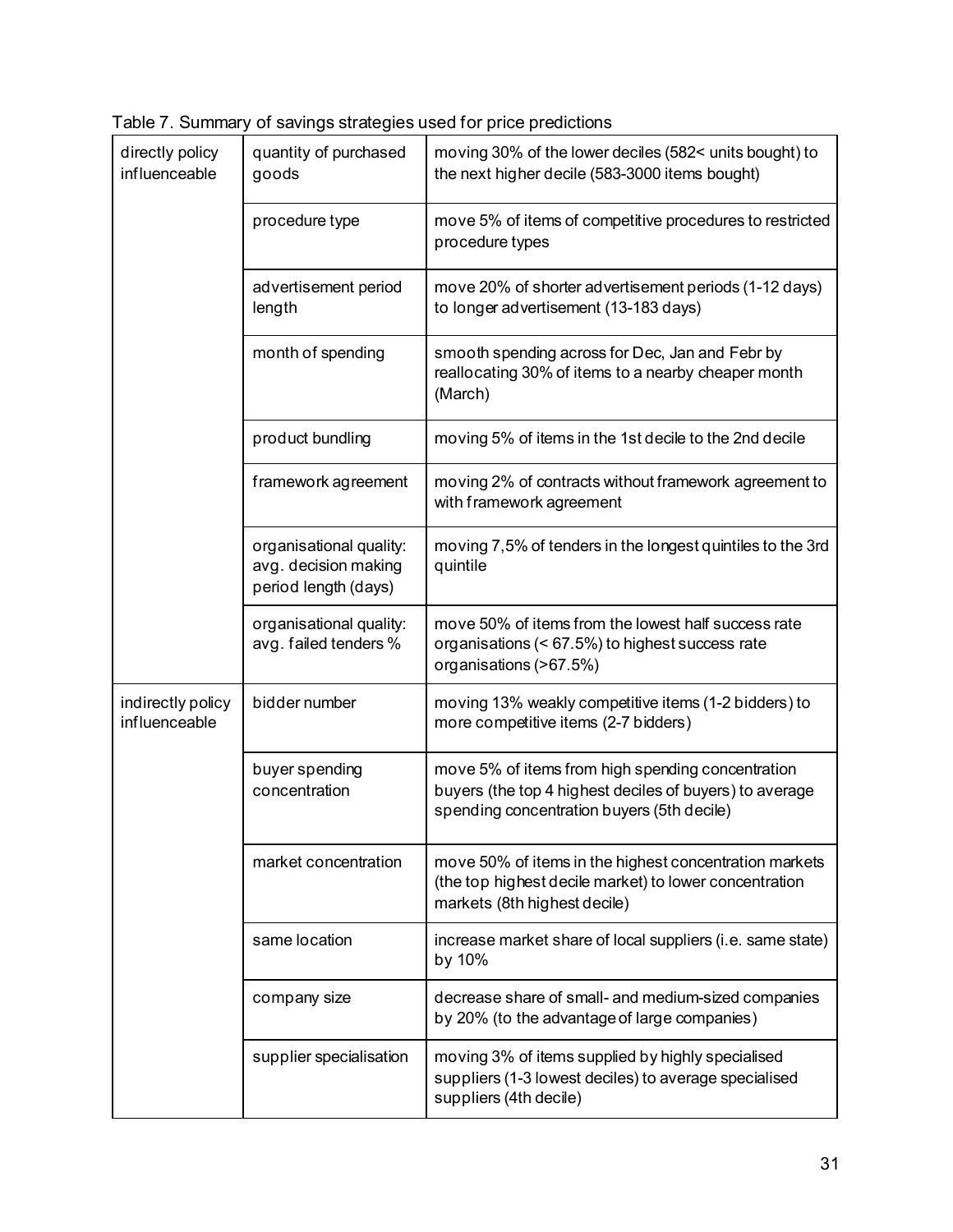Table 7. Summary of savings strategies used for price predictions

| | | |
|---|---|---|
| directly policy influenceable | quantity of purchased goods | moving 30% of the lower deciles (582< units bought) to the next higher decile (583-3000 items bought) |
| | procedure type | move 5% of items of competitive procedures to restricted procedure types |
| | advertisement period length | move 20% of shorter advertisement periods (1-12 days) to longer advertisement (13-183 days) |
| | month of spending | smooth spending across for Dec, Jan and Febr by reallocating 30% of items to a nearby cheaper month (March) |
| | product bundling | moving 5% of items in the 1st decile to the 2nd decile |
| | framework agreement | moving 2% of contracts without framework agreement to with framework agreement |
| | organisational quality: avg. decision making period length (days) | moving 7,5% of tenders in the longest quintiles to the 3rd quintile |
| | organisational quality: avg. failed tenders % | move 50% of items from the lowest half success rate organisations (< 67.5%) to highest success rate organisations (>67.5%) |
| indirectly policy influenceable | bidder number | moving 13% weakly competitive items (1-2 bidders) to more competitive items (2-7 bidders) |
| | buyer spending concentration | move 5% of items from high spending concentration buyers (the top 4 highest deciles of buyers) to average spending concentration buyers (5th decile) |
| | market concentration | move 50% of items in the highest concentration markets (the top highest decile market) to lower concentration markets (8th highest decile) |
| | same location | increase market share of local suppliers (i.e. same state) by 10% |
| | company size | decrease share of small- and medium-sized companies by 20% (to the advantage of large companies) |
| | supplier specialisation | moving 3% of items supplied by highly specialised suppliers (1-3 lowest deciles) to average specialised suppliers (4th decile) |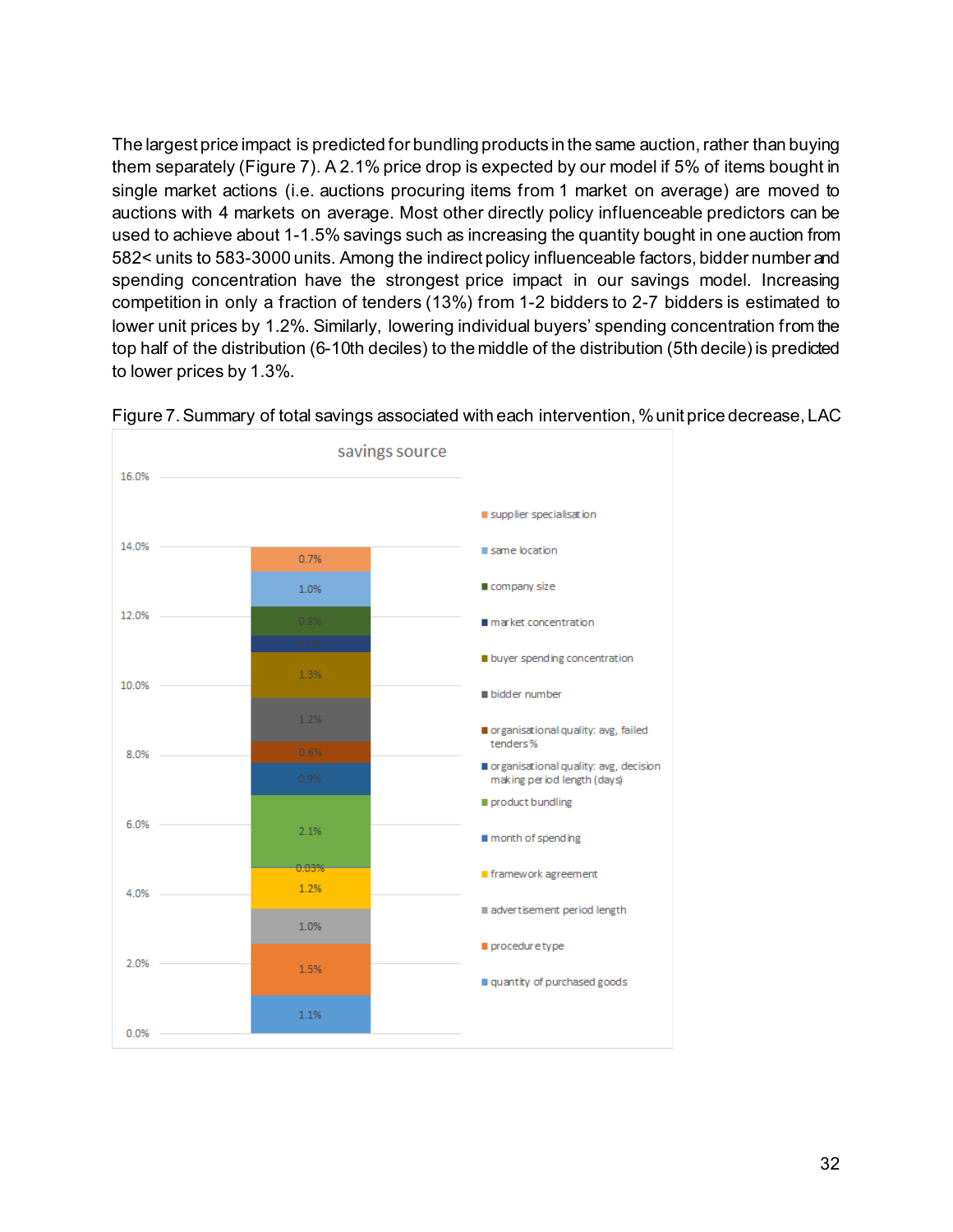The largest price impact is predicted for bundling products in the same auction, rather than buying them separately (Figure 7). A 2.1% price drop is expected by our model if 5% of items bought in single market actions (i.e. auctions procuring items from 1 market on average) are moved to auctions with 4 markets on average. Most other directly policy influenceable predictors can be used to achieve about 1-1.5% savings such as increasing the quantity bought in one auction from 582< units to 583-3000 units. Among the indirect policy influenceable factors, bidder number and spending concentration have the strongest price impact in our savings model. Increasing competition in only a fraction of tenders (13%) from 1-2 bidders to 2-7 bidders is estimated to lower unit prices by 1.2%. Similarly, lowering individual buyers' spending concentration from the top half of the distribution (6-10th deciles) to the middle of the distribution (5th decile) is predicted to lower prices by 1.3%.

Figure 7. Summary of total savings associated with each intervention, % unit price decrease, LAC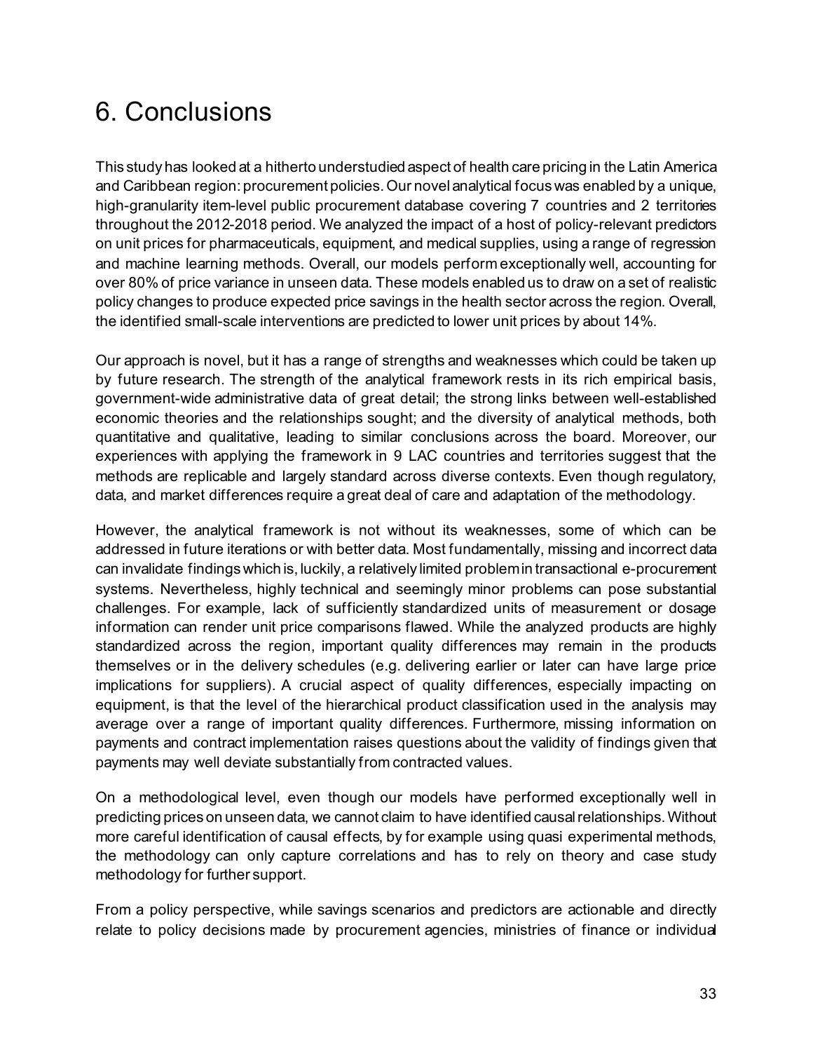# 6. Conclusions

This study has looked at a hitherto understudied aspect of health care pricing in the Latin America and Caribbean region: procurement policies. Our novel analytical focus was enabled by a unique, high-granularity item-level public procurement database covering 7 countries and 2 territories throughout the 2012-2018 period. We analyzed the impact of a host of policy-relevant predictors on unit prices for pharmaceuticals, equipment, and medical supplies, using a range of regression and machine learning methods. Overall, our models perform exceptionally well, accounting for over 80% of price variance in unseen data. These models enabled us to draw on a set of realistic policy changes to produce expected price savings in the health sector across the region. Overall, the identified small-scale interventions are predicted to lower unit prices by about 14%.

Our approach is novel, but it has a range of strengths and weaknesses which could be taken up by future research. The strength of the analytical framework rests in its rich empirical basis, government-wide administrative data of great detail; the strong links between well-established economic theories and the relationships sought; and the diversity of analytical methods, both quantitative and qualitative, leading to similar conclusions across the board. Moreover, our experiences with applying the framework in 9 LAC countries and territories suggest that the methods are replicable and largely standard across diverse contexts. Even though regulatory, data, and market differences require a great deal of care and adaptation of the methodology.

However, the analytical framework is not without its weaknesses, some of which can be addressed in future iterations or with better data. Most fundamentally, missing and incorrect data can invalidate findings which is, luckily, a relatively limited problem in transactional e-procurement systems. Nevertheless, highly technical and seemingly minor problems can pose substantial challenges. For example, lack of sufficiently standardized units of measurement or dosage information can render unit price comparisons flawed. While the analyzed products are highly standardized across the region, important quality differences may remain in the products themselves or in the delivery schedules (e.g. delivering earlier or later can have large price implications for suppliers). A crucial aspect of quality differences, especially impacting on equipment, is that the level of the hierarchical product classification used in the analysis may average over a range of important quality differences. Furthermore, missing information on payments and contract implementation raises questions about the validity of findings given that payments may well deviate substantially from contracted values.

On a methodological level, even though our models have performed exceptionally well in predicting prices on unseen data, we cannot claim to have identified causal relationships. Without more careful identification of causal effects, by for example using quasi experimental methods, the methodology can only capture correlations and has to rely on theory and case study methodology for further support.

From a policy perspective, while savings scenarios and predictors are actionable and directly relate to policy decisions made by procurement agencies, ministries of finance or individual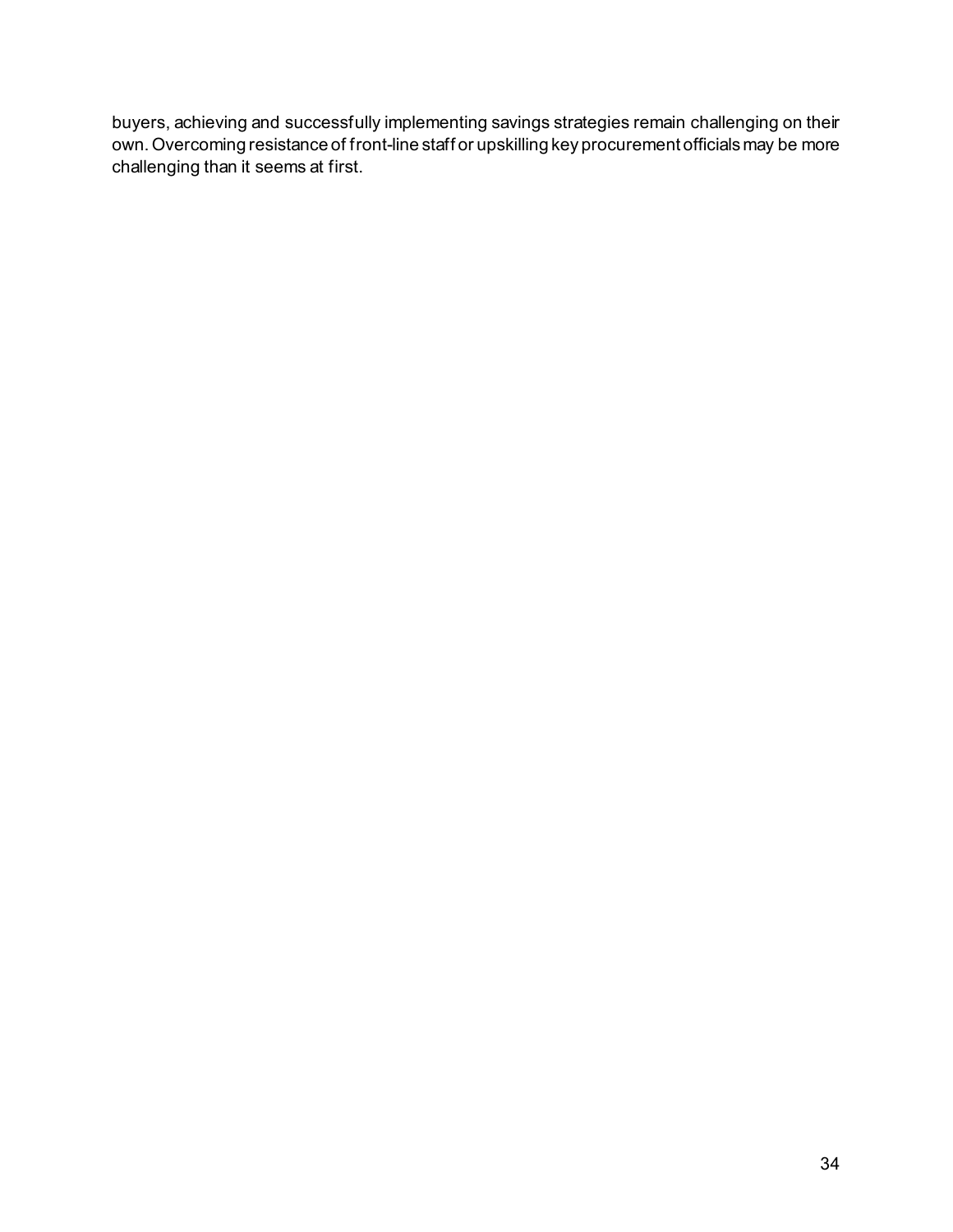buyers, achieving and successfully implementing savings strategies remain challenging on their own. Overcoming resistance of front-line staff or upskilling key procurement officials may be more challenging than it seems at first.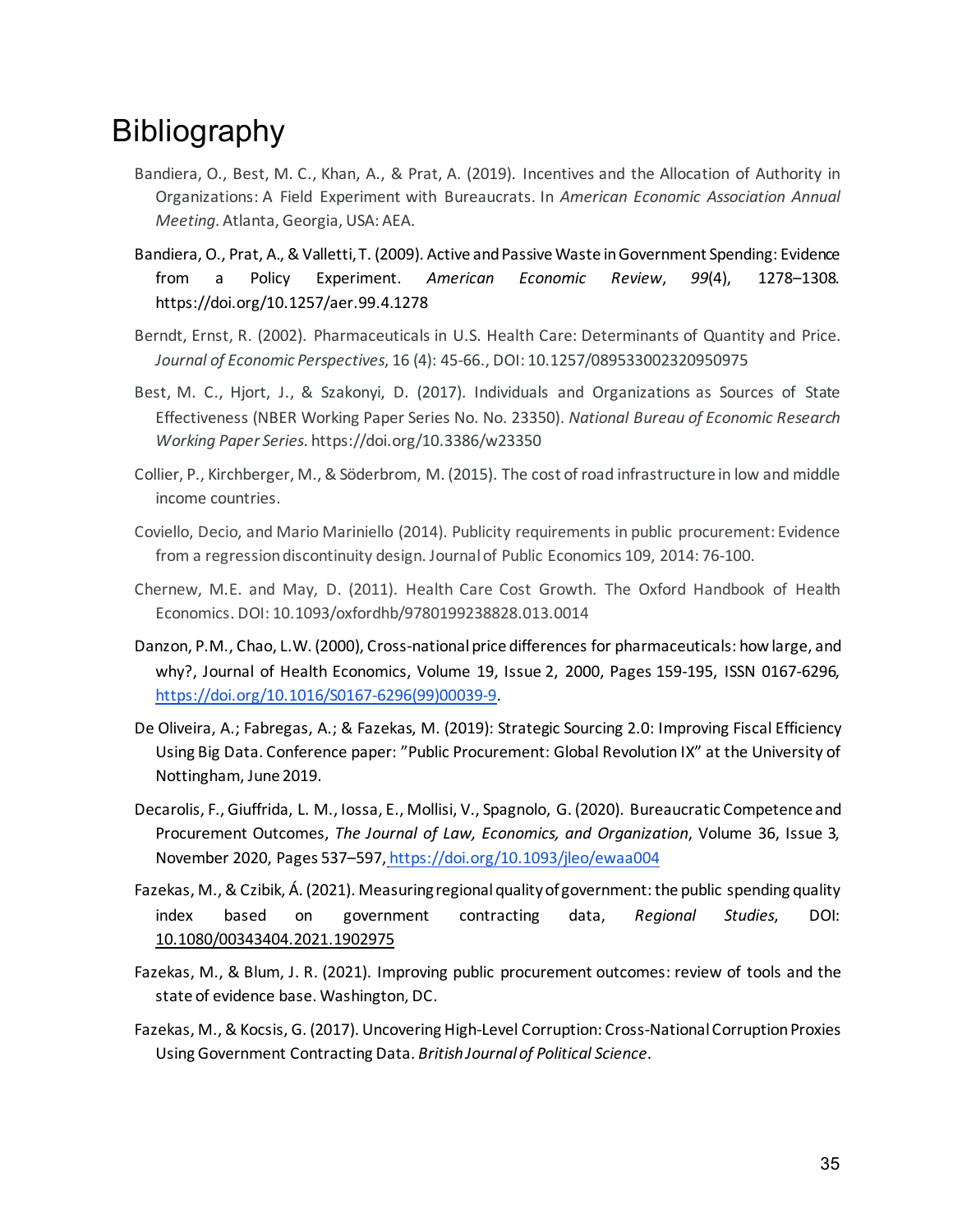# Bibliography

Bandiera, O., Best, M. C., Khan, A., & Prat, A. (2019). Incentives and the Allocation of Authority in Organizations: A Field Experiment with Bureaucrats. In *American Economic Association Annual Meeting*. Atlanta, Georgia, USA: AEA.

Bandiera, O., Prat, A., & Valletti, T. (2009). Active and Passive Waste in Government Spending: Evidence from a Policy Experiment. *American Economic Review*, *99*(4), 1278–1308. https://doi.org/10.1257/aer.99.4.1278

Berndt, Ernst, R. (2002). Pharmaceuticals in U.S. Health Care: Determinants of Quantity and Price. *Journal of Economic Perspectives*, 16 (4): 45-66., DOI: 10.1257/089533002320950975

Best, M. C., Hjort, J., & Szakonyi, D. (2017). Individuals and Organizations as Sources of State Effectiveness (NBER Working Paper Series No. No. 23350). *National Bureau of Economic Research Working Paper Series*. https://doi.org/10.3386/w23350

Collier, P., Kirchberger, M., & Söderbrom, M. (2015). The cost of road infrastructure in low and middle income countries.

Coviello, Decio, and Mario Mariniello (2014). Publicity requirements in public procurement: Evidence from a regression discontinuity design. Journal of Public Economics 109, 2014: 76-100.

Chernew, M.E. and May, D. (2011). Health Care Cost Growth. The Oxford Handbook of Health Economics. DOI: 10.1093/oxfordhb/9780199238828.013.0014

Danzon, P.M., Chao, L.W. (2000), Cross-national price differences for pharmaceuticals: how large, and why?, Journal of Health Economics, Volume 19, Issue 2, 2000, Pages 159-195, ISSN 0167-6296, https://doi.org/10.1016/S0167-6296(99)00039-9.

De Oliveira, A.; Fabregas, A.; & Fazekas, M. (2019): Strategic Sourcing 2.0: Improving Fiscal Efficiency Using Big Data. Conference paper: "Public Procurement: Global Revolution IX" at the University of Nottingham, June 2019.

Decarolis, F., Giuffrida, L. M., Iossa, E., Mollisi, V., Spagnolo, G. (2020). Bureaucratic Competence and Procurement Outcomes, *The Journal of Law, Economics, and Organization*, Volume 36, Issue 3, November 2020, Pages 537–597, https://doi.org/10.1093/jleo/ewaa004

Fazekas, M., & Czibik, Á. (2021). Measuring regional quality of government: the public spending quality index based on government contracting data, *Regional Studies*, DOI: 10.1080/00343404.2021.1902975

Fazekas, M., & Blum, J. R. (2021). Improving public procurement outcomes: review of tools and the state of evidence base. Washington, DC.

Fazekas, M., & Kocsis, G. (2017). Uncovering High-Level Corruption: Cross-National Corruption Proxies Using Government Contracting Data. *British Journal of Political Science*.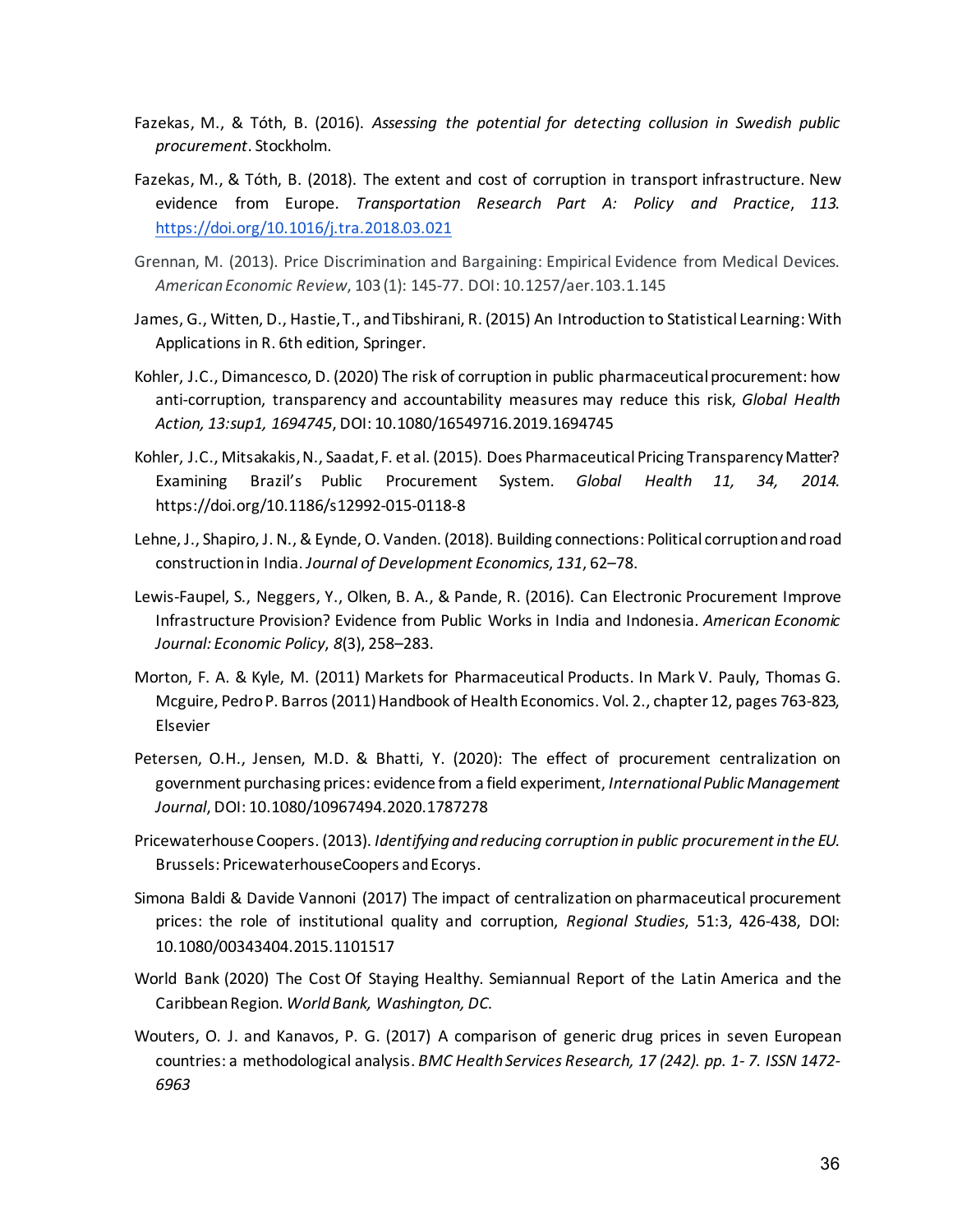Fazekas, M., & Tóth, B. (2016). *Assessing the potential for detecting collusion in Swedish public procurement*. Stockholm.

Fazekas, M., & Tóth, B. (2018). The extent and cost of corruption in transport infrastructure. New evidence from Europe. *Transportation Research Part A: Policy and Practice*, *113*. https://doi.org/10.1016/j.tra.2018.03.021

Grennan, M. (2013). Price Discrimination and Bargaining: Empirical Evidence from Medical Devices. *American Economic Review*, 103 (1): 145-77. DOI: 10.1257/aer.103.1.145

James, G., Witten, D., Hastie, T., and Tibshirani, R. (2015) An Introduction to Statistical Learning: With Applications in R. 6th edition, Springer.

Kohler, J.C., Dimancesco, D. (2020) The risk of corruption in public pharmaceutical procurement: how anti-corruption, transparency and accountability measures may reduce this risk, *Global Health Action, 13:sup1, 1694745*, DOI: 10.1080/16549716.2019.1694745

Kohler, J.C., Mitsakakis, N., Saadat, F. et al. (2015). Does Pharmaceutical Pricing Transparency Matter? Examining Brazil's Public Procurement System. *Global Health 11, 34, 2014*. https://doi.org/10.1186/s12992-015-0118-8

Lehne, J., Shapiro, J. N., & Eynde, O. Vanden. (2018). Building connections: Political corruption and road construction in India. *Journal of Development Economics*, *131*, 62–78.

Lewis-Faupel, S., Neggers, Y., Olken, B. A., & Pande, R. (2016). Can Electronic Procurement Improve Infrastructure Provision? Evidence from Public Works in India and Indonesia. *American Economic Journal: Economic Policy*, *8*(3), 258–283.

Morton, F. A. & Kyle, M. (2011) Markets for Pharmaceutical Products. In Mark V. Pauly, Thomas G. Mcguire, Pedro P. Barros (2011) Handbook of Health Economics. Vol. 2., chapter 12, pages 763-823, Elsevier

Petersen, O.H., Jensen, M.D. & Bhatti, Y. (2020): The effect of procurement centralization on government purchasing prices: evidence from a field experiment, *International Public Management Journal*, DOI: 10.1080/10967494.2020.1787278

PricewaterhouseCoopers. (2013). *Identifying and reducing corruption in public procurement in the EU.* Brussels: PricewaterhouseCoopers and Ecorys.

Simona Baldi & Davide Vannoni (2017) The impact of centralization on pharmaceutical procurement prices: the role of institutional quality and corruption, *Regional Studies*, 51:3, 426-438, DOI: 10.1080/00343404.2015.1101517

World Bank (2020) The Cost Of Staying Healthy. Semiannual Report of the Latin America and the Caribbean Region. *World Bank, Washington, DC.*

Wouters, O. J. and Kanavos, P. G. (2017) A comparison of generic drug prices in seven European countries: a methodological analysis. *BMC Health Services Research, 17 (242). pp. 1- 7. ISSN 1472-6963*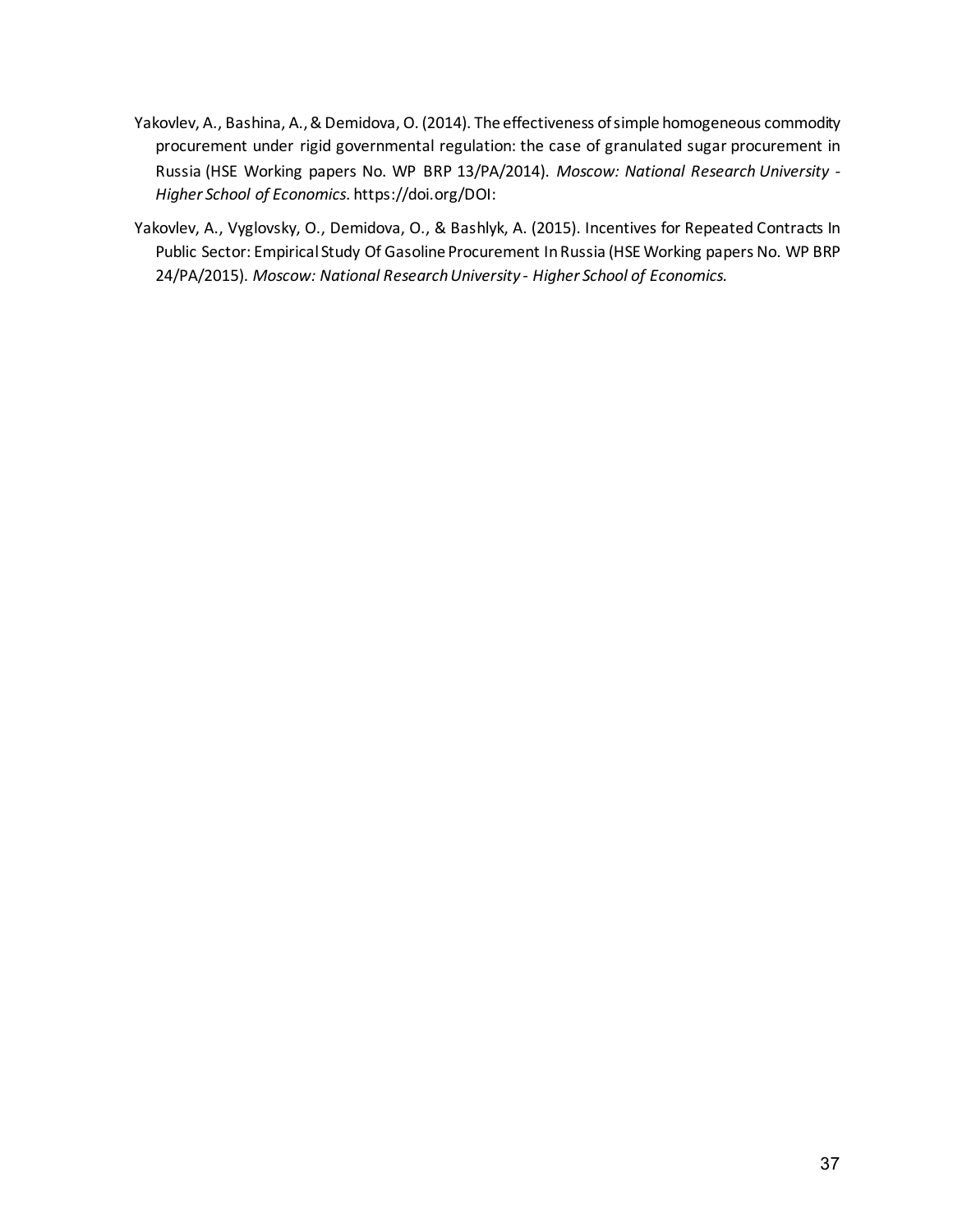Yakovlev, A., Bashina, A., & Demidova, O. (2014). The effectiveness of simple homogeneous commodity procurement under rigid governmental regulation: the case of granulated sugar procurement in Russia (HSE Working papers No. WP BRP 13/PA/2014). *Moscow: National Research University - Higher School of Economics*. https://doi.org/DOI:

Yakovlev, A., Vyglovsky, O., Demidova, O., & Bashlyk, A. (2015). Incentives for Repeated Contracts In Public Sector: Empirical Study Of Gasoline Procurement In Russia (HSE Working papers No. WP BRP 24/PA/2015). *Moscow: National Research University - Higher School of Economics.*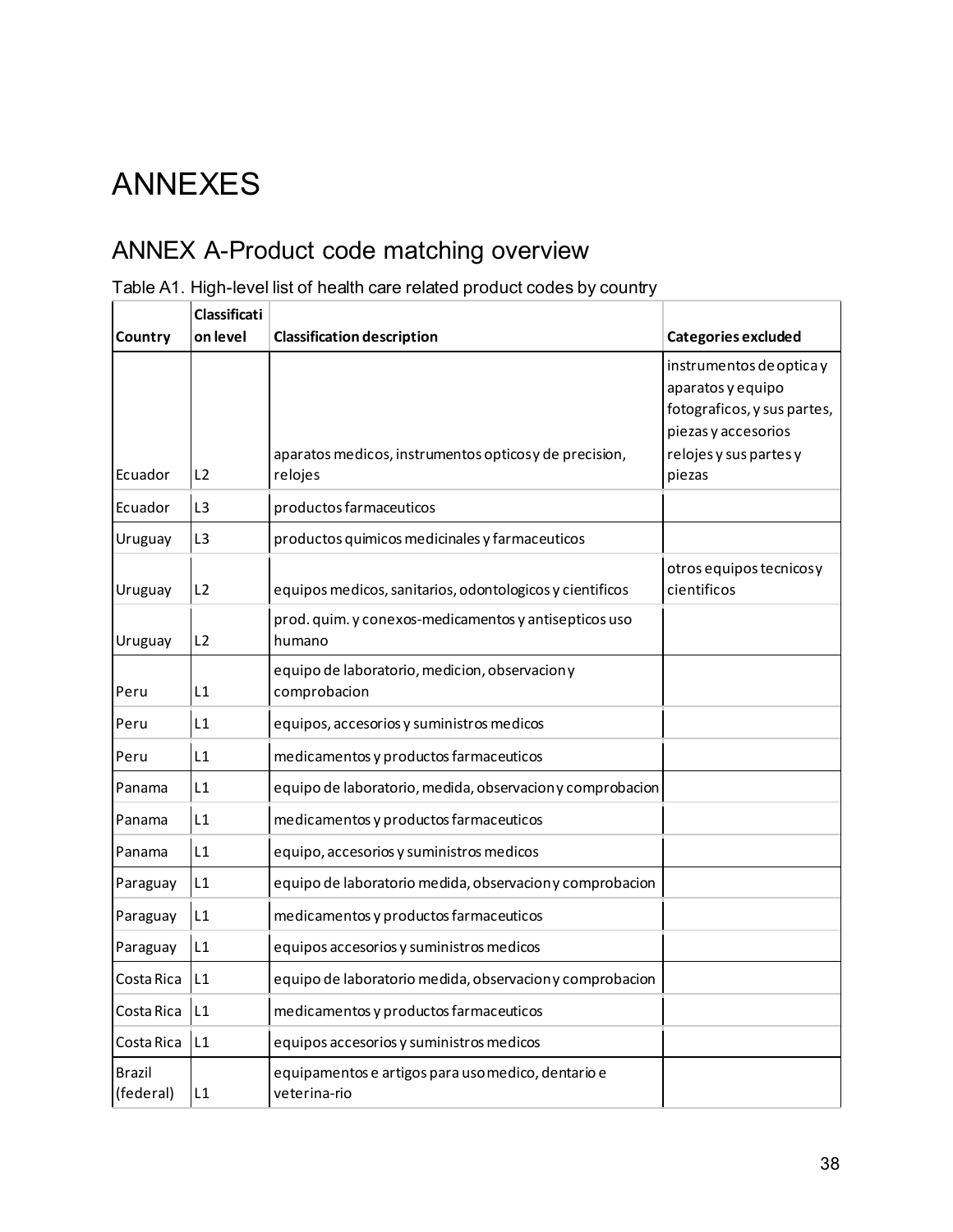# ANNEXES

## ANNEX A-Product code matching overview

Table A1. High-level list of health care related product codes by country

| Country | Classification level | Classification description | Categories excluded |
|---|---|---|---|
| Ecuador | L2 | aparatos medicos, instrumentos opticos y de precision, relojes | instrumentos de optica y aparatos y equipo fotograficos, y sus partes, piezas y accesorios relojes y sus partes y piezas |
| Ecuador | L3 | productos farmaceuticos | |
| Uruguay | L3 | productos quimicos medicinales y farmaceuticos | |
| Uruguay | L2 | equipos medicos, sanitarios, odontologicos y cientificos | otros equipos tecnicos y cientificos |
| Uruguay | L2 | prod. quim. y conexos-medicamentos y antisepticos uso humano | |
| Peru | L1 | equipo de laboratorio, medicion, observacion y comprobacion | |
| Peru | L1 | equipos, accesorios y suministros medicos | |
| Peru | L1 | medicamentos y productos farmaceuticos | |
| Panama | L1 | equipo de laboratorio, medida, observacion y comprobacion | |
| Panama | L1 | medicamentos y productos farmaceuticos | |
| Panama | L1 | equipo, accesorios y suministros medicos | |
| Paraguay | L1 | equipo de laboratorio medida, observacion y comprobacion | |
| Paraguay | L1 | medicamentos y productos farmaceuticos | |
| Paraguay | L1 | equipos accesorios y suministros medicos | |
| Costa Rica | L1 | equipo de laboratorio medida, observacion y comprobacion | |
| Costa Rica | L1 | medicamentos y productos farmaceuticos | |
| Costa Rica | L1 | equipos accesorios y suministros medicos | |
| Brazil (federal) | L1 | equipamentos e artigos para uso medico, dentario e veterina-rio | |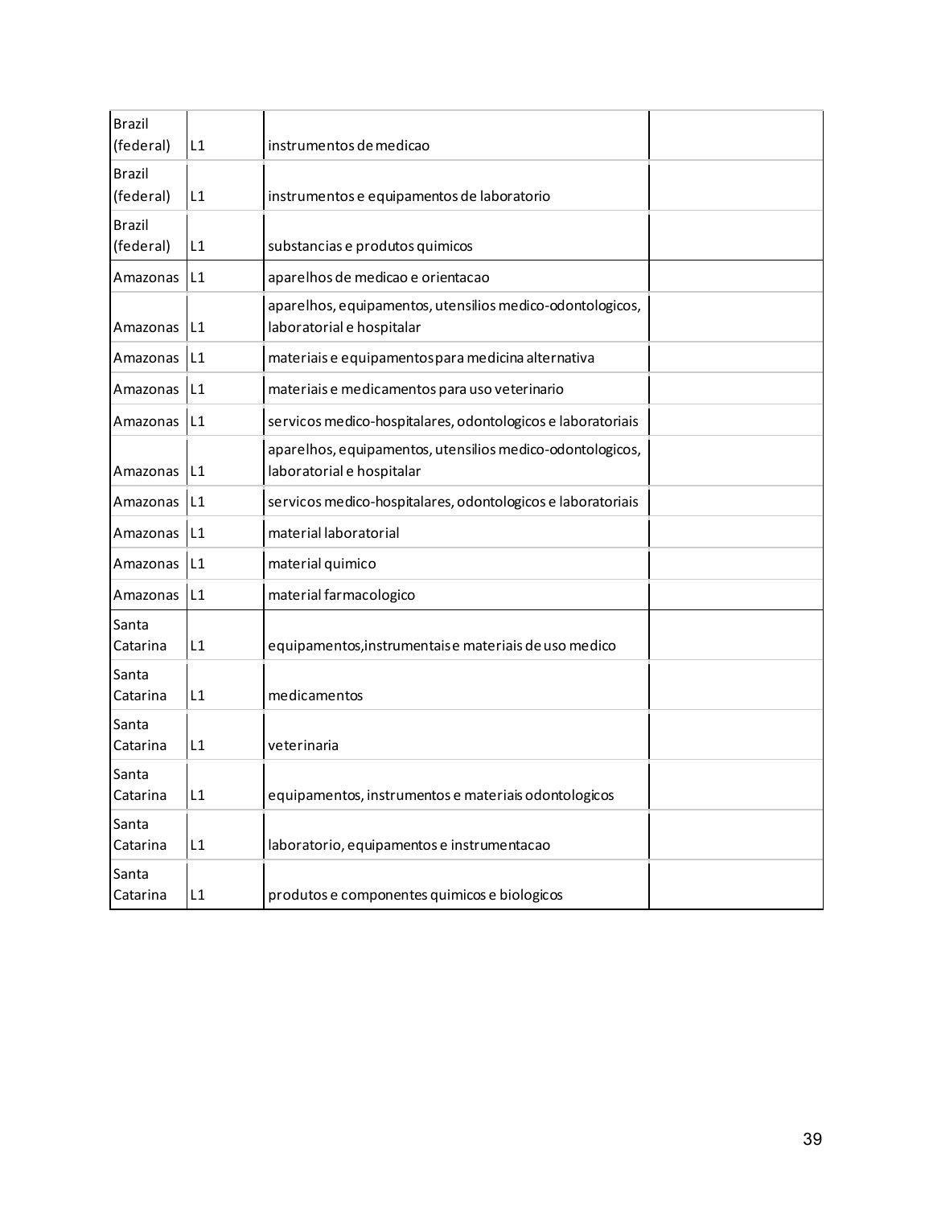| | | | |
|---|---|---|---|
| Brazil (federal) | L1 | instrumentos de medicao | |
| Brazil (federal) | L1 | instrumentos e equipamentos de laboratorio | |
| Brazil (federal) | L1 | substancias e produtos quimicos | |
| Amazonas | L1 | aparelhos de medicao e orientacao | |
| Amazonas | L1 | aparelhos, equipamentos, utensilios medico-odontologicos, laboratorial e hospitalar | |
| Amazonas | L1 | materiais e equipamentos para medicina alternativa | |
| Amazonas | L1 | materiais e medicamentos para uso veterinario | |
| Amazonas | L1 | servicos medico-hospitalares, odontologicos e laboratoriais | |
| Amazonas | L1 | aparelhos, equipamentos, utensilios medico-odontologicos, laboratorial e hospitalar | |
| Amazonas | L1 | servicos medico-hospitalares, odontologicos e laboratoriais | |
| Amazonas | L1 | material laboratorial | |
| Amazonas | L1 | material quimico | |
| Amazonas | L1 | material farmacologico | |
| Santa Catarina | L1 | equipamentos,instrumentais e materiais de uso medico | |
| Santa Catarina | L1 | medicamentos | |
| Santa Catarina | L1 | veterinaria | |
| Santa Catarina | L1 | equipamentos, instrumentos e materiais odontologicos | |
| Santa Catarina | L1 | laboratorio, equipamentos e instrumentacao | |
| Santa Catarina | L1 | produtos e componentes quimicos e biologicos | |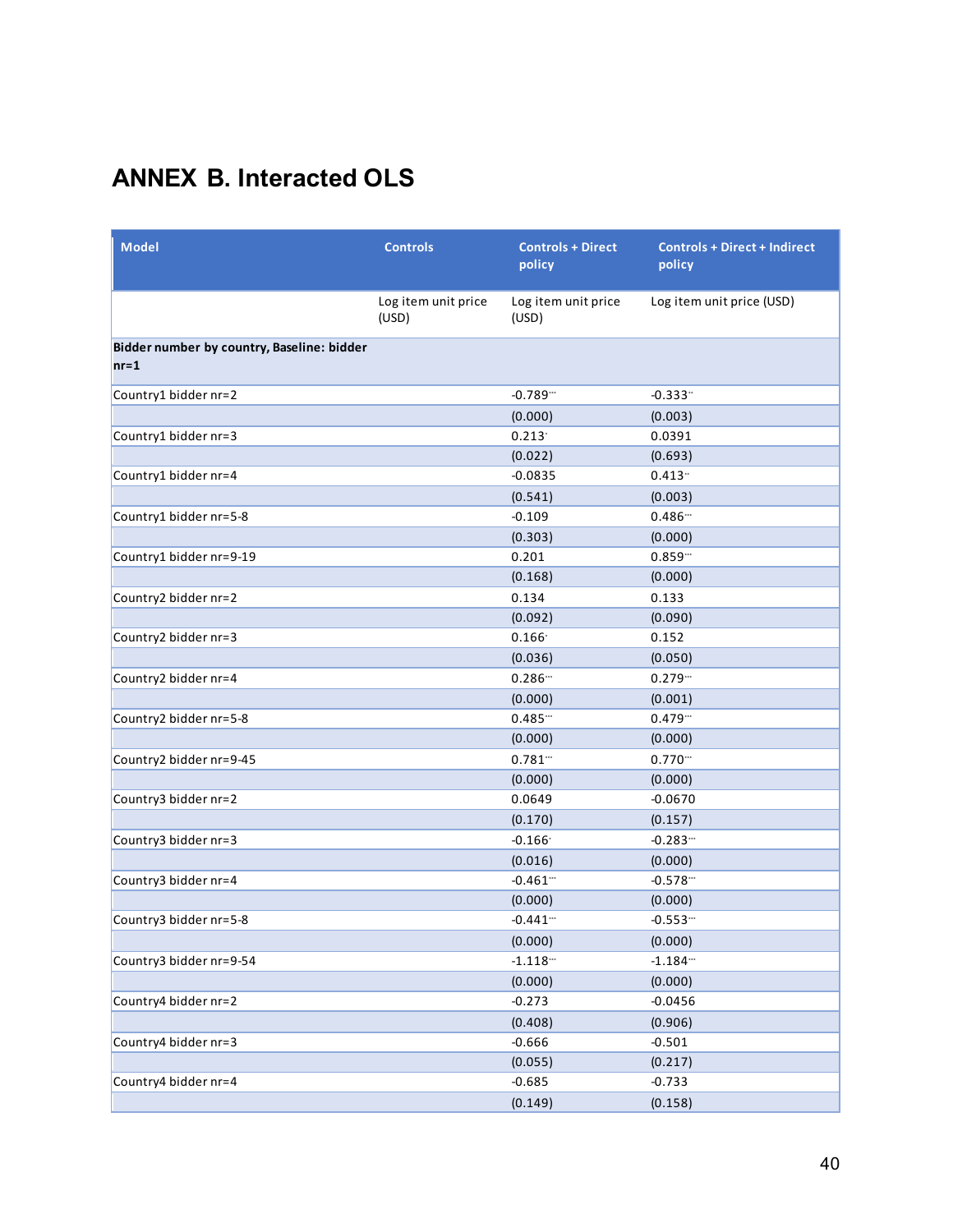# ANNEX B. Interacted OLS

| Model | Controls | Controls + Direct policy | Controls + Direct + Indirect policy |
|---|---|---|---|
| | Log item unit price (USD) | Log item unit price (USD) | Log item unit price (USD) |
| **Bidder number by country, Baseline: bidder nr=1** | | | |
| Country1 bidder nr=2 | | -0.789*** | -0.333** |
| | | (0.000) | (0.003) |
| Country1 bidder nr=3 | | 0.213* | 0.0391 |
| | | (0.022) | (0.693) |
| Country1 bidder nr=4 | | -0.0835 | 0.413** |
| | | (0.541) | (0.003) |
| Country1 bidder nr=5-8 | | -0.109 | 0.486*** |
| | | (0.303) | (0.000) |
| Country1 bidder nr=9-19 | | 0.201 | 0.859*** |
| | | (0.168) | (0.000) |
| Country2 bidder nr=2 | | 0.134 | 0.133 |
| | | (0.092) | (0.090) |
| Country2 bidder nr=3 | | 0.166* | 0.152 |
| | | (0.036) | (0.050) |
| Country2 bidder nr=4 | | 0.286*** | 0.279*** |
| | | (0.000) | (0.001) |
| Country2 bidder nr=5-8 | | 0.485*** | 0.479*** |
| | | (0.000) | (0.000) |
| Country2 bidder nr=9-45 | | 0.781*** | 0.770*** |
| | | (0.000) | (0.000) |
| Country3 bidder nr=2 | | 0.0649 | -0.0670 |
| | | (0.170) | (0.157) |
| Country3 bidder nr=3 | | -0.166* | -0.283*** |
| | | (0.016) | (0.000) |
| Country3 bidder nr=4 | | -0.461*** | -0.578*** |
| | | (0.000) | (0.000) |
| Country3 bidder nr=5-8 | | -0.441*** | -0.553*** |
| | | (0.000) | (0.000) |
| Country3 bidder nr=9-54 | | -1.118*** | -1.184*** |
| | | (0.000) | (0.000) |
| Country4 bidder nr=2 | | -0.273 | -0.0456 |
| | | (0.408) | (0.906) |
| Country4 bidder nr=3 | | -0.666 | -0.501 |
| | | (0.055) | (0.217) |
| Country4 bidder nr=4 | | -0.685 | -0.733 |
| | | (0.149) | (0.158) |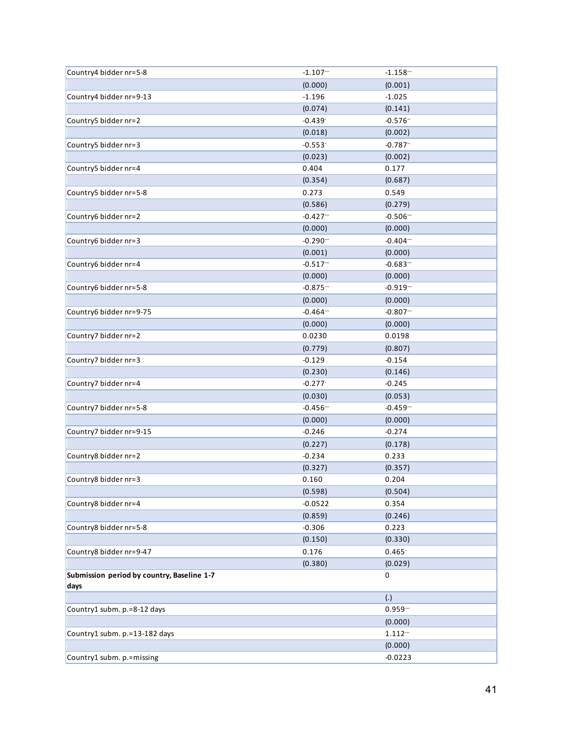| | | |
|---|---|---|
| Country4 bidder nr=5-8 | -1.107*** | -1.158*** |
| | (0.000) | (0.001) |
| Country4 bidder nr=9-13 | -1.196 | -1.025 |
| | (0.074) | (0.141) |
| Country5 bidder nr=2 | -0.439* | -0.576** |
| | (0.018) | (0.002) |
| Country5 bidder nr=3 | -0.553* | -0.787** |
| | (0.023) | (0.002) |
| Country5 bidder nr=4 | 0.404 | 0.177 |
| | (0.354) | (0.687) |
| Country5 bidder nr=5-8 | 0.273 | 0.549 |
| | (0.586) | (0.279) |
| Country6 bidder nr=2 | -0.427*** | -0.506*** |
| | (0.000) | (0.000) |
| Country6 bidder nr=3 | -0.290*** | -0.404*** |
| | (0.001) | (0.000) |
| Country6 bidder nr=4 | -0.517*** | -0.683*** |
| | (0.000) | (0.000) |
| Country6 bidder nr=5-8 | -0.875*** | -0.919*** |
| | (0.000) | (0.000) |
| Country6 bidder nr=9-75 | -0.464*** | -0.807*** |
| | (0.000) | (0.000) |
| Country7 bidder nr=2 | 0.0230 | 0.0198 |
| | (0.779) | (0.807) |
| Country7 bidder nr=3 | -0.129 | -0.154 |
| | (0.230) | (0.146) |
| Country7 bidder nr=4 | -0.277* | -0.245 |
| | (0.030) | (0.053) |
| Country7 bidder nr=5-8 | -0.456*** | -0.459*** |
| | (0.000) | (0.000) |
| Country7 bidder nr=9-15 | -0.246 | -0.274 |
| | (0.227) | (0.178) |
| Country8 bidder nr=2 | -0.234 | 0.233 |
| | (0.327) | (0.357) |
| Country8 bidder nr=3 | 0.160 | 0.204 |
| | (0.598) | (0.504) |
| Country8 bidder nr=4 | -0.0522 | 0.354 |
| | (0.859) | (0.246) |
| Country8 bidder nr=5-8 | -0.306 | 0.223 |
| | (0.150) | (0.330) |
| Country8 bidder nr=9-47 | 0.176 | 0.465* |
| | (0.380) | (0.029) |
| **Submission period by country, Baseline 1-7 days** | | 0 |
| | | (.) |
| Country1 subm. p.=8-12 days | | 0.959*** |
| | | (0.000) |
| Country1 subm. p.=13-182 days | | 1.112*** |
| | | (0.000) |
| Country1 subm. p.=missing | | -0.0223 |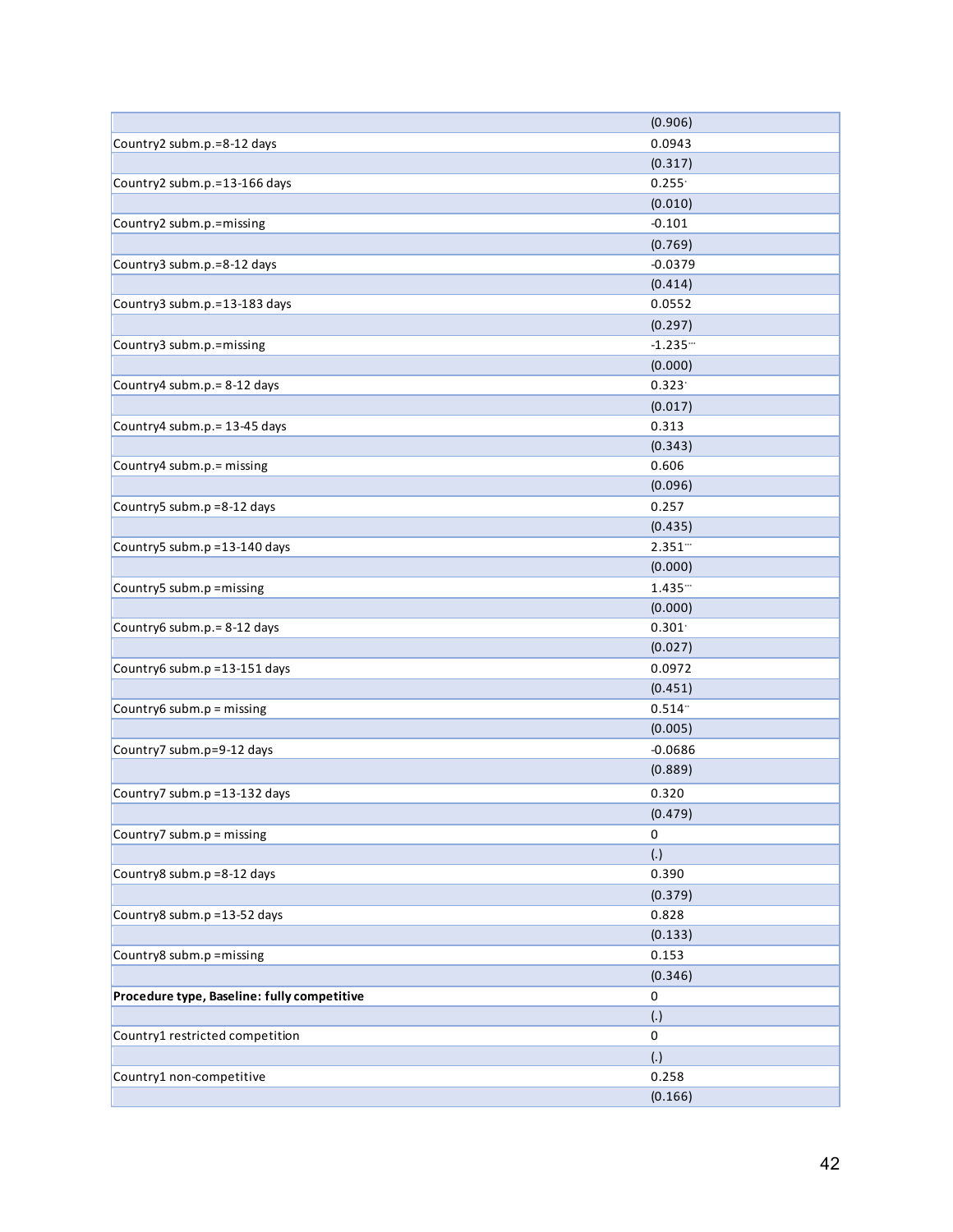| | |
|---|---|
| | (0.906) |
| Country2 subm.p.=8-12 days | 0.0943 |
| | (0.317) |
| Country2 subm.p.=13-166 days | 0.255* |
| | (0.010) |
| Country2 subm.p.=missing | -0.101 |
| | (0.769) |
| Country3 subm.p.=8-12 days | -0.0379 |
| | (0.414) |
| Country3 subm.p.=13-183 days | 0.0552 |
| | (0.297) |
| Country3 subm.p.=missing | -1.235*** |
| | (0.000) |
| Country4 subm.p.= 8-12 days | 0.323* |
| | (0.017) |
| Country4 subm.p.= 13-45 days | 0.313 |
| | (0.343) |
| Country4 subm.p.= missing | 0.606 |
| | (0.096) |
| Country5 subm.p =8-12 days | 0.257 |
| | (0.435) |
| Country5 subm.p =13-140 days | 2.351*** |
| | (0.000) |
| Country5 subm.p =missing | 1.435*** |
| | (0.000) |
| Country6 subm.p.= 8-12 days | 0.301* |
| | (0.027) |
| Country6 subm.p =13-151 days | 0.0972 |
| | (0.451) |
| Country6 subm.p = missing | 0.514** |
| | (0.005) |
| Country7 subm.p=9-12 days | -0.0686 |
| | (0.889) |
| Country7 subm.p =13-132 days | 0.320 |
| | (0.479) |
| Country7 subm.p = missing | 0 |
| | (.) |
| Country8 subm.p =8-12 days | 0.390 |
| | (0.379) |
| Country8 subm.p =13-52 days | 0.828 |
| | (0.133) |
| Country8 subm.p =missing | 0.153 |
| | (0.346) |
| **Procedure type, Baseline: fully competitive** | 0 |
| | (.) |
| Country1 restricted competition | 0 |
| | (.) |
| Country1 non-competitive | 0.258 |
| | (0.166) |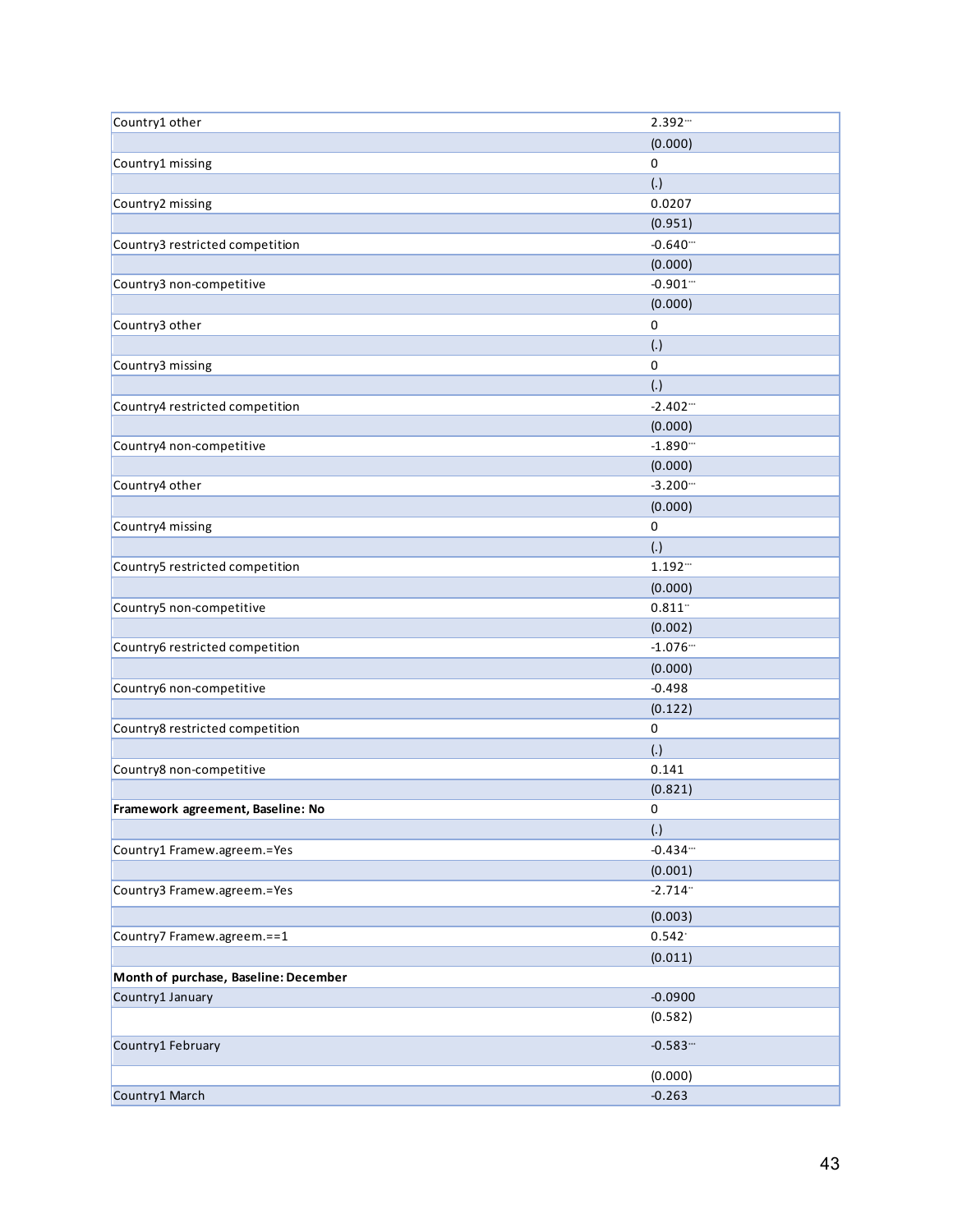| | |
|---|---|
| Country1 other | 2.392*** |
| | (0.000) |
| Country1 missing | 0 |
| | (.) |
| Country2 missing | 0.0207 |
| | (0.951) |
| Country3 restricted competition | -0.640*** |
| | (0.000) |
| Country3 non-competitive | -0.901*** |
| | (0.000) |
| Country3 other | 0 |
| | (.) |
| Country3 missing | 0 |
| | (.) |
| Country4 restricted competition | -2.402*** |
| | (0.000) |
| Country4 non-competitive | -1.890*** |
| | (0.000) |
| Country4 other | -3.200*** |
| | (0.000) |
| Country4 missing | 0 |
| | (.) |
| Country5 restricted competition | 1.192*** |
| | (0.000) |
| Country5 non-competitive | 0.811** |
| | (0.002) |
| Country6 restricted competition | -1.076*** |
| | (0.000) |
| Country6 non-competitive | -0.498 |
| | (0.122) |
| Country8 restricted competition | 0 |
| | (.) |
| Country8 non-competitive | 0.141 |
| | (0.821) |
| **Framework agreement, Baseline: No** | 0 |
| | (.) |
| Country1 Framew.agreem.=Yes | -0.434*** |
| | (0.001) |
| Country3 Framew.agreem.=Yes | -2.714** |
| | (0.003) |
| Country7 Framew.agreem.==1 | 0.542* |
| | (0.011) |
| **Month of purchase, Baseline: December** | |
| Country1 January | -0.0900 |
| | (0.582) |
| Country1 February | -0.583*** |
| | (0.000) |
| Country1 March | -0.263 |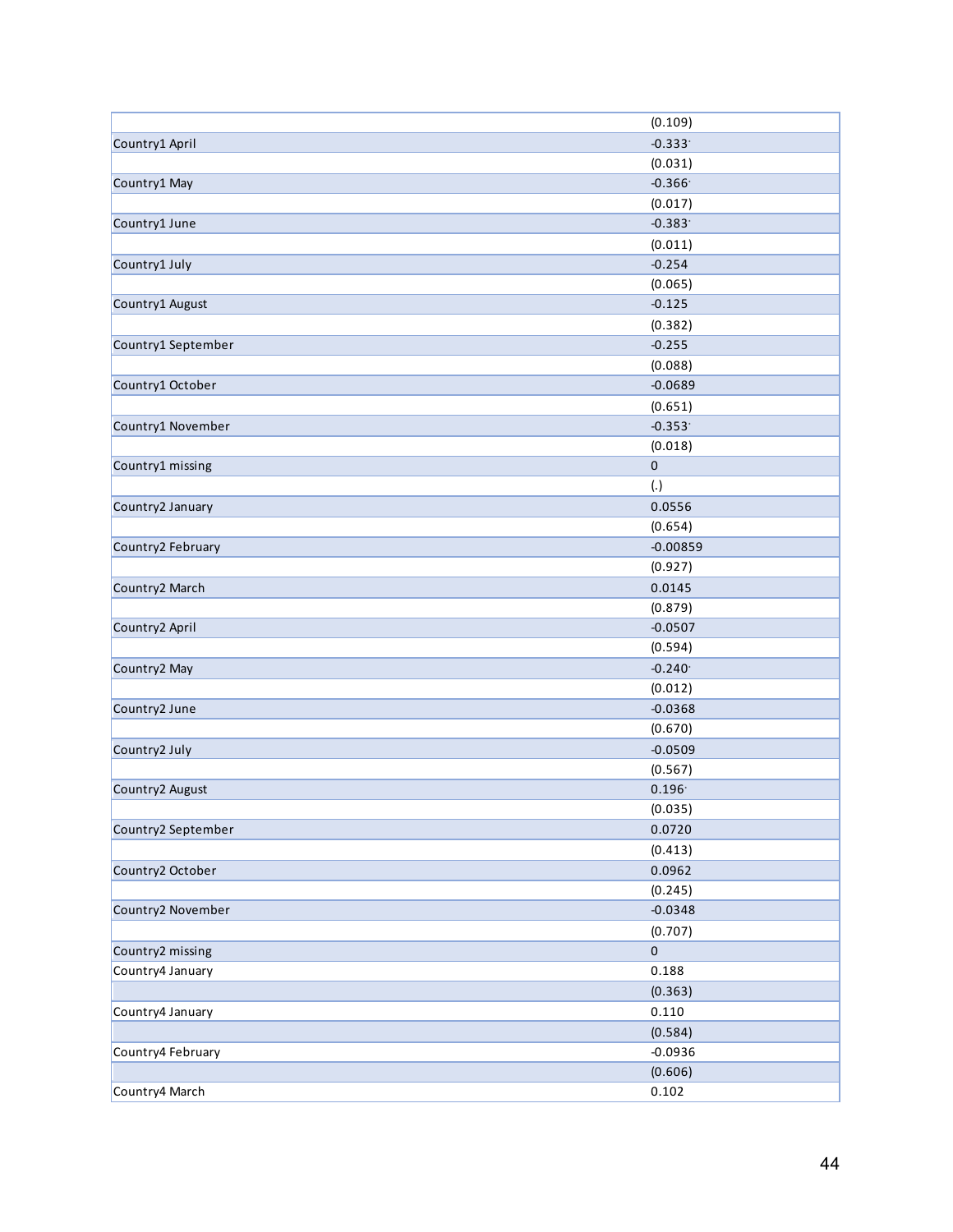| | |
|---|---|
| | (0.109) |
| Country1 April | -0.333* |
| | (0.031) |
| Country1 May | -0.366* |
| | (0.017) |
| Country1 June | -0.383* |
| | (0.011) |
| Country1 July | -0.254 |
| | (0.065) |
| Country1 August | -0.125 |
| | (0.382) |
| Country1 September | -0.255 |
| | (0.088) |
| Country1 October | -0.0689 |
| | (0.651) |
| Country1 November | -0.353* |
| | (0.018) |
| Country1 missing | 0 |
| | (.) |
| Country2 January | 0.0556 |
| | (0.654) |
| Country2 February | -0.00859 |
| | (0.927) |
| Country2 March | 0.0145 |
| | (0.879) |
| Country2 April | -0.0507 |
| | (0.594) |
| Country2 May | -0.240* |
| | (0.012) |
| Country2 June | -0.0368 |
| | (0.670) |
| Country2 July | -0.0509 |
| | (0.567) |
| Country2 August | 0.196* |
| | (0.035) |
| Country2 September | 0.0720 |
| | (0.413) |
| Country2 October | 0.0962 |
| | (0.245) |
| Country2 November | -0.0348 |
| | (0.707) |
| Country2 missing | 0 |
| Country4 January | 0.188 |
| | (0.363) |
| Country4 January | 0.110 |
| | (0.584) |
| Country4 February | -0.0936 |
| | (0.606) |
| Country4 March | 0.102 |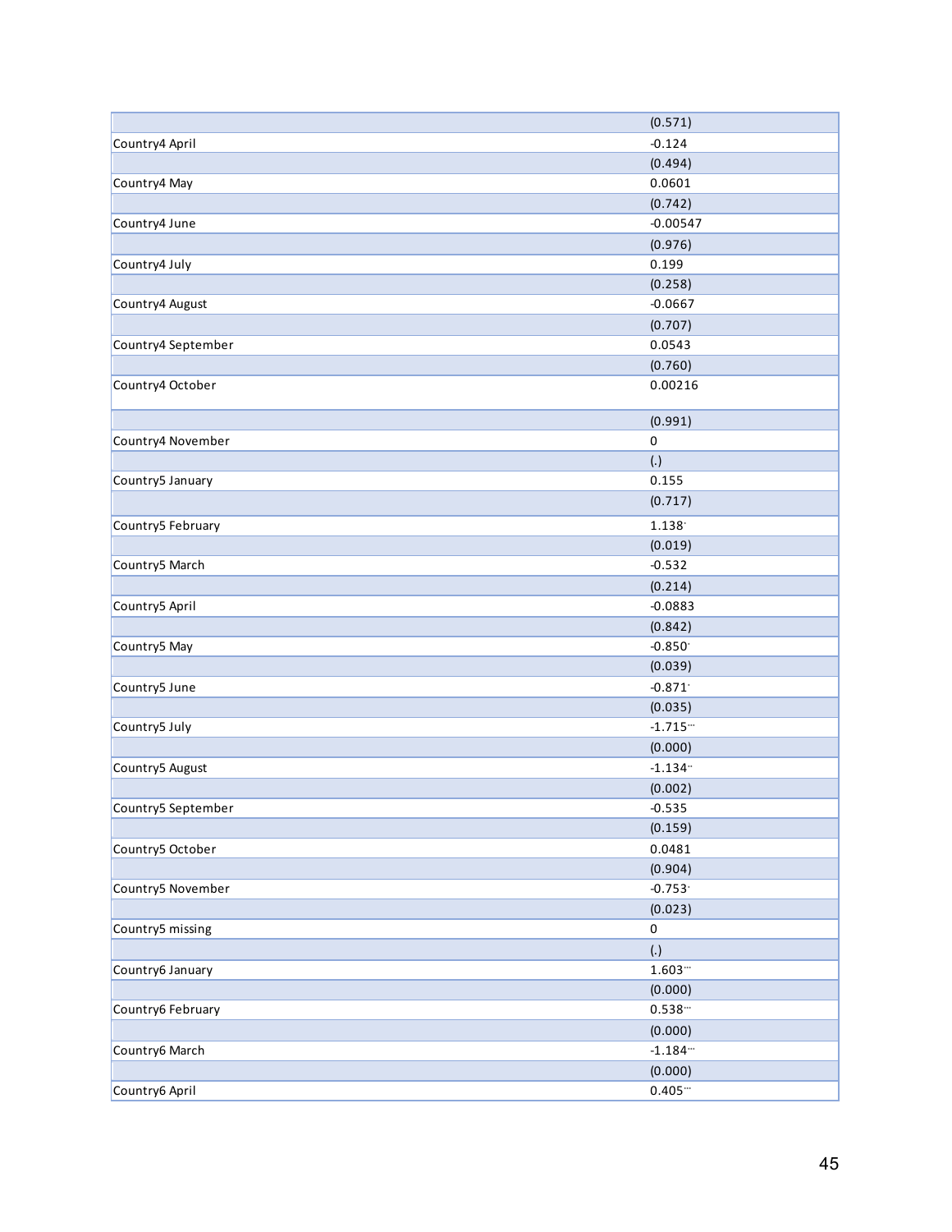| | |
|---|---|
| | (0.571) |
| Country4 April | -0.124 |
| | (0.494) |
| Country4 May | 0.0601 |
| | (0.742) |
| Country4 June | -0.00547 |
| | (0.976) |
| Country4 July | 0.199 |
| | (0.258) |
| Country4 August | -0.0667 |
| | (0.707) |
| Country4 September | 0.0543 |
| | (0.760) |
| Country4 October | 0.00216 |
| | (0.991) |
| Country4 November | 0 |
| | (.) |
| Country5 January | 0.155 |
| | (0.717) |
| Country5 February | 1.138* |
| | (0.019) |
| Country5 March | -0.532 |
| | (0.214) |
| Country5 April | -0.0883 |
| | (0.842) |
| Country5 May | -0.850* |
| | (0.039) |
| Country5 June | -0.871* |
| | (0.035) |
| Country5 July | -1.715*** |
| | (0.000) |
| Country5 August | -1.134** |
| | (0.002) |
| Country5 September | -0.535 |
| | (0.159) |
| Country5 October | 0.0481 |
| | (0.904) |
| Country5 November | -0.753* |
| | (0.023) |
| Country5 missing | 0 |
| | (.) |
| Country6 January | 1.603*** |
| | (0.000) |
| Country6 February | 0.538*** |
| | (0.000) |
| Country6 March | -1.184*** |
| | (0.000) |
| Country6 April | 0.405*** |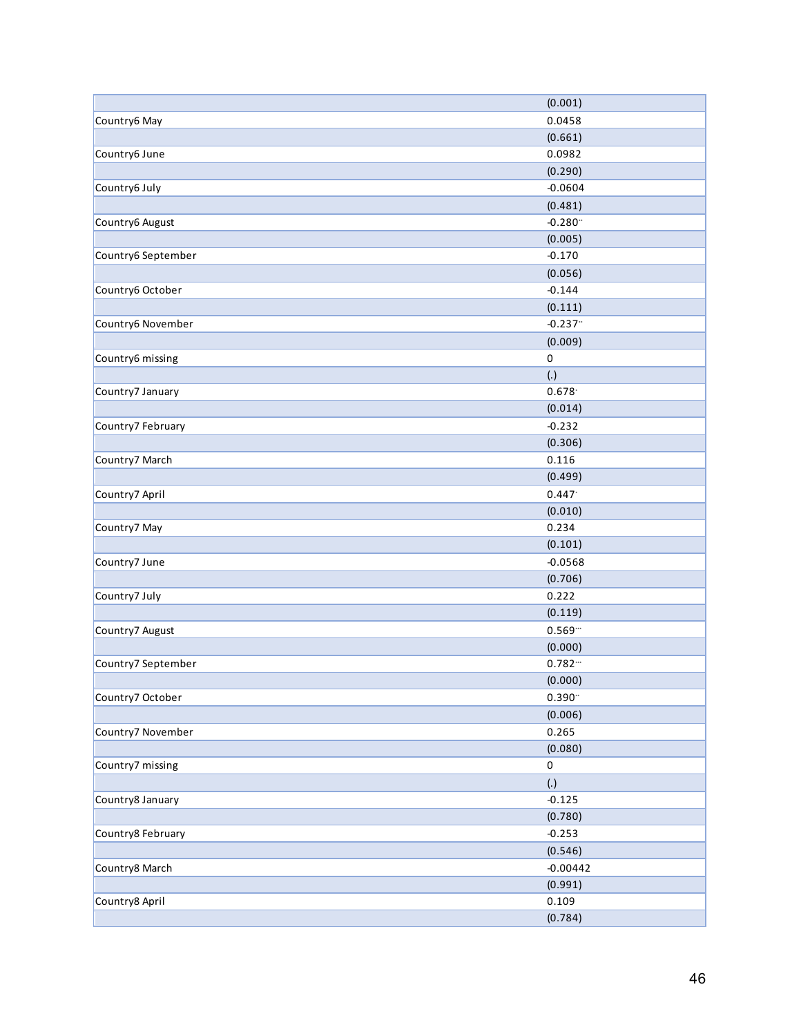| | |
|---|---|
| | (0.001) |
| Country6 May | 0.0458 |
| | (0.661) |
| Country6 June | 0.0982 |
| | (0.290) |
| Country6 July | -0.0604 |
| | (0.481) |
| Country6 August | -0.280** |
| | (0.005) |
| Country6 September | -0.170 |
| | (0.056) |
| Country6 October | -0.144 |
| | (0.111) |
| Country6 November | -0.237** |
| | (0.009) |
| Country6 missing | 0 |
| | (.) |
| Country7 January | 0.678* |
| | (0.014) |
| Country7 February | -0.232 |
| | (0.306) |
| Country7 March | 0.116 |
| | (0.499) |
| Country7 April | 0.447* |
| | (0.010) |
| Country7 May | 0.234 |
| | (0.101) |
| Country7 June | -0.0568 |
| | (0.706) |
| Country7 July | 0.222 |
| | (0.119) |
| Country7 August | 0.569*** |
| | (0.000) |
| Country7 September | 0.782*** |
| | (0.000) |
| Country7 October | 0.390** |
| | (0.006) |
| Country7 November | 0.265 |
| | (0.080) |
| Country7 missing | 0 |
| | (.) |
| Country8 January | -0.125 |
| | (0.780) |
| Country8 February | -0.253 |
| | (0.546) |
| Country8 March | -0.00442 |
| | (0.991) |
| Country8 April | 0.109 |
| | (0.784) |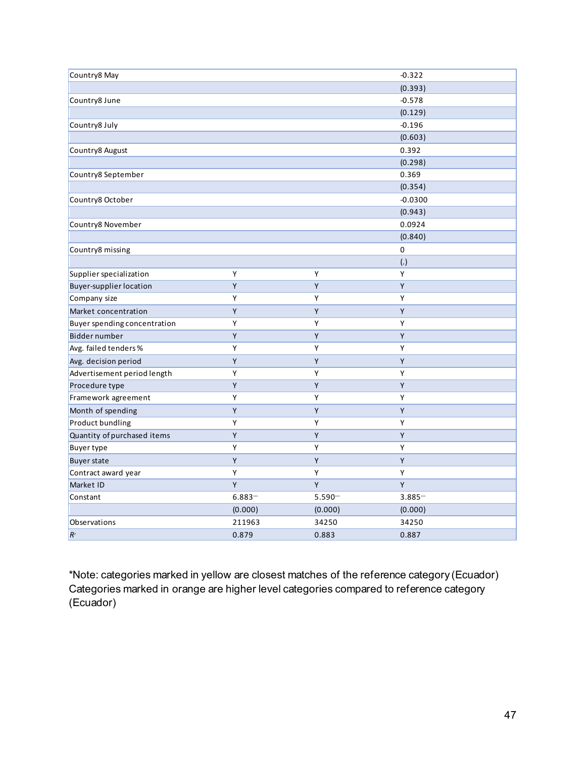| | | | |
|---|---|---|---|
| Country8 May | | | -0.322 |
| | | | (0.393) |
| Country8 June | | | -0.578 |
| | | | (0.129) |
| Country8 July | | | -0.196 |
| | | | (0.603) |
| Country8 August | | | 0.392 |
| | | | (0.298) |
| Country8 September | | | 0.369 |
| | | | (0.354) |
| Country8 October | | | -0.0300 |
| | | | (0.943) |
| Country8 November | | | 0.0924 |
| | | | (0.840) |
| Country8 missing | | | 0 |
| | | | (.) |
| Supplier specialization | Y | Y | Y |
| Buyer-supplier location | Y | Y | Y |
| Company size | Y | Y | Y |
| Market concentration | Y | Y | Y |
| Buyer spending concentration | Y | Y | Y |
| Bidder number | Y | Y | Y |
| Avg. failed tenders % | Y | Y | Y |
| Avg. decision period | Y | Y | Y |
| Advertisement period length | Y | Y | Y |
| Procedure type | Y | Y | Y |
| Framework agreement | Y | Y | Y |
| Month of spending | Y | Y | Y |
| Product bundling | Y | Y | Y |
| Quantity of purchased items | Y | Y | Y |
| Buyer type | Y | Y | Y |
| Buyer state | Y | Y | Y |
| Contract award year | Y | Y | Y |
| Market ID | Y | Y | Y |
| Constant | 6.883*** | 5.590*** | 3.885*** |
| | (0.000) | (0.000) | (0.000) |
| Observations | 211963 | 34250 | 34250 |
| $R^2$ | 0.879 | 0.883 | 0.887 |

*Note: categories marked in yellow are closest matches of the reference category (Ecuador)
Categories marked in orange are higher level categories compared to reference category (Ecuador)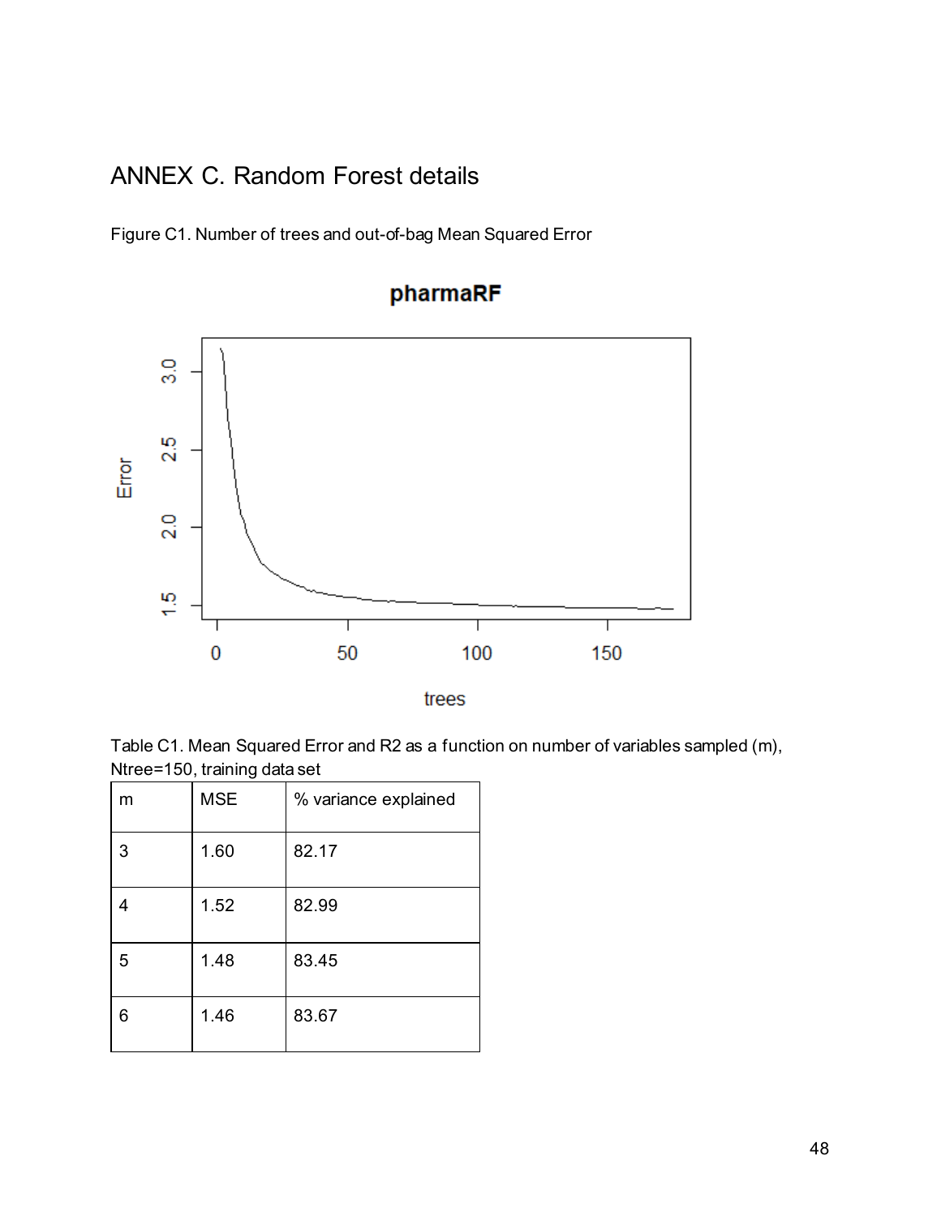# ANNEX C. Random Forest details

Figure C1. Number of trees and out-of-bag Mean Squared Error

Table C1. Mean Squared Error and R2 as a function on number of variables sampled (m), Ntree=150, training data set

| m | MSE | % variance explained |
|---|---|---|
| 3 | 1.60 | 82.17 |
| 4 | 1.52 | 82.99 |
| 5 | 1.48 | 83.45 |
| 6 | 1.46 | 83.67 |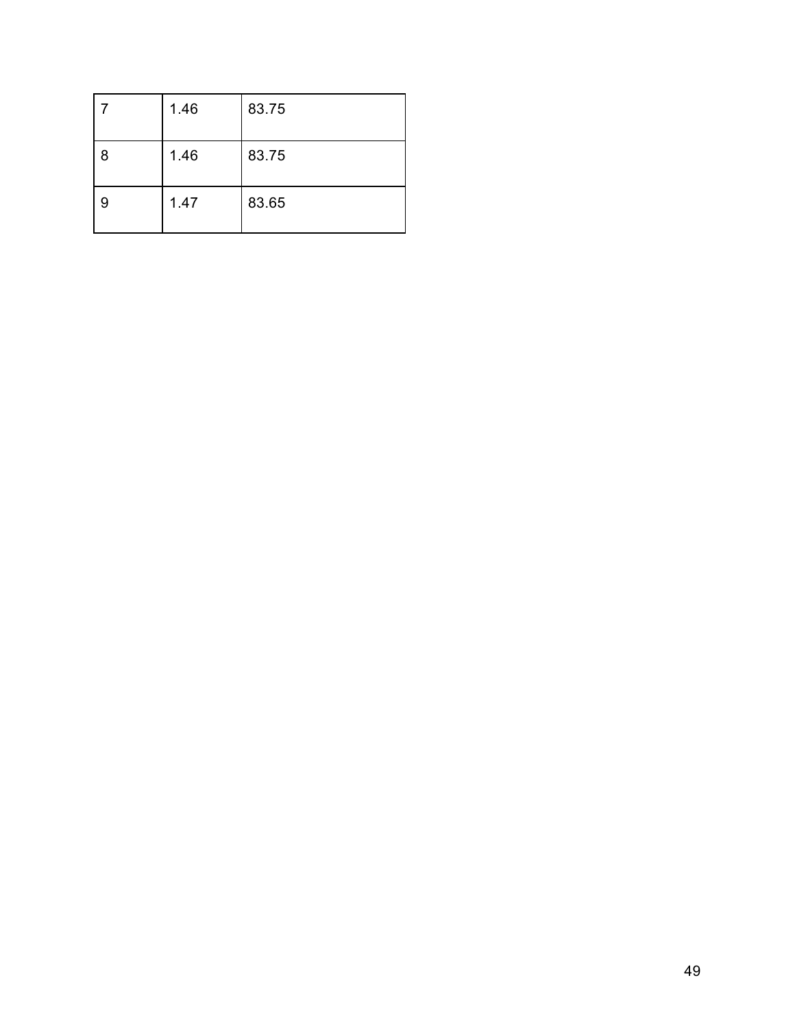| | | |
|---|---|---|
| 7 | 1.46 | 83.75 |
| 8 | 1.46 | 83.75 |
| 9 | 1.47 | 83.65 |